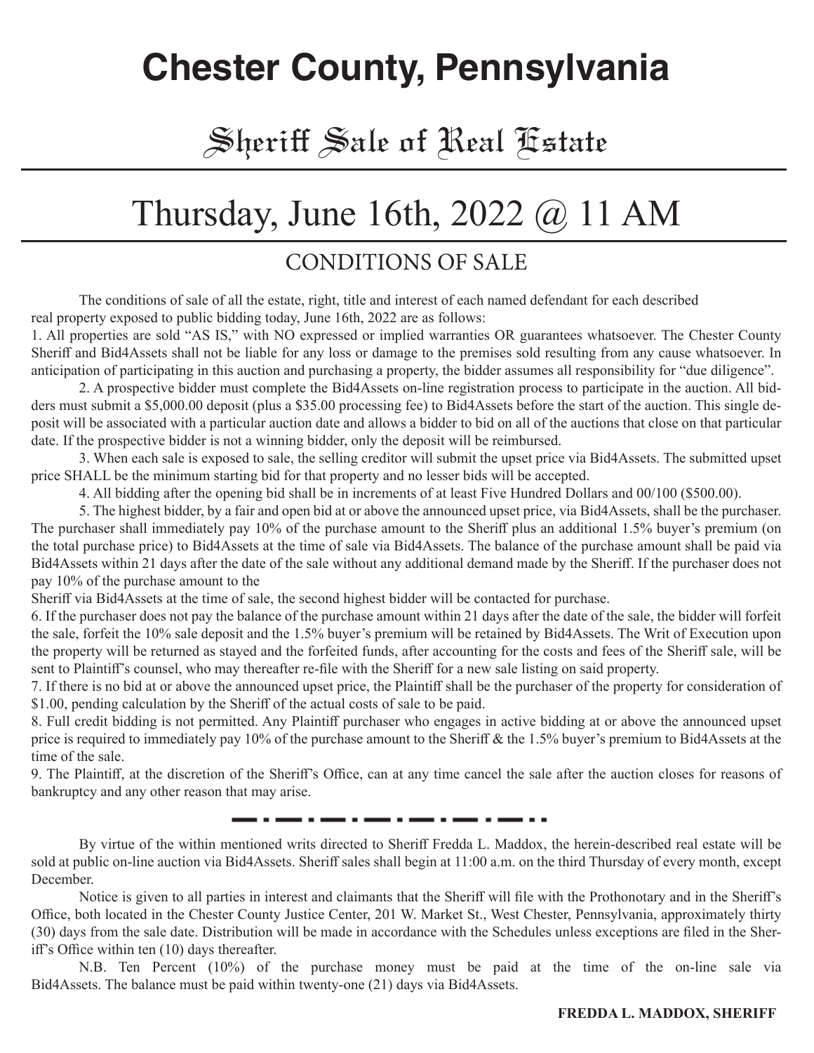# Chester County, Pennsylvania

## Sheriff Sale of Real Estate

## Thursday, June 16th, 2022 @ 11 AM

### CONDITIONS OF SALE

The conditions of sale of all the estate, right, title and interest of each named defendant for each described real property exposed to public bidding today, June 16th, 2022 are as follows:

1. All properties are sold "AS IS," with NO expressed or implied warranties OR guarantees whatsoever. The Chester County Sheriff and Bid4Assets shall not be liable for any loss or damage to the premises sold resulting from any cause whatsoever. In anticipation of participating in this auction and purchasing a property, the bidder assumes all responsibility for "due diligence".

2. A prospective bidder must complete the Bid4Assets on-line registration process to participate in the auction. All bidders must submit a $5,000.00 deposit (plus a $35.00 processing fee) to Bid4Assets before the start of the auction. This single deposit will be associated with a particular auction date and allows a bidder to bid on all of the auctions that close on that particular date. If the prospective bidder is not a winning bidder, only the deposit will be reimbursed.

3. When each sale is exposed to sale, the selling creditor will submit the upset price via Bid4Assets. The submitted upset price SHALL be the minimum starting bid for that property and no lesser bids will be accepted.

4. All bidding after the opening bid shall be in increments of at least Five Hundred Dollars and 00/100 ($500.00).

5. The highest bidder, by a fair and open bid at or above the announced upset price, via Bid4Assets, shall be the purchaser. The purchaser shall immediately pay 10% of the purchase amount to the Sheriff plus an additional 1.5% buyer's premium (on the total purchase price) to Bid4Assets at the time of sale via Bid4Assets. The balance of the purchase amount shall be paid via Bid4Assets within 21 days after the date of the sale without any additional demand made by the Sheriff. If the purchaser does not pay 10% of the purchase amount to the Sheriff via Bid4Assets at the time of sale, the second highest bidder will be contacted for purchase.

6. If the purchaser does not pay the balance of the purchase amount within 21 days after the date of the sale, the bidder will forfeit the sale, forfeit the 10% sale deposit and the 1.5% buyer's premium will be retained by Bid4Assets. The Writ of Execution upon the property will be returned as stayed and the forfeited funds, after accounting for the costs and fees of the Sheriff sale, will be sent to Plaintiff's counsel, who may thereafter re-file with the Sheriff for a new sale listing on said property.

7. If there is no bid at or above the announced upset price, the Plaintiff shall be the purchaser of the property for consideration of $1.00, pending calculation by the Sheriff of the actual costs of sale to be paid.

8. Full credit bidding is not permitted. Any Plaintiff purchaser who engages in active bidding at or above the announced upset price is required to immediately pay 10% of the purchase amount to the Sheriff & the 1.5% buyer's premium to Bid4Assets at the time of the sale.

9. The Plaintiff, at the discretion of the Sheriff's Office, can at any time cancel the sale after the auction closes for reasons of bankruptcy and any other reason that may arise.

---

By virtue of the within mentioned writs directed to Sheriff Fredda L. Maddox, the herein-described real estate will be sold at public on-line auction via Bid4Assets. Sheriff sales shall begin at 11:00 a.m. on the third Thursday of every month, except December.

Notice is given to all parties in interest and claimants that the Sheriff will file with the Prothonotary and in the Sheriff's Office, both located in the Chester County Justice Center, 201 W. Market St., West Chester, Pennsylvania, approximately thirty (30) days from the sale date. Distribution will be made in accordance with the Schedules unless exceptions are filed in the Sheriff's Office within ten (10) days thereafter.

N.B. Ten Percent (10%) of the purchase money must be paid at the time of the on-line sale via Bid4Assets. The balance must be paid within twenty-one (21) days via Bid4Assets.

**FREDDA L. MADDOX, SHERIFF**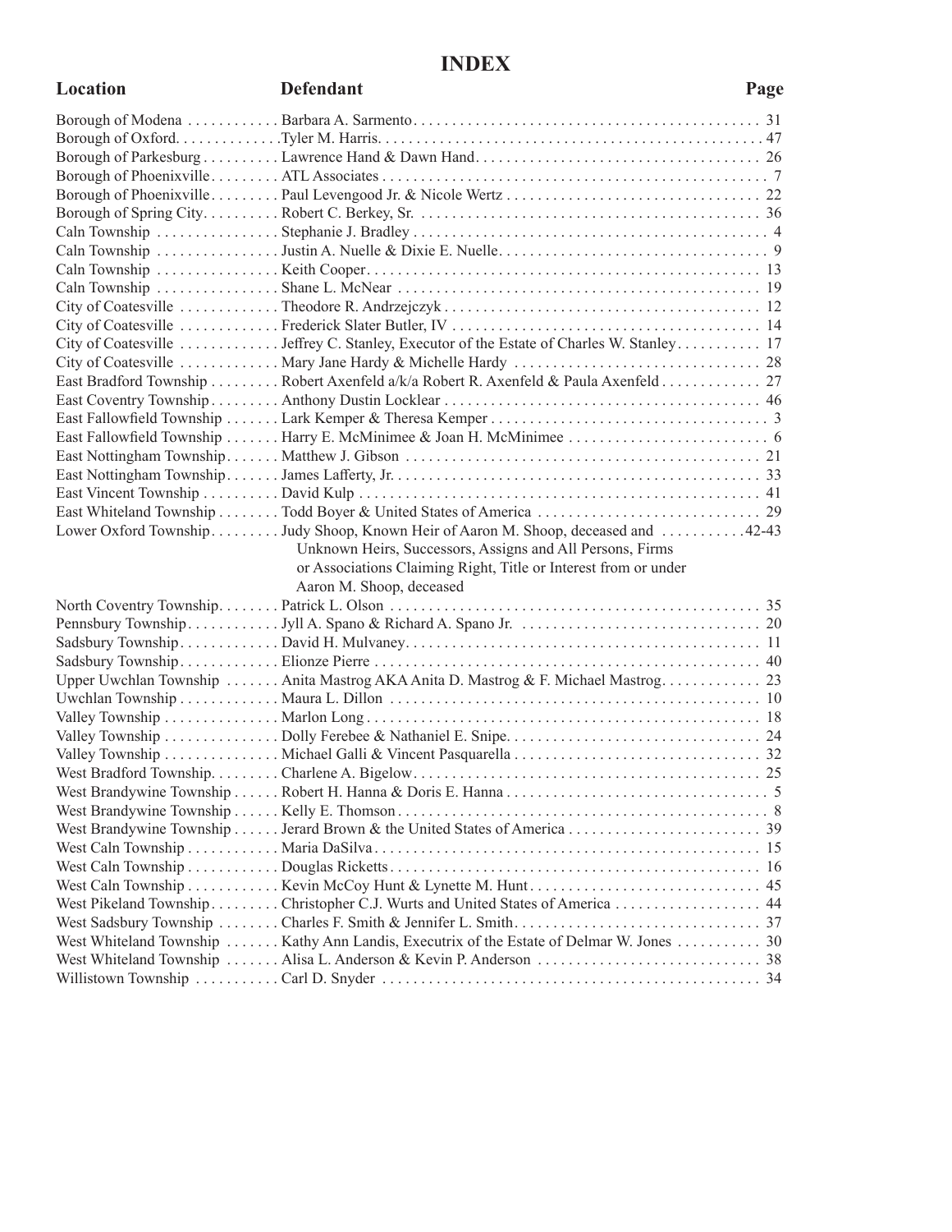# INDEX

| Location | Defendant | Page |
|---|---|---|
| Borough of Modena | Barbara A. Sarmento | 31 |
| Borough of Oxford | Tyler M. Harris | 47 |
| Borough of Parkesburg | Lawrence Hand & Dawn Hand | 26 |
| Borough of Phoenixville | ATL Associates | 7 |
| Borough of Phoenixville | Paul Levengood Jr. & Nicole Wertz | 22 |
| Borough of Spring City | Robert C. Berkey, Sr. | 36 |
| Caln Township | Stephanie J. Bradley | 4 |
| Caln Township | Justin A. Nuelle & Dixie E. Nuelle | 9 |
| Caln Township | Keith Cooper | 13 |
| Caln Township | Shane L. McNear | 19 |
| City of Coatesville | Theodore R. Andrzejczyk | 12 |
| City of Coatesville | Frederick Slater Butler, IV | 14 |
| City of Coatesville | Jeffrey C. Stanley, Executor of the Estate of Charles W. Stanley | 17 |
| City of Coatesville | Mary Jane Hardy & Michelle Hardy | 28 |
| East Bradford Township | Robert Axenfeld a/k/a Robert R. Axenfeld & Paula Axenfeld | 27 |
| East Coventry Township | Anthony Dustin Locklear | 46 |
| East Fallowfield Township | Lark Kemper & Theresa Kemper | 3 |
| East Fallowfield Township | Harry E. McMinimee & Joan H. McMinimee | 6 |
| East Nottingham Township | Matthew J. Gibson | 21 |
| East Nottingham Township | James Lafferty, Jr. | 33 |
| East Vincent Township | David Kulp | 41 |
| East Whiteland Township | Todd Boyer & United States of America | 29 |
| Lower Oxford Township | Judy Shoop, Known Heir of Aaron M. Shoop, deceased and Unknown Heirs, Successors, Assigns and All Persons, Firms or Associations Claiming Right, Title or Interest from or under Aaron M. Shoop, deceased | 42-43 |
| North Coventry Township | Patrick L. Olson | 35 |
| Pennsbury Township | Jyll A. Spano & Richard A. Spano Jr. | 20 |
| Sadsbury Township | David H. Mulvaney | 11 |
| Sadsbury Township | Elionze Pierre | 40 |
| Upper Uwchlan Township | Anita Mastrog AKA Anita D. Mastrog & F. Michael Mastrog | 23 |
| Uwchlan Township | Maura L. Dillon | 10 |
| Valley Township | Marlon Long | 18 |
| Valley Township | Dolly Ferebee & Nathaniel E. Snipe | 24 |
| Valley Township | Michael Galli & Vincent Pasquarella | 32 |
| West Bradford Township | Charlene A. Bigelow | 25 |
| West Brandywine Township | Robert H. Hanna & Doris E. Hanna | 5 |
| West Brandywine Township | Kelly E. Thomson | 8 |
| West Brandywine Township | Jerard Brown & the United States of America | 39 |
| West Caln Township | Maria DaSilva | 15 |
| West Caln Township | Douglas Ricketts | 16 |
| West Caln Township | Kevin McCoy Hunt & Lynette M. Hunt | 45 |
| West Pikeland Township | Christopher C.J. Wurts and United States of America | 44 |
| West Sadsbury Township | Charles F. Smith & Jennifer L. Smith | 37 |
| West Whiteland Township | Kathy Ann Landis, Executrix of the Estate of Delmar W. Jones | 30 |
| West Whiteland Township | Alisa L. Anderson & Kevin P. Anderson | 38 |
| Willistown Township | Carl D. Snyder | 34 |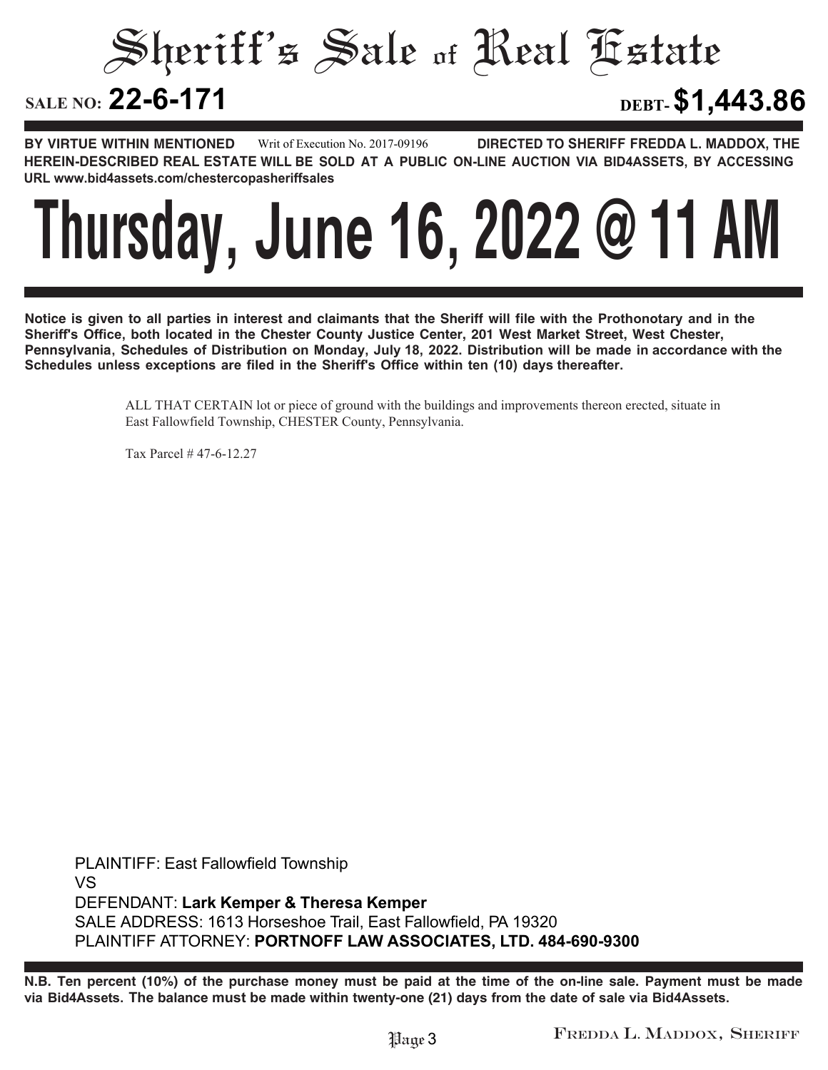# Sheriff's Sale of Real Estate

**SALE NO: 22-6-171** **DEBT- $1,443.86**

**BY VIRTUE WITHIN MENTIONED** Writ of Execution No. 2017-09196 **DIRECTED TO SHERIFF FREDDA L. MADDOX, THE HEREIN-DESCRIBED REAL ESTATE WILL BE SOLD AT A PUBLIC ON-LINE AUCTION VIA BID4ASSETS, BY ACCESSING URL www.bid4assets.com/chestercopasheriffsales**

# Thursday, June 16, 2022 @ 11 AM

**Notice is given to all parties in interest and claimants that the Sheriff will file with the Prothonotary and in the Sheriff's Office, both located in the Chester County Justice Center, 201 West Market Street, West Chester, Pennsylvania, Schedules of Distribution on Monday, July 18, 2022. Distribution will be made in accordance with the Schedules unless exceptions are filed in the Sheriff's Office within ten (10) days thereafter.**

ALL THAT CERTAIN lot or piece of ground with the buildings and improvements thereon erected, situate in East Fallowfield Township, CHESTER County, Pennsylvania.

Tax Parcel # 47-6-12.27

PLAINTIFF: East Fallowfield Township
VS
DEFENDANT: **Lark Kemper & Theresa Kemper**
SALE ADDRESS: 1613 Horseshoe Trail, East Fallowfield, PA 19320
PLAINTIFF ATTORNEY: **PORTNOFF LAW ASSOCIATES, LTD. 484-690-9300**

**N.B. Ten percent (10%) of the purchase money must be paid at the time of the on-line sale. Payment must be made via Bid4Assets. The balance must be made within twenty-one (21) days from the date of sale via Bid4Assets.**

FREDDA L. MADDOX, SHERIFF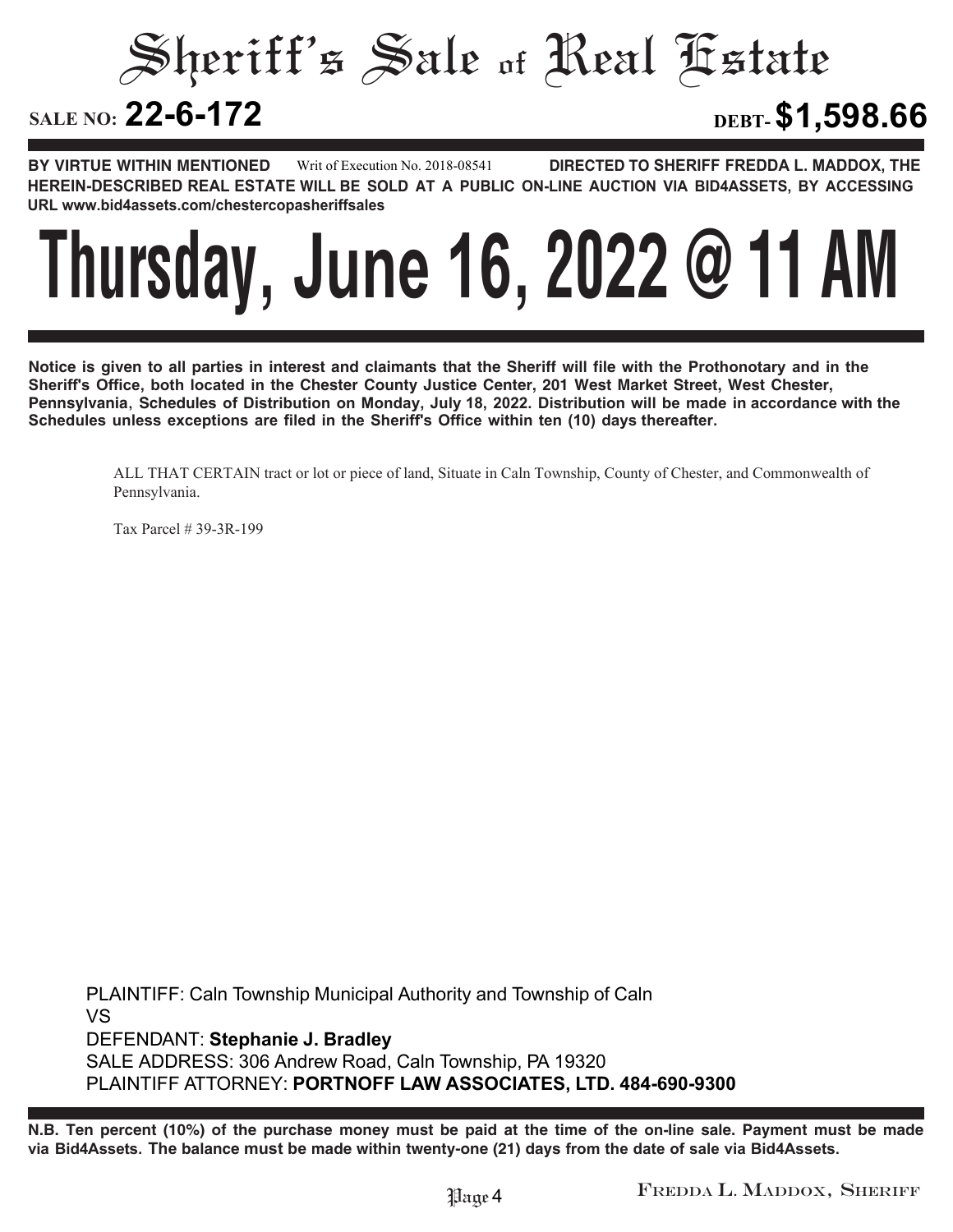# Sheriff's Sale of Real Estate

**SALE NO: 22-6-172** **DEBT- $1,598.66**

**BY VIRTUE WITHIN MENTIONED** Writ of Execution No. 2018-08541 **DIRECTED TO SHERIFF FREDDA L. MADDOX, THE HEREIN-DESCRIBED REAL ESTATE WILL BE SOLD AT A PUBLIC ON-LINE AUCTION VIA BID4ASSETS, BY ACCESSING URL www.bid4assets.com/chestercopasheriffsales**

# Thursday, June 16, 2022 @ 11 AM

**Notice is given to all parties in interest and claimants that the Sheriff will file with the Prothonotary and in the Sheriff's Office, both located in the Chester County Justice Center, 201 West Market Street, West Chester, Pennsylvania, Schedules of Distribution on Monday, July 18, 2022. Distribution will be made in accordance with the Schedules unless exceptions are filed in the Sheriff's Office within ten (10) days thereafter.**

ALL THAT CERTAIN tract or lot or piece of land, Situate in Caln Township, County of Chester, and Commonwealth of Pennsylvania.

Tax Parcel # 39-3R-199

PLAINTIFF: Caln Township Municipal Authority and Township of Caln
VS
DEFENDANT: **Stephanie J. Bradley**
SALE ADDRESS: 306 Andrew Road, Caln Township, PA 19320
PLAINTIFF ATTORNEY: **PORTNOFF LAW ASSOCIATES, LTD. 484-690-9300**

**N.B. Ten percent (10%) of the purchase money must be paid at the time of the on-line sale. Payment must be made via Bid4Assets. The balance must be made within twenty-one (21) days from the date of sale via Bid4Assets.**

FREDDA L. MADDOX, SHERIFF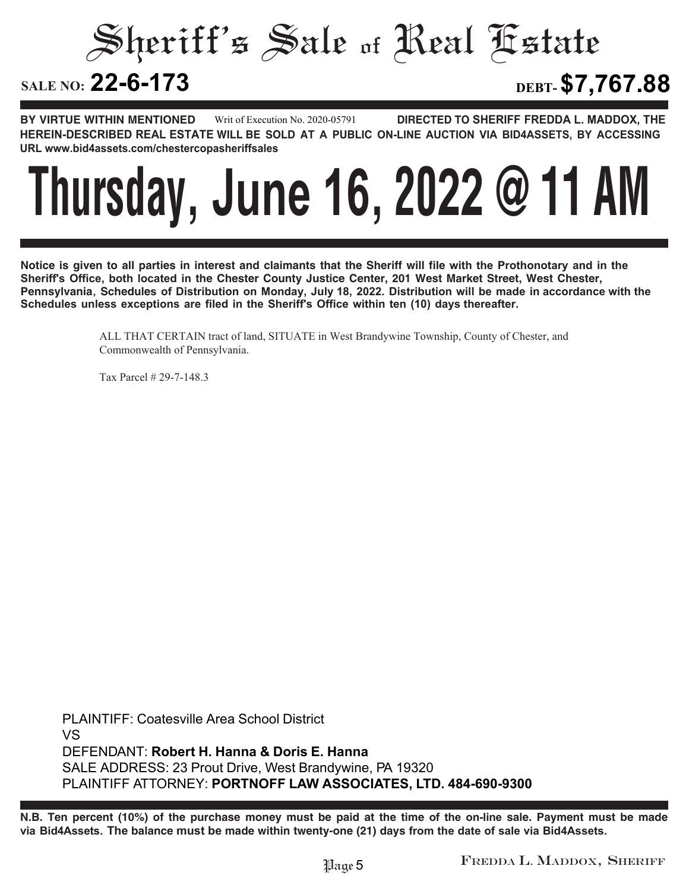# Sheriff's Sale of Real Estate

**SALE NO: 22-6-173** **DEBT- $7,767.88**

**BY VIRTUE WITHIN MENTIONED** Writ of Execution No. 2020-05791 **DIRECTED TO SHERIFF FREDDA L. MADDOX, THE HEREIN-DESCRIBED REAL ESTATE WILL BE SOLD AT A PUBLIC ON-LINE AUCTION VIA BID4ASSETS, BY ACCESSING URL www.bid4assets.com/chestercopasheriffsales**

# Thursday, June 16, 2022 @ 11 AM

**Notice is given to all parties in interest and claimants that the Sheriff will file with the Prothonotary and in the Sheriff's Office, both located in the Chester County Justice Center, 201 West Market Street, West Chester, Pennsylvania, Schedules of Distribution on Monday, July 18, 2022. Distribution will be made in accordance with the Schedules unless exceptions are filed in the Sheriff's Office within ten (10) days thereafter.**

ALL THAT CERTAIN tract of land, SITUATE in West Brandywine Township, County of Chester, and Commonwealth of Pennsylvania.

Tax Parcel # 29-7-148.3

PLAINTIFF: Coatesville Area School District
VS
DEFENDANT: **Robert H. Hanna & Doris E. Hanna**
SALE ADDRESS: 23 Prout Drive, West Brandywine, PA 19320
PLAINTIFF ATTORNEY: **PORTNOFF LAW ASSOCIATES, LTD. 484-690-9300**

**N.B. Ten percent (10%) of the purchase money must be paid at the time of the on-line sale. Payment must be made via Bid4Assets. The balance must be made within twenty-one (21) days from the date of sale via Bid4Assets.**

FREDDA L. MADDOX, SHERIFF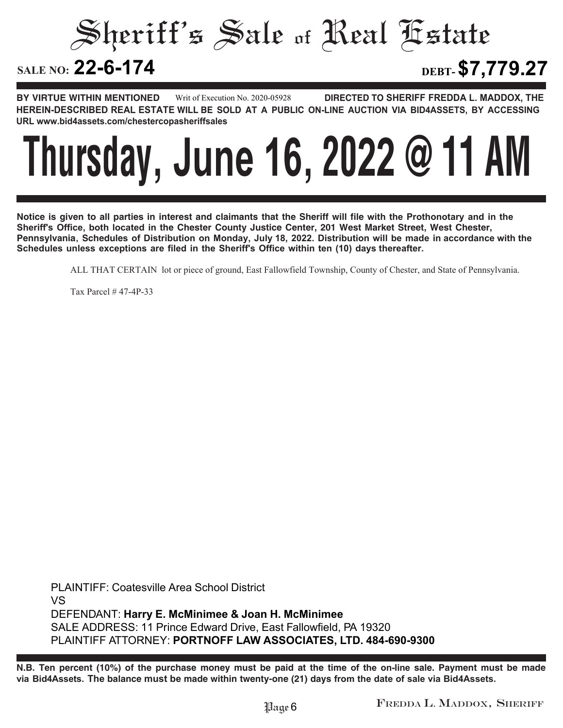# Sheriff's Sale of Real Estate

**SALE NO: 22-6-174** **DEBT- $7,779.27**

**BY VIRTUE WITHIN MENTIONED** Writ of Execution No. 2020-05928 **DIRECTED TO SHERIFF FREDDA L. MADDOX, THE HEREIN-DESCRIBED REAL ESTATE WILL BE SOLD AT A PUBLIC ON-LINE AUCTION VIA BID4ASSETS, BY ACCESSING URL www.bid4assets.com/chestercopasheriffsales**

# Thursday, June 16, 2022 @ 11 AM

**Notice is given to all parties in interest and claimants that the Sheriff will file with the Prothonotary and in the Sheriff's Office, both located in the Chester County Justice Center, 201 West Market Street, West Chester, Pennsylvania, Schedules of Distribution on Monday, July 18, 2022. Distribution will be made in accordance with the Schedules unless exceptions are filed in the Sheriff's Office within ten (10) days thereafter.**

ALL THAT CERTAIN lot or piece of ground, East Fallowfield Township, County of Chester, and State of Pennsylvania.

Tax Parcel # 47-4P-33

PLAINTIFF: Coatesville Area School District
VS
DEFENDANT: **Harry E. McMinimee & Joan H. McMinimee**
SALE ADDRESS: 11 Prince Edward Drive, East Fallowfield, PA 19320
PLAINTIFF ATTORNEY: **PORTNOFF LAW ASSOCIATES, LTD. 484-690-9300**

**N.B. Ten percent (10%) of the purchase money must be paid at the time of the on-line sale. Payment must be made via Bid4Assets. The balance must be made within twenty-one (21) days from the date of sale via Bid4Assets.**

FREDDA L. MADDOX, SHERIFF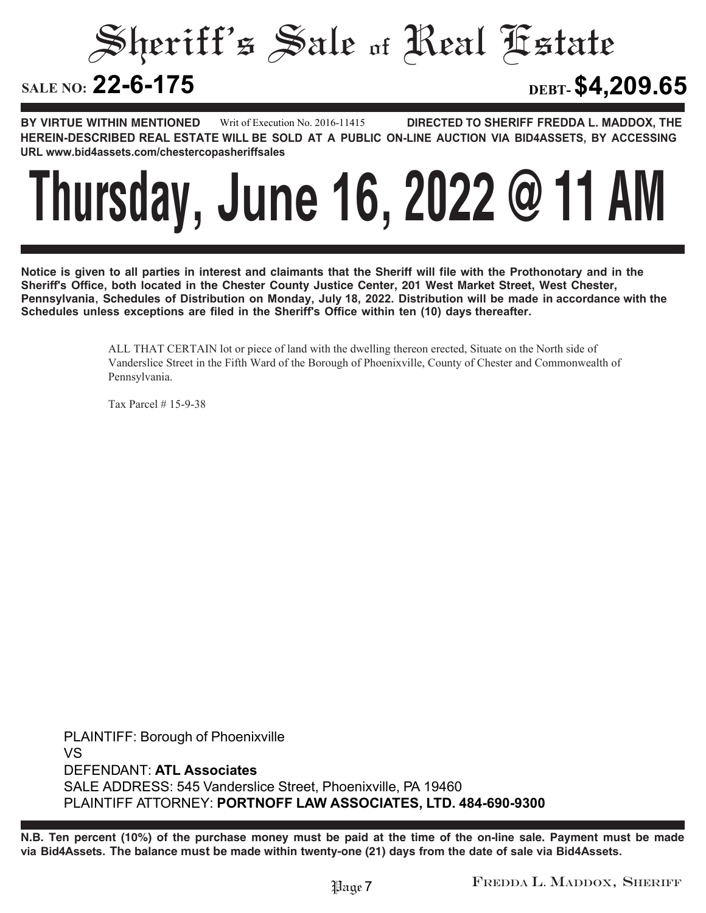# Sheriff's Sale of Real Estate

**SALE NO: 22-6-175** **DEBT- $4,209.65**

**BY VIRTUE WITHIN MENTIONED** Writ of Execution No. 2016-11415 **DIRECTED TO SHERIFF FREDDA L. MADDOX, THE HEREIN-DESCRIBED REAL ESTATE WILL BE SOLD AT A PUBLIC ON-LINE AUCTION VIA BID4ASSETS, BY ACCESSING URL www.bid4assets.com/chestercopasheriffsales**

# Thursday, June 16, 2022 @ 11 AM

**Notice is given to all parties in interest and claimants that the Sheriff will file with the Prothonotary and in the Sheriff's Office, both located in the Chester County Justice Center, 201 West Market Street, West Chester, Pennsylvania, Schedules of Distribution on Monday, July 18, 2022. Distribution will be made in accordance with the Schedules unless exceptions are filed in the Sheriff's Office within ten (10) days thereafter.**

ALL THAT CERTAIN lot or piece of land with the dwelling thereon erected, Situate on the North side of Vanderslice Street in the Fifth Ward of the Borough of Phoenixville, County of Chester and Commonwealth of Pennsylvania.

Tax Parcel # 15-9-38

PLAINTIFF: Borough of Phoenixville
VS
DEFENDANT: **ATL Associates**
SALE ADDRESS: 545 Vanderslice Street, Phoenixville, PA 19460
PLAINTIFF ATTORNEY: **PORTNOFF LAW ASSOCIATES, LTD. 484-690-9300**

**N.B. Ten percent (10%) of the purchase money must be paid at the time of the on-line sale. Payment must be made via Bid4Assets. The balance must be made within twenty-one (21) days from the date of sale via Bid4Assets.**

FREDDA L. MADDOX, SHERIFF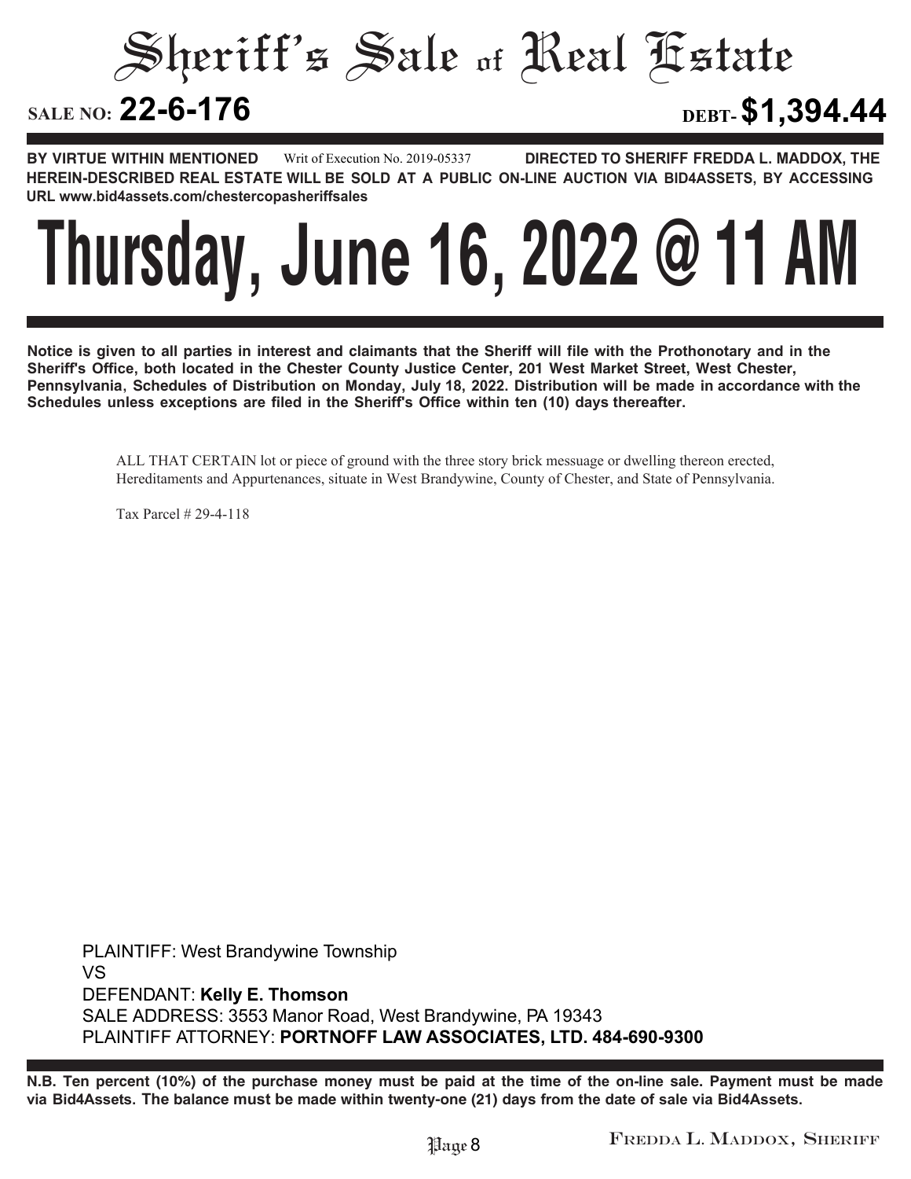# Sheriff's Sale of Real Estate

**SALE NO: 22-6-176** **DEBT- $1,394.44**

**BY VIRTUE WITHIN MENTIONED** Writ of Execution No. 2019-05337 **DIRECTED TO SHERIFF FREDDA L. MADDOX, THE HEREIN-DESCRIBED REAL ESTATE WILL BE SOLD AT A PUBLIC ON-LINE AUCTION VIA BID4ASSETS, BY ACCESSING URL www.bid4assets.com/chestercopasheriffsales**

# Thursday, June 16, 2022 @ 11 AM

**Notice is given to all parties in interest and claimants that the Sheriff will file with the Prothonotary and in the Sheriff's Office, both located in the Chester County Justice Center, 201 West Market Street, West Chester, Pennsylvania, Schedules of Distribution on Monday, July 18, 2022. Distribution will be made in accordance with the Schedules unless exceptions are filed in the Sheriff's Office within ten (10) days thereafter.**

ALL THAT CERTAIN lot or piece of ground with the three story brick messuage or dwelling thereon erected, Hereditaments and Appurtenances, situate in West Brandywine, County of Chester, and State of Pennsylvania.

Tax Parcel # 29-4-118

PLAINTIFF: West Brandywine Township
VS
DEFENDANT: **Kelly E. Thomson**
SALE ADDRESS: 3553 Manor Road, West Brandywine, PA 19343
PLAINTIFF ATTORNEY: **PORTNOFF LAW ASSOCIATES, LTD. 484-690-9300**

**N.B. Ten percent (10%) of the purchase money must be paid at the time of the on-line sale. Payment must be made via Bid4Assets. The balance must be made within twenty-one (21) days from the date of sale via Bid4Assets.**

FREDDA L. MADDOX, SHERIFF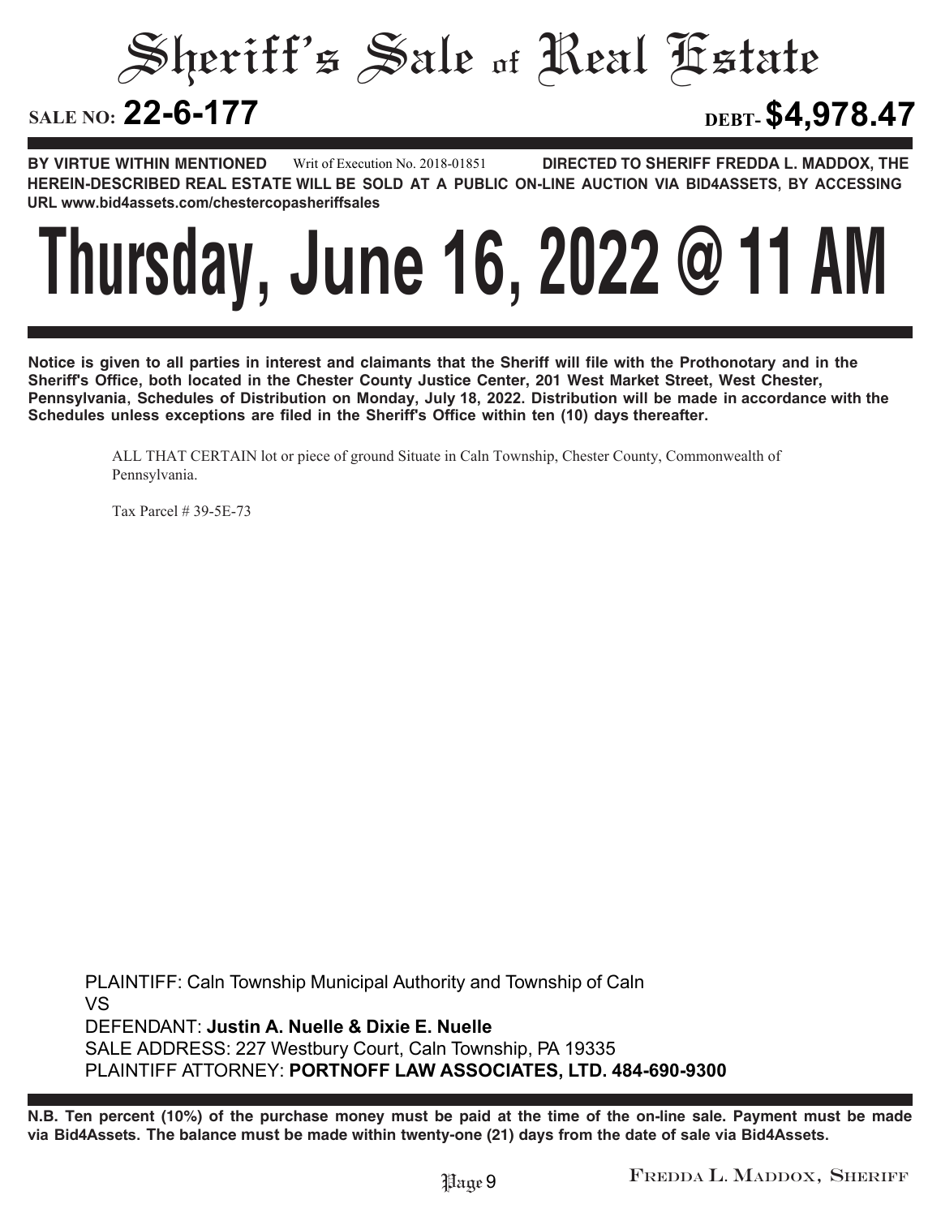# Sheriff's Sale of Real Estate

**SALE NO: 22-6-177** **DEBT- $4,978.47**

**BY VIRTUE WITHIN MENTIONED** Writ of Execution No. 2018-01851 **DIRECTED TO SHERIFF FREDDA L. MADDOX, THE HEREIN-DESCRIBED REAL ESTATE WILL BE SOLD AT A PUBLIC ON-LINE AUCTION VIA BID4ASSETS, BY ACCESSING URL www.bid4assets.com/chestercopasheriffsales**

# Thursday, June 16, 2022 @ 11 AM

**Notice is given to all parties in interest and claimants that the Sheriff will file with the Prothonotary and in the Sheriff's Office, both located in the Chester County Justice Center, 201 West Market Street, West Chester, Pennsylvania, Schedules of Distribution on Monday, July 18, 2022. Distribution will be made in accordance with the Schedules unless exceptions are filed in the Sheriff's Office within ten (10) days thereafter.**

ALL THAT CERTAIN lot or piece of ground Situate in Caln Township, Chester County, Commonwealth of Pennsylvania.

Tax Parcel # 39-5E-73

PLAINTIFF: Caln Township Municipal Authority and Township of Caln
VS
DEFENDANT: **Justin A. Nuelle & Dixie E. Nuelle**
SALE ADDRESS: 227 Westbury Court, Caln Township, PA 19335
PLAINTIFF ATTORNEY: **PORTNOFF LAW ASSOCIATES, LTD. 484-690-9300**

**N.B. Ten percent (10%) of the purchase money must be paid at the time of the on-line sale. Payment must be made via Bid4Assets. The balance must be made within twenty-one (21) days from the date of sale via Bid4Assets.**

FREDDA L. MADDOX, SHERIFF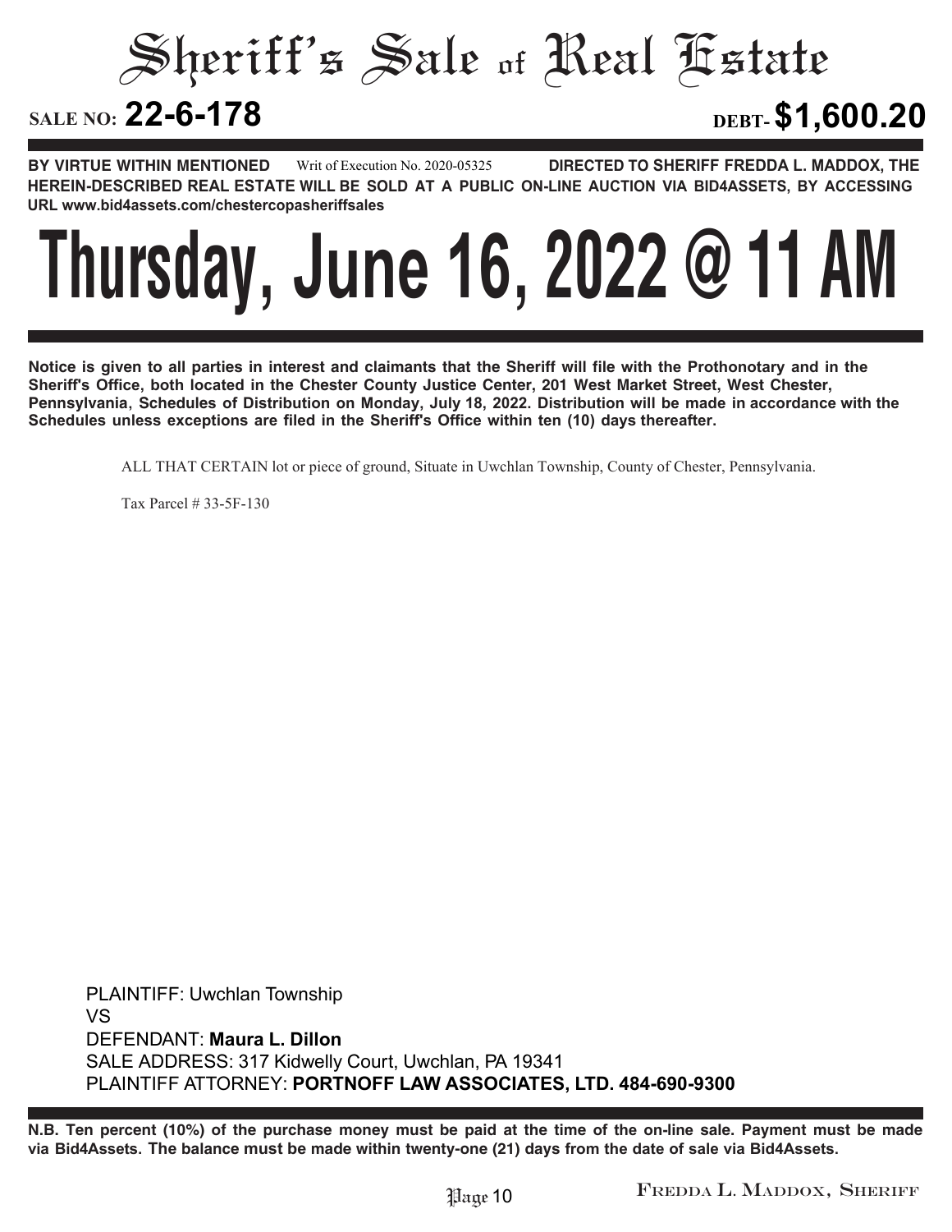# Sheriff's Sale of Real Estate

**SALE NO: 22-6-178** **DEBT- $1,600.20**

**BY VIRTUE WITHIN MENTIONED** Writ of Execution No. 2020-05325 **DIRECTED TO SHERIFF FREDDA L. MADDOX, THE HEREIN-DESCRIBED REAL ESTATE WILL BE SOLD AT A PUBLIC ON-LINE AUCTION VIA BID4ASSETS, BY ACCESSING URL www.bid4assets.com/chestercopasheriffsales**

# Thursday, June 16, 2022 @ 11 AM

**Notice is given to all parties in interest and claimants that the Sheriff will file with the Prothonotary and in the Sheriff's Office, both located in the Chester County Justice Center, 201 West Market Street, West Chester, Pennsylvania, Schedules of Distribution on Monday, July 18, 2022. Distribution will be made in accordance with the Schedules unless exceptions are filed in the Sheriff's Office within ten (10) days thereafter.**

ALL THAT CERTAIN lot or piece of ground, Situate in Uwchlan Township, County of Chester, Pennsylvania.

Tax Parcel # 33-5F-130

PLAINTIFF: Uwchlan Township
VS
DEFENDANT: **Maura L. Dillon**
SALE ADDRESS: 317 Kidwelly Court, Uwchlan, PA 19341
PLAINTIFF ATTORNEY: **PORTNOFF LAW ASSOCIATES, LTD. 484-690-9300**

**N.B. Ten percent (10%) of the purchase money must be paid at the time of the on-line sale. Payment must be made via Bid4Assets. The balance must be made within twenty-one (21) days from the date of sale via Bid4Assets.**

FREDDA L. MADDOX, SHERIFF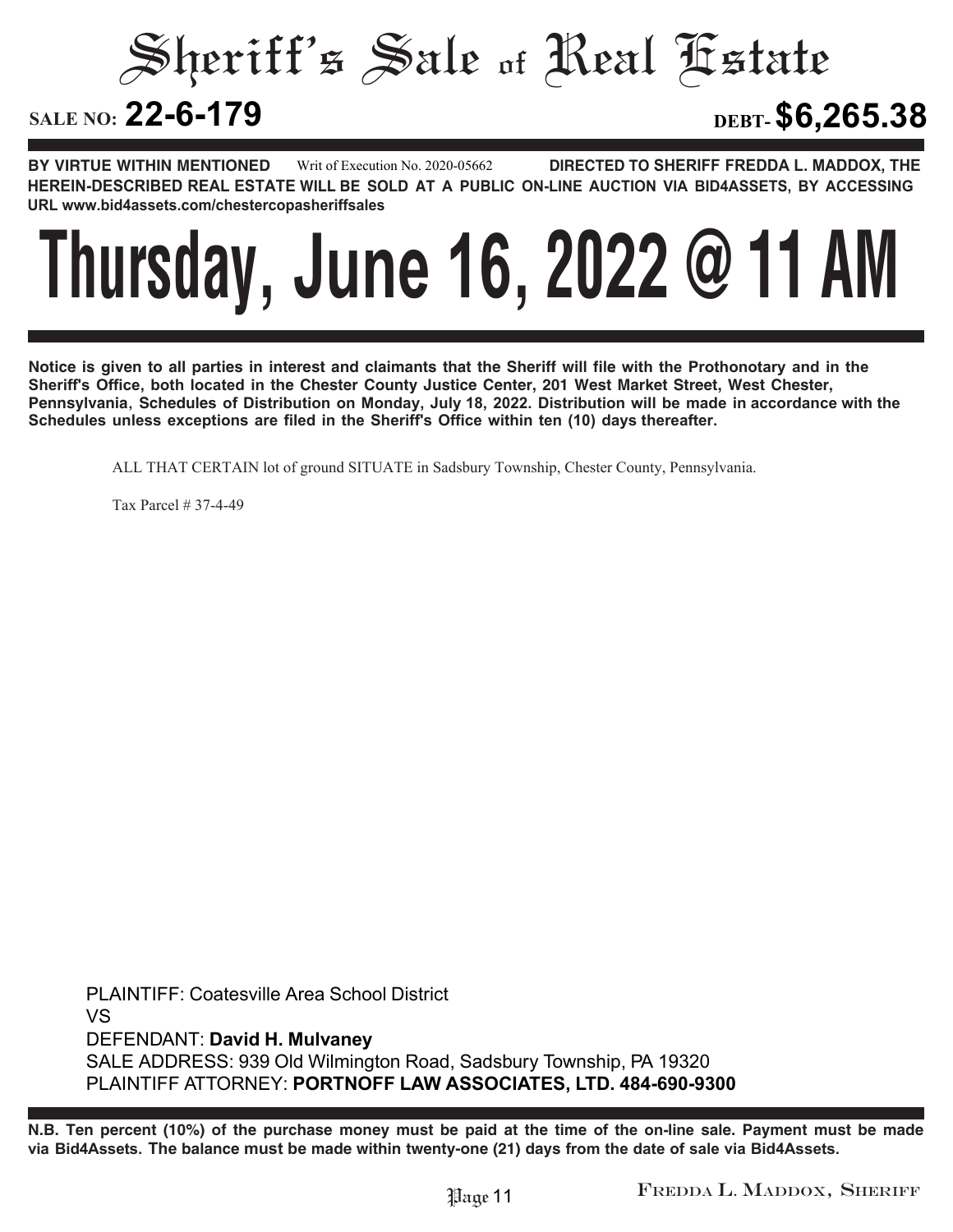# Sheriff's Sale of Real Estate

**SALE NO: 22-6-179** **DEBT- $6,265.38**

**BY VIRTUE WITHIN MENTIONED** Writ of Execution No. 2020-05662 **DIRECTED TO SHERIFF FREDDA L. MADDOX, THE HEREIN-DESCRIBED REAL ESTATE WILL BE SOLD AT A PUBLIC ON-LINE AUCTION VIA BID4ASSETS, BY ACCESSING URL www.bid4assets.com/chestercopasheriffsales**

# Thursday, June 16, 2022 @ 11 AM

**Notice is given to all parties in interest and claimants that the Sheriff will file with the Prothonotary and in the Sheriff's Office, both located in the Chester County Justice Center, 201 West Market Street, West Chester, Pennsylvania, Schedules of Distribution on Monday, July 18, 2022. Distribution will be made in accordance with the Schedules unless exceptions are filed in the Sheriff's Office within ten (10) days thereafter.**

ALL THAT CERTAIN lot of ground SITUATE in Sadsbury Township, Chester County, Pennsylvania.

Tax Parcel # 37-4-49

PLAINTIFF: Coatesville Area School District
VS
DEFENDANT: **David H. Mulvaney**
SALE ADDRESS: 939 Old Wilmington Road, Sadsbury Township, PA 19320
PLAINTIFF ATTORNEY: **PORTNOFF LAW ASSOCIATES, LTD. 484-690-9300**

**N.B. Ten percent (10%) of the purchase money must be paid at the time of the on-line sale. Payment must be made via Bid4Assets. The balance must be made within twenty-one (21) days from the date of sale via Bid4Assets.**

FREDDA L. MADDOX, SHERIFF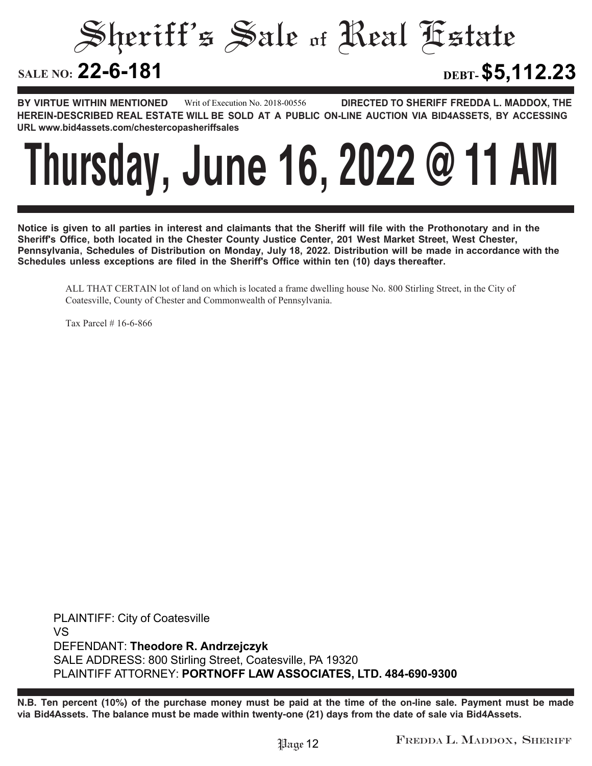# Sheriff's Sale of Real Estate

**SALE NO: 22-6-181** **DEBT- $5,112.23**

**BY VIRTUE WITHIN MENTIONED** Writ of Execution No. 2018-00556 **DIRECTED TO SHERIFF FREDDA L. MADDOX, THE HEREIN-DESCRIBED REAL ESTATE WILL BE SOLD AT A PUBLIC ON-LINE AUCTION VIA BID4ASSETS, BY ACCESSING URL www.bid4assets.com/chestercopasheriffsales**

# Thursday, June 16, 2022 @ 11 AM

**Notice is given to all parties in interest and claimants that the Sheriff will file with the Prothonotary and in the Sheriff's Office, both located in the Chester County Justice Center, 201 West Market Street, West Chester, Pennsylvania, Schedules of Distribution on Monday, July 18, 2022. Distribution will be made in accordance with the Schedules unless exceptions are filed in the Sheriff's Office within ten (10) days thereafter.**

ALL THAT CERTAIN lot of land on which is located a frame dwelling house No. 800 Stirling Street, in the City of Coatesville, County of Chester and Commonwealth of Pennsylvania.

Tax Parcel # 16-6-866

PLAINTIFF: City of Coatesville
VS
DEFENDANT: **Theodore R. Andrzejczyk**
SALE ADDRESS: 800 Stirling Street, Coatesville, PA 19320
PLAINTIFF ATTORNEY: **PORTNOFF LAW ASSOCIATES, LTD. 484-690-9300**

**N.B. Ten percent (10%) of the purchase money must be paid at the time of the on-line sale. Payment must be made via Bid4Assets. The balance must be made within twenty-one (21) days from the date of sale via Bid4Assets.**

FREDDA L. MADDOX, SHERIFF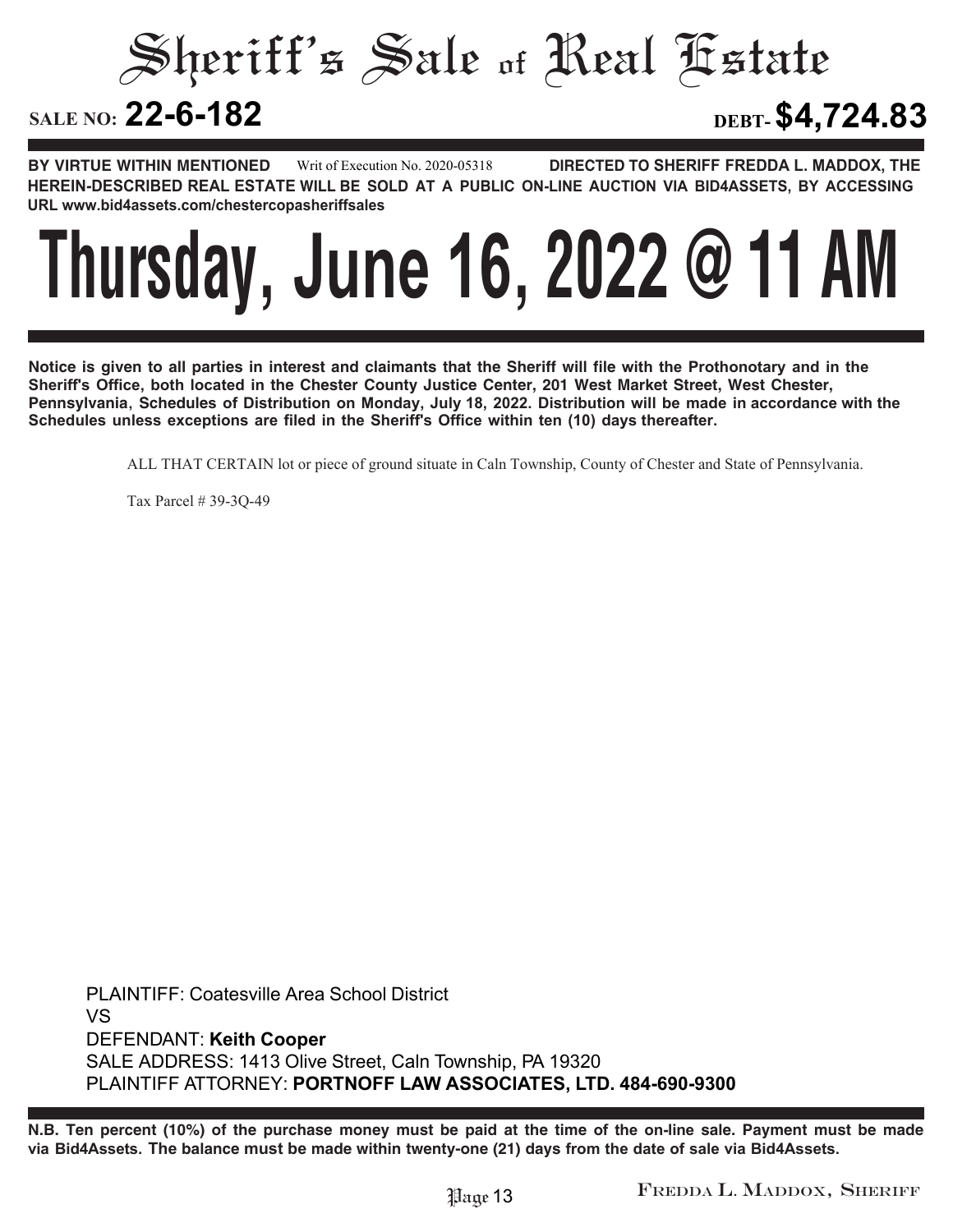# Sheriff's Sale of Real Estate

**SALE NO: 22-6-182** **DEBT- $4,724.83**

**BY VIRTUE WITHIN MENTIONED** Writ of Execution No. 2020-05318 **DIRECTED TO SHERIFF FREDDA L. MADDOX, THE HEREIN-DESCRIBED REAL ESTATE WILL BE SOLD AT A PUBLIC ON-LINE AUCTION VIA BID4ASSETS, BY ACCESSING URL www.bid4assets.com/chestercopasheriffsales**

# Thursday, June 16, 2022 @ 11 AM

**Notice is given to all parties in interest and claimants that the Sheriff will file with the Prothonotary and in the Sheriff's Office, both located in the Chester County Justice Center, 201 West Market Street, West Chester, Pennsylvania, Schedules of Distribution on Monday, July 18, 2022. Distribution will be made in accordance with the Schedules unless exceptions are filed in the Sheriff's Office within ten (10) days thereafter.**

ALL THAT CERTAIN lot or piece of ground situate in Caln Township, County of Chester and State of Pennsylvania.

Tax Parcel # 39-3Q-49

PLAINTIFF: Coatesville Area School District
VS
DEFENDANT: **Keith Cooper**
SALE ADDRESS: 1413 Olive Street, Caln Township, PA 19320
PLAINTIFF ATTORNEY: **PORTNOFF LAW ASSOCIATES, LTD. 484-690-9300**

**N.B. Ten percent (10%) of the purchase money must be paid at the time of the on-line sale. Payment must be made via Bid4Assets. The balance must be made within twenty-one (21) days from the date of sale via Bid4Assets.**

FREDDA L. MADDOX, SHERIFF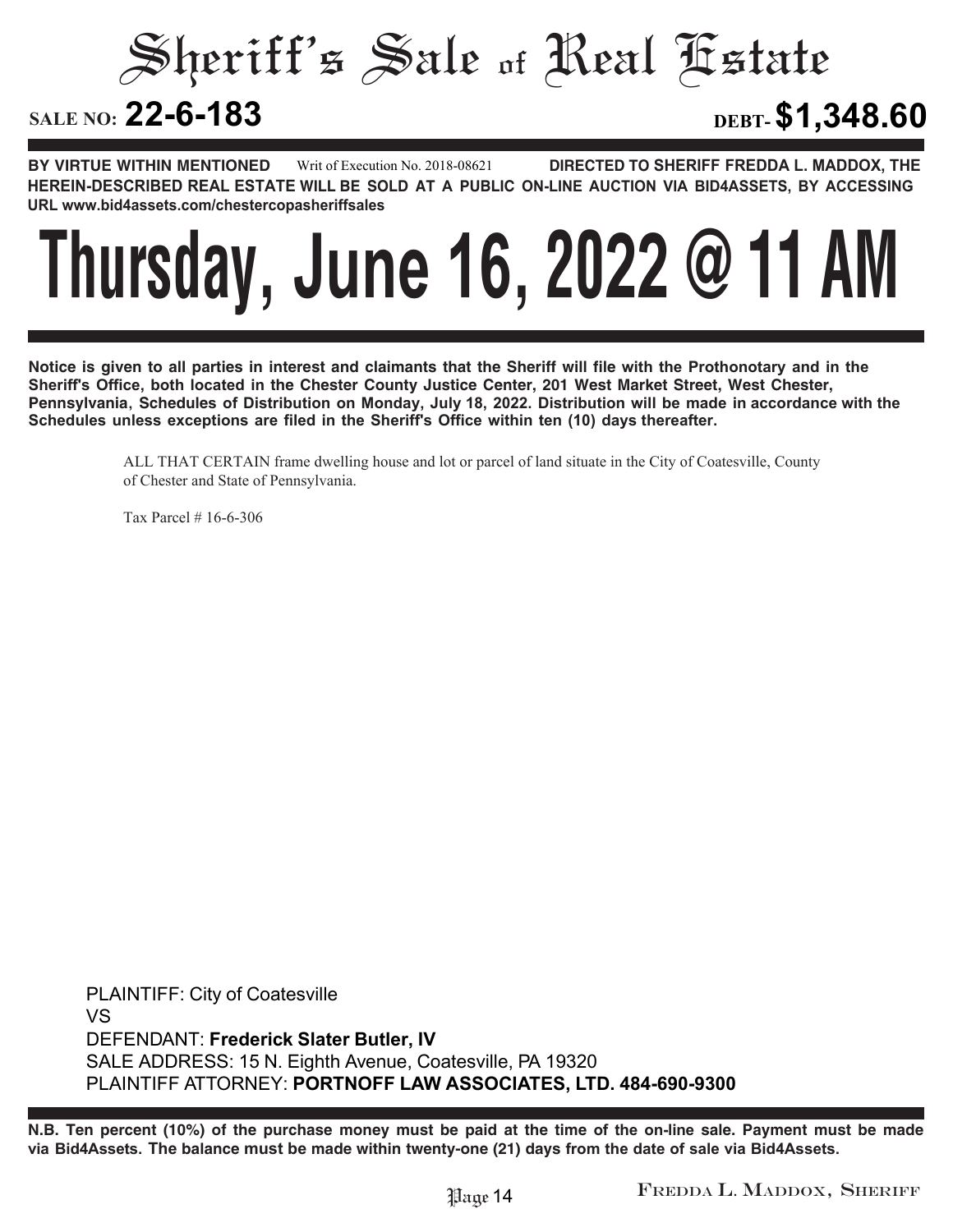# Sheriff's Sale of Real Estate

**SALE NO: 22-6-183** **DEBT- $1,348.60**

**BY VIRTUE WITHIN MENTIONED** Writ of Execution No. 2018-08621 **DIRECTED TO SHERIFF FREDDA L. MADDOX, THE HEREIN-DESCRIBED REAL ESTATE WILL BE SOLD AT A PUBLIC ON-LINE AUCTION VIA BID4ASSETS, BY ACCESSING URL www.bid4assets.com/chestercopasheriffsales**

# Thursday, June 16, 2022 @ 11 AM

**Notice is given to all parties in interest and claimants that the Sheriff will file with the Prothonotary and in the Sheriff's Office, both located in the Chester County Justice Center, 201 West Market Street, West Chester, Pennsylvania, Schedules of Distribution on Monday, July 18, 2022. Distribution will be made in accordance with the Schedules unless exceptions are filed in the Sheriff's Office within ten (10) days thereafter.**

ALL THAT CERTAIN frame dwelling house and lot or parcel of land situate in the City of Coatesville, County of Chester and State of Pennsylvania.

Tax Parcel # 16-6-306

PLAINTIFF: City of Coatesville
VS
DEFENDANT: **Frederick Slater Butler, IV**
SALE ADDRESS: 15 N. Eighth Avenue, Coatesville, PA 19320
PLAINTIFF ATTORNEY: **PORTNOFF LAW ASSOCIATES, LTD. 484-690-9300**

**N.B. Ten percent (10%) of the purchase money must be paid at the time of the on-line sale. Payment must be made via Bid4Assets. The balance must be made within twenty-one (21) days from the date of sale via Bid4Assets.**

FREDDA L. MADDOX, SHERIFF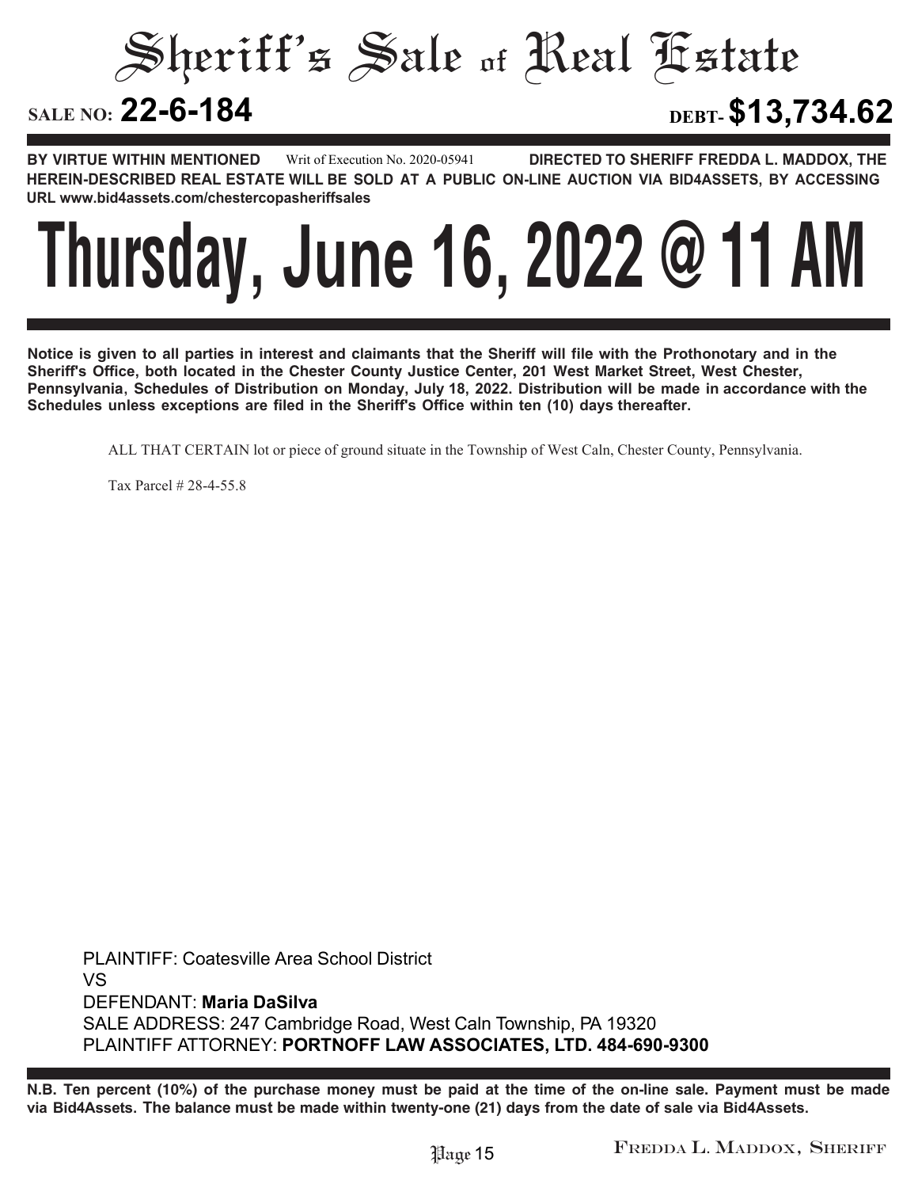# Sheriff's Sale of Real Estate

**SALE NO: 22-6-184** **DEBT- $13,734.62**

**BY VIRTUE WITHIN MENTIONED** Writ of Execution No. 2020-05941 **DIRECTED TO SHERIFF FREDDA L. MADDOX, THE HEREIN-DESCRIBED REAL ESTATE WILL BE SOLD AT A PUBLIC ON-LINE AUCTION VIA BID4ASSETS, BY ACCESSING URL www.bid4assets.com/chestercopasheriffsales**

# Thursday, June 16, 2022 @ 11 AM

**Notice is given to all parties in interest and claimants that the Sheriff will file with the Prothonotary and in the Sheriff's Office, both located in the Chester County Justice Center, 201 West Market Street, West Chester, Pennsylvania, Schedules of Distribution on Monday, July 18, 2022. Distribution will be made in accordance with the Schedules unless exceptions are filed in the Sheriff's Office within ten (10) days thereafter.**

ALL THAT CERTAIN lot or piece of ground situate in the Township of West Caln, Chester County, Pennsylvania.

Tax Parcel # 28-4-55.8

PLAINTIFF: Coatesville Area School District
VS
DEFENDANT: **Maria DaSilva**
SALE ADDRESS: 247 Cambridge Road, West Caln Township, PA 19320
PLAINTIFF ATTORNEY: **PORTNOFF LAW ASSOCIATES, LTD. 484-690-9300**

**N.B. Ten percent (10%) of the purchase money must be paid at the time of the on-line sale. Payment must be made via Bid4Assets. The balance must be made within twenty-one (21) days from the date of sale via Bid4Assets.**

Fredda L. Maddox, Sheriff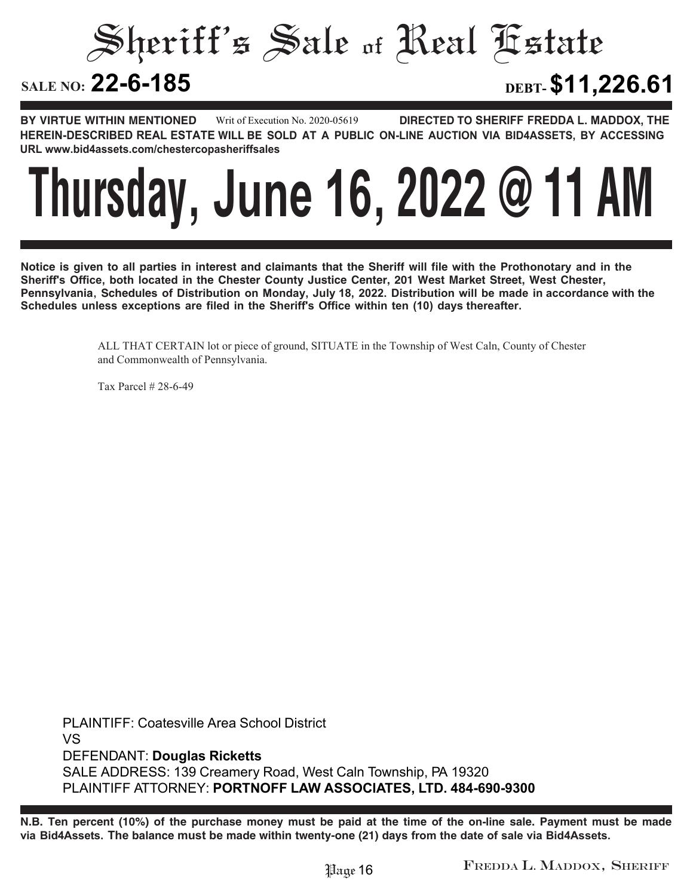# Sheriff's Sale of Real Estate

**SALE NO: 22-6-185** **DEBT- $11,226.61**

**BY VIRTUE WITHIN MENTIONED** Writ of Execution No. 2020-05619 **DIRECTED TO SHERIFF FREDDA L. MADDOX, THE HEREIN-DESCRIBED REAL ESTATE WILL BE SOLD AT A PUBLIC ON-LINE AUCTION VIA BID4ASSETS, BY ACCESSING URL www.bid4assets.com/chestercopasheriffsales**

# Thursday, June 16, 2022 @ 11 AM

**Notice is given to all parties in interest and claimants that the Sheriff will file with the Prothonotary and in the Sheriff's Office, both located in the Chester County Justice Center, 201 West Market Street, West Chester, Pennsylvania, Schedules of Distribution on Monday, July 18, 2022. Distribution will be made in accordance with the Schedules unless exceptions are filed in the Sheriff's Office within ten (10) days thereafter.**

ALL THAT CERTAIN lot or piece of ground, SITUATE in the Township of West Caln, County of Chester and Commonwealth of Pennsylvania.

Tax Parcel # 28-6-49

PLAINTIFF: Coatesville Area School District
VS
DEFENDANT: **Douglas Ricketts**
SALE ADDRESS: 139 Creamery Road, West Caln Township, PA 19320
PLAINTIFF ATTORNEY: **PORTNOFF LAW ASSOCIATES, LTD. 484-690-9300**

**N.B. Ten percent (10%) of the purchase money must be paid at the time of the on-line sale. Payment must be made via Bid4Assets. The balance must be made within twenty-one (21) days from the date of sale via Bid4Assets.**

FREDDA L. MADDOX, SHERIFF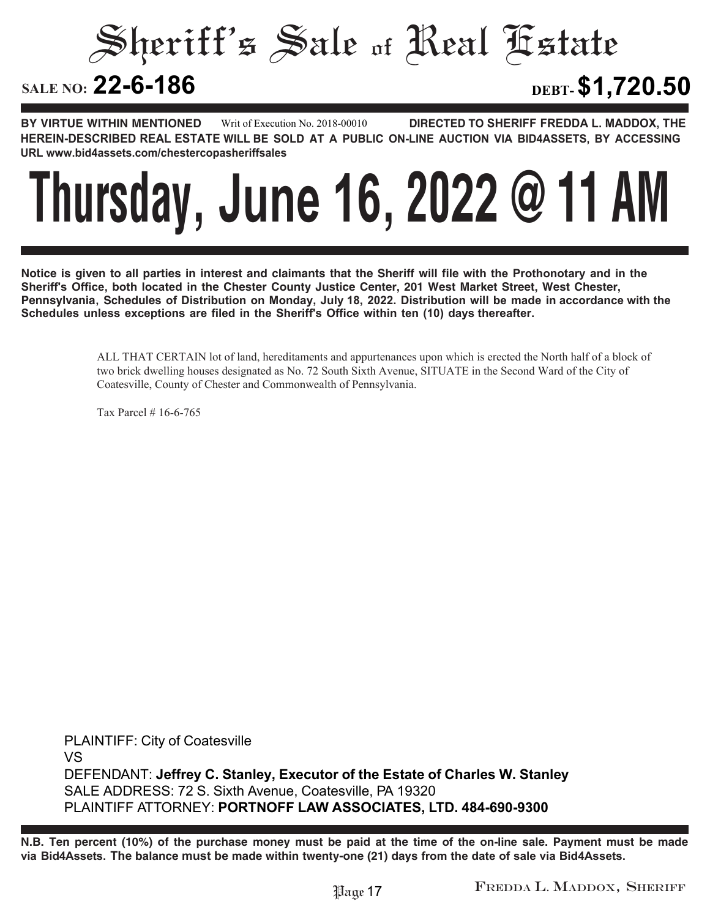# Sheriff's Sale of Real Estate

**SALE NO: 22-6-186** **DEBT- $1,720.50**

**BY VIRTUE WITHIN MENTIONED** Writ of Execution No. 2018-00010 **DIRECTED TO SHERIFF FREDDA L. MADDOX, THE HEREIN-DESCRIBED REAL ESTATE WILL BE SOLD AT A PUBLIC ON-LINE AUCTION VIA BID4ASSETS, BY ACCESSING URL www.bid4assets.com/chestercopasheriffsales**

# Thursday, June 16, 2022 @ 11 AM

**Notice is given to all parties in interest and claimants that the Sheriff will file with the Prothonotary and in the Sheriff's Office, both located in the Chester County Justice Center, 201 West Market Street, West Chester, Pennsylvania, Schedules of Distribution on Monday, July 18, 2022. Distribution will be made in accordance with the Schedules unless exceptions are filed in the Sheriff's Office within ten (10) days thereafter.**

ALL THAT CERTAIN lot of land, hereditaments and appurtenances upon which is erected the North half of a block of two brick dwelling houses designated as No. 72 South Sixth Avenue, SITUATE in the Second Ward of the City of Coatesville, County of Chester and Commonwealth of Pennsylvania.

Tax Parcel # 16-6-765

PLAINTIFF: City of Coatesville
VS
DEFENDANT: **Jeffrey C. Stanley, Executor of the Estate of Charles W. Stanley**
SALE ADDRESS: 72 S. Sixth Avenue, Coatesville, PA 19320
PLAINTIFF ATTORNEY: **PORTNOFF LAW ASSOCIATES, LTD. 484-690-9300**

**N.B. Ten percent (10%) of the purchase money must be paid at the time of the on-line sale. Payment must be made via Bid4Assets. The balance must be made within twenty-one (21) days from the date of sale via Bid4Assets.**

FREDDA L. MADDOX, SHERIFF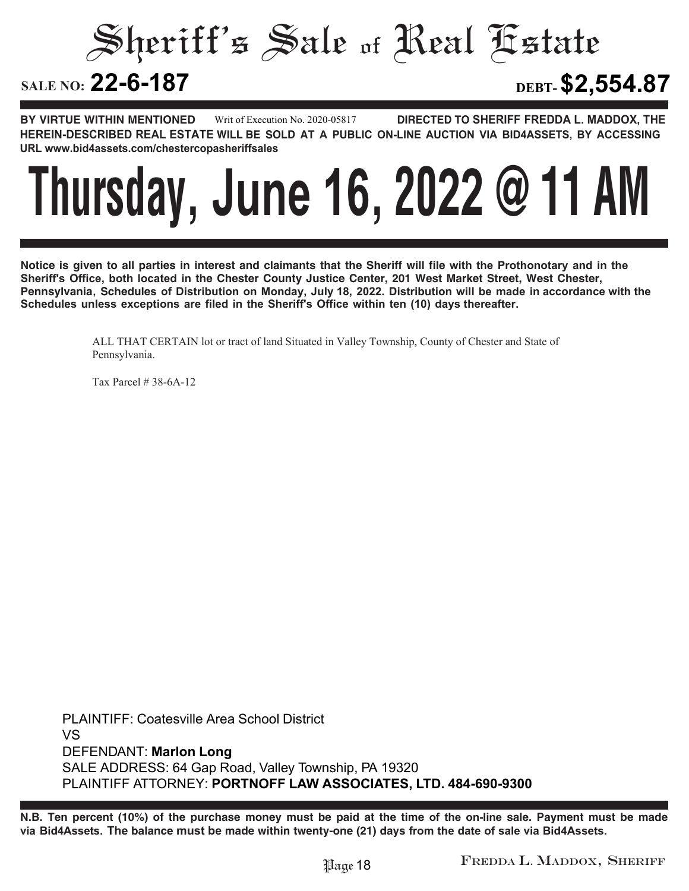# Sheriff's Sale of Real Estate

**SALE NO: 22-6-187** **DEBT- $2,554.87**

**BY VIRTUE WITHIN MENTIONED** Writ of Execution No. 2020-05817 **DIRECTED TO SHERIFF FREDDA L. MADDOX, THE HEREIN-DESCRIBED REAL ESTATE WILL BE SOLD AT A PUBLIC ON-LINE AUCTION VIA BID4ASSETS, BY ACCESSING URL www.bid4assets.com/chestercopasheriffsales**

# Thursday, June 16, 2022 @ 11 AM

**Notice is given to all parties in interest and claimants that the Sheriff will file with the Prothonotary and in the Sheriff's Office, both located in the Chester County Justice Center, 201 West Market Street, West Chester, Pennsylvania, Schedules of Distribution on Monday, July 18, 2022. Distribution will be made in accordance with the Schedules unless exceptions are filed in the Sheriff's Office within ten (10) days thereafter.**

ALL THAT CERTAIN lot or tract of land Situated in Valley Township, County of Chester and State of Pennsylvania.

Tax Parcel # 38-6A-12

PLAINTIFF: Coatesville Area School District
VS
DEFENDANT: **Marlon Long**
SALE ADDRESS: 64 Gap Road, Valley Township, PA 19320
PLAINTIFF ATTORNEY: **PORTNOFF LAW ASSOCIATES, LTD. 484-690-9300**

**N.B. Ten percent (10%) of the purchase money must be paid at the time of the on-line sale. Payment must be made via Bid4Assets. The balance must be made within twenty-one (21) days from the date of sale via Bid4Assets.**

Fredda L. Maddox, Sheriff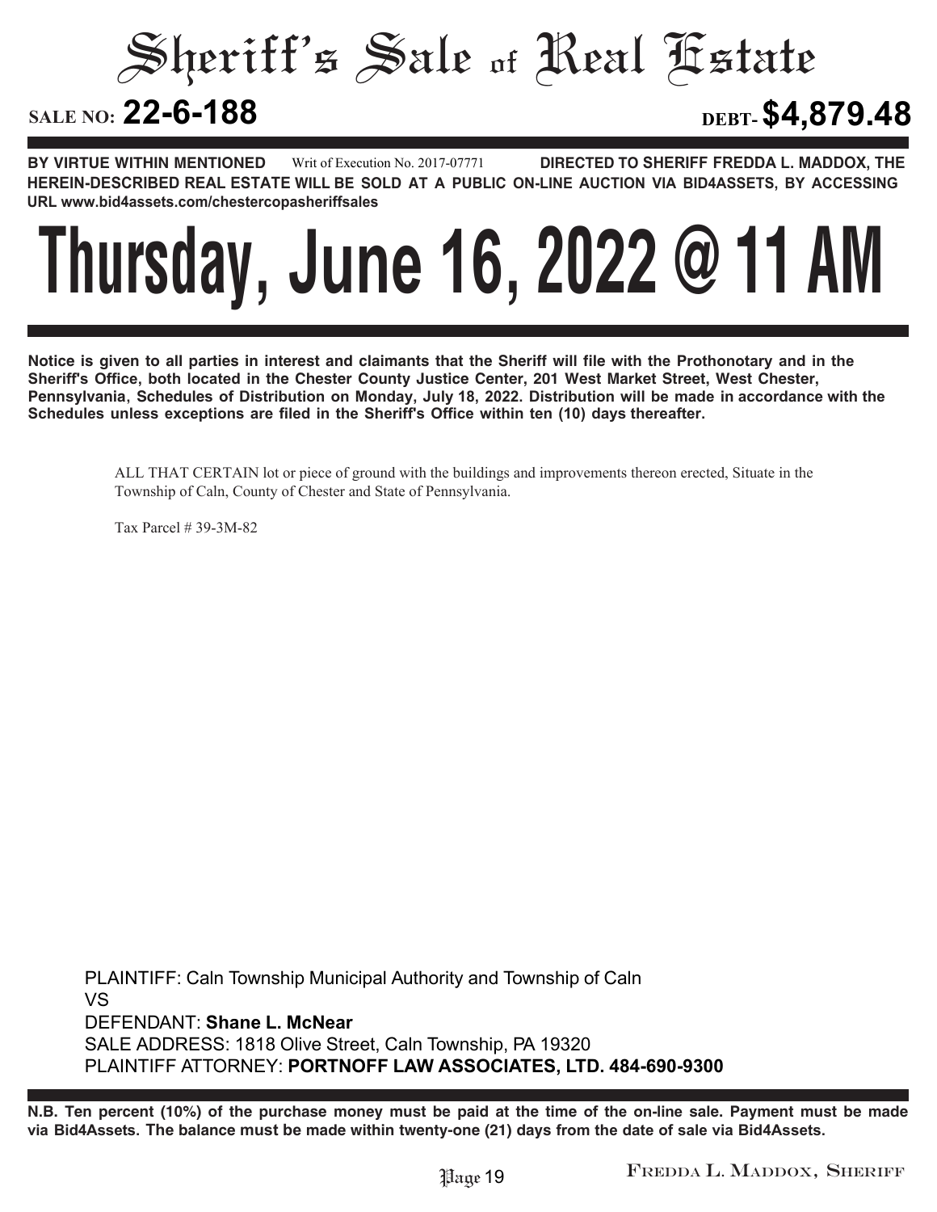# Sheriff's Sale of Real Estate

**SALE NO: 22-6-188** **DEBT- $4,879.48**

**BY VIRTUE WITHIN MENTIONED** Writ of Execution No. 2017-07771 **DIRECTED TO SHERIFF FREDDA L. MADDOX, THE HEREIN-DESCRIBED REAL ESTATE WILL BE SOLD AT A PUBLIC ON-LINE AUCTION VIA BID4ASSETS, BY ACCESSING URL www.bid4assets.com/chestercopasheriffsales**

# Thursday, June 16, 2022 @ 11 AM

**Notice is given to all parties in interest and claimants that the Sheriff will file with the Prothonotary and in the Sheriff's Office, both located in the Chester County Justice Center, 201 West Market Street, West Chester, Pennsylvania, Schedules of Distribution on Monday, July 18, 2022. Distribution will be made in accordance with the Schedules unless exceptions are filed in the Sheriff's Office within ten (10) days thereafter.**

ALL THAT CERTAIN lot or piece of ground with the buildings and improvements thereon erected, Situate in the Township of Caln, County of Chester and State of Pennsylvania.

Tax Parcel # 39-3M-82

PLAINTIFF: Caln Township Municipal Authority and Township of Caln
VS
DEFENDANT: **Shane L. McNear**
SALE ADDRESS: 1818 Olive Street, Caln Township, PA 19320
PLAINTIFF ATTORNEY: **PORTNOFF LAW ASSOCIATES, LTD. 484-690-9300**

**N.B. Ten percent (10%) of the purchase money must be paid at the time of the on-line sale. Payment must be made via Bid4Assets. The balance must be made within twenty-one (21) days from the date of sale via Bid4Assets.**

FREDDA L. MADDOX, SHERIFF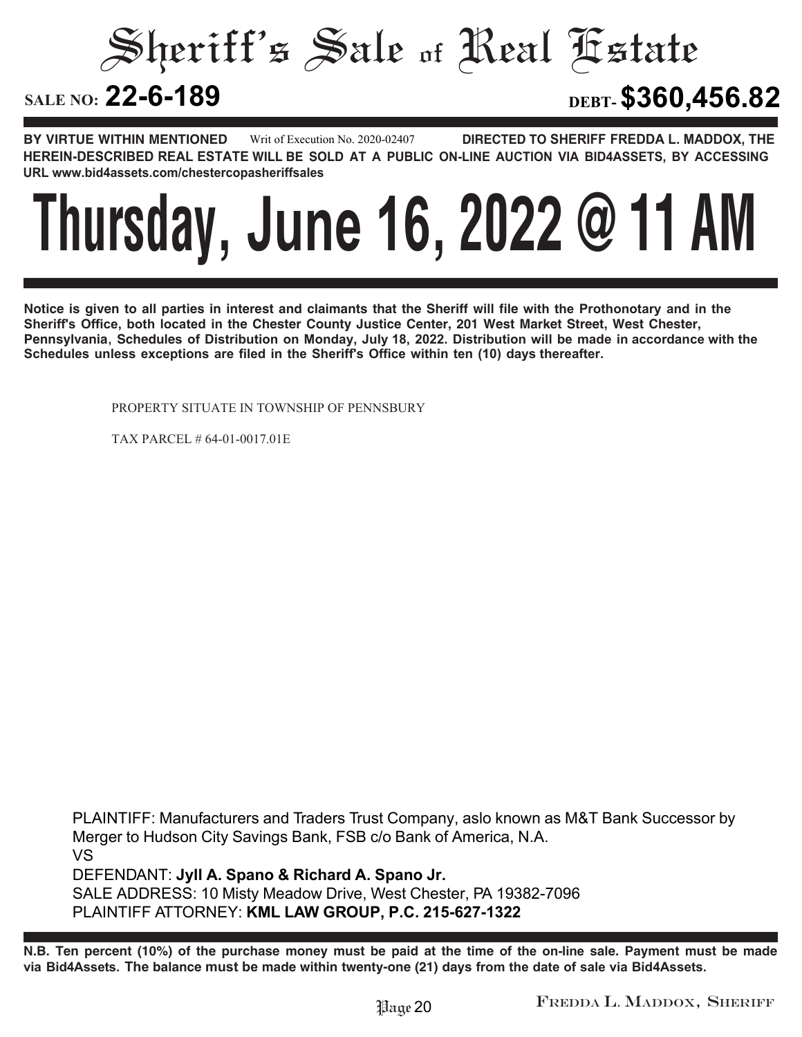# Sheriff's Sale of Real Estate

**SALE NO: 22-6-189** **DEBT- $360,456.82**

**BY VIRTUE WITHIN MENTIONED** Writ of Execution No. 2020-02407 **DIRECTED TO SHERIFF FREDDA L. MADDOX, THE HEREIN-DESCRIBED REAL ESTATE WILL BE SOLD AT A PUBLIC ON-LINE AUCTION VIA BID4ASSETS, BY ACCESSING URL www.bid4assets.com/chestercopasheriffsales**

# Thursday, June 16, 2022 @ 11 AM

**Notice is given to all parties in interest and claimants that the Sheriff will file with the Prothonotary and in the Sheriff's Office, both located in the Chester County Justice Center, 201 West Market Street, West Chester, Pennsylvania, Schedules of Distribution on Monday, July 18, 2022. Distribution will be made in accordance with the Schedules unless exceptions are filed in the Sheriff's Office within ten (10) days thereafter.**

PROPERTY SITUATE IN TOWNSHIP OF PENNSBURY

TAX PARCEL # 64-01-0017.01E

PLAINTIFF: Manufacturers and Traders Trust Company, aslo known as M&T Bank Successor by Merger to Hudson City Savings Bank, FSB c/o Bank of America, N.A.
VS
DEFENDANT: **Jyll A. Spano & Richard A. Spano Jr.**
SALE ADDRESS: 10 Misty Meadow Drive, West Chester, PA 19382-7096
PLAINTIFF ATTORNEY: **KML LAW GROUP, P.C. 215-627-1322**

**N.B. Ten percent (10%) of the purchase money must be paid at the time of the on-line sale. Payment must be made via Bid4Assets. The balance must be made within twenty-one (21) days from the date of sale via Bid4Assets.**

FREDDA L. MADDOX, SHERIFF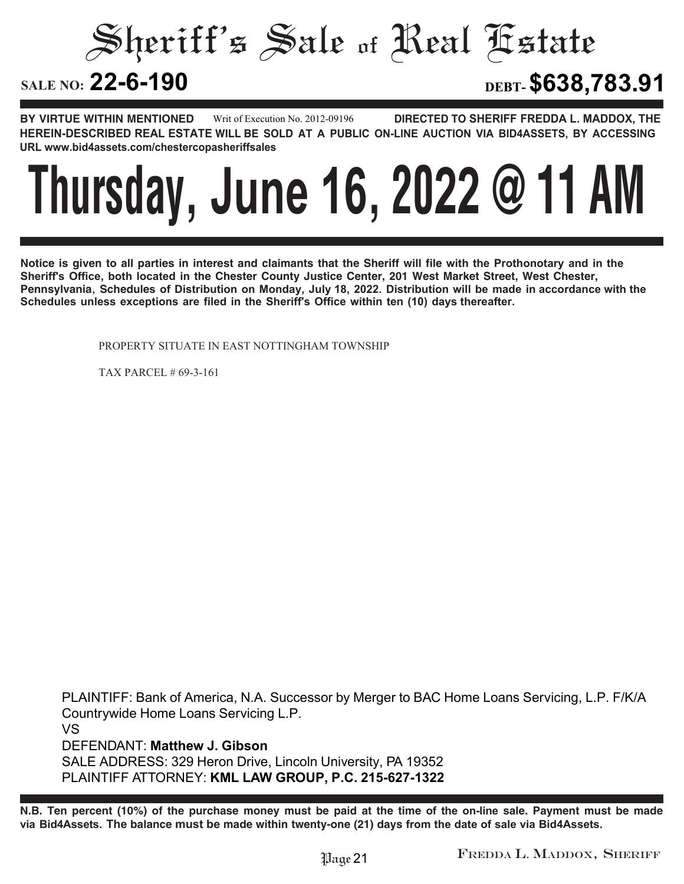# Sheriff's Sale of Real Estate

**SALE NO: 22-6-190** **DEBT- $638,783.91**

**BY VIRTUE WITHIN MENTIONED** Writ of Execution No. 2012-09196 **DIRECTED TO SHERIFF FREDDA L. MADDOX, THE HEREIN-DESCRIBED REAL ESTATE WILL BE SOLD AT A PUBLIC ON-LINE AUCTION VIA BID4ASSETS, BY ACCESSING URL www.bid4assets.com/chestercopasheriffsales**

# Thursday, June 16, 2022 @ 11 AM

**Notice is given to all parties in interest and claimants that the Sheriff will file with the Prothonotary and in the Sheriff's Office, both located in the Chester County Justice Center, 201 West Market Street, West Chester, Pennsylvania, Schedules of Distribution on Monday, July 18, 2022. Distribution will be made in accordance with the Schedules unless exceptions are filed in the Sheriff's Office within ten (10) days thereafter.**

PROPERTY SITUATE IN EAST NOTTINGHAM TOWNSHIP

TAX PARCEL # 69-3-161

PLAINTIFF: Bank of America, N.A. Successor by Merger to BAC Home Loans Servicing, L.P. F/K/A Countrywide Home Loans Servicing L.P.
VS
DEFENDANT: **Matthew J. Gibson**
SALE ADDRESS: 329 Heron Drive, Lincoln University, PA 19352
PLAINTIFF ATTORNEY: **KML LAW GROUP, P.C. 215-627-1322**

**N.B. Ten percent (10%) of the purchase money must be paid at the time of the on-line sale. Payment must be made via Bid4Assets. The balance must be made within twenty-one (21) days from the date of sale via Bid4Assets.**

FREDDA L. MADDOX, SHERIFF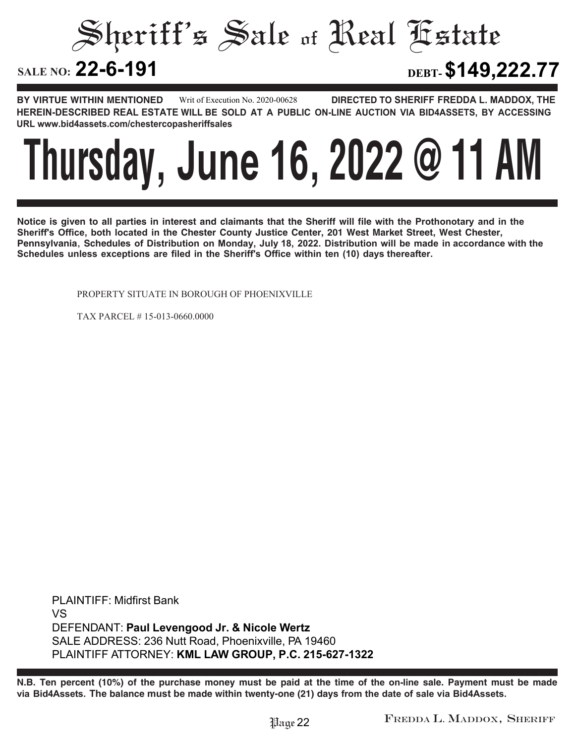# Sheriff's Sale of Real Estate

**SALE NO: 22-6-191** **DEBT- $149,222.77**

**BY VIRTUE WITHIN MENTIONED** Writ of Execution No. 2020-00628 **DIRECTED TO SHERIFF FREDDA L. MADDOX, THE HEREIN-DESCRIBED REAL ESTATE WILL BE SOLD AT A PUBLIC ON-LINE AUCTION VIA BID4ASSETS, BY ACCESSING URL www.bid4assets.com/chestercopasheriffsales**

# Thursday, June 16, 2022 @ 11 AM

**Notice is given to all parties in interest and claimants that the Sheriff will file with the Prothonotary and in the Sheriff's Office, both located in the Chester County Justice Center, 201 West Market Street, West Chester, Pennsylvania, Schedules of Distribution on Monday, July 18, 2022. Distribution will be made in accordance with the Schedules unless exceptions are filed in the Sheriff's Office within ten (10) days thereafter.**

PROPERTY SITUATE IN BOROUGH OF PHOENIXVILLE

TAX PARCEL # 15-013-0660.0000

PLAINTIFF: Midfirst Bank
VS
DEFENDANT: **Paul Levengood Jr. & Nicole Wertz**
SALE ADDRESS: 236 Nutt Road, Phoenixville, PA 19460
PLAINTIFF ATTORNEY: **KML LAW GROUP, P.C. 215-627-1322**

**N.B. Ten percent (10%) of the purchase money must be paid at the time of the on-line sale. Payment must be made via Bid4Assets. The balance must be made within twenty-one (21) days from the date of sale via Bid4Assets.**

FREDDA L. MADDOX, SHERIFF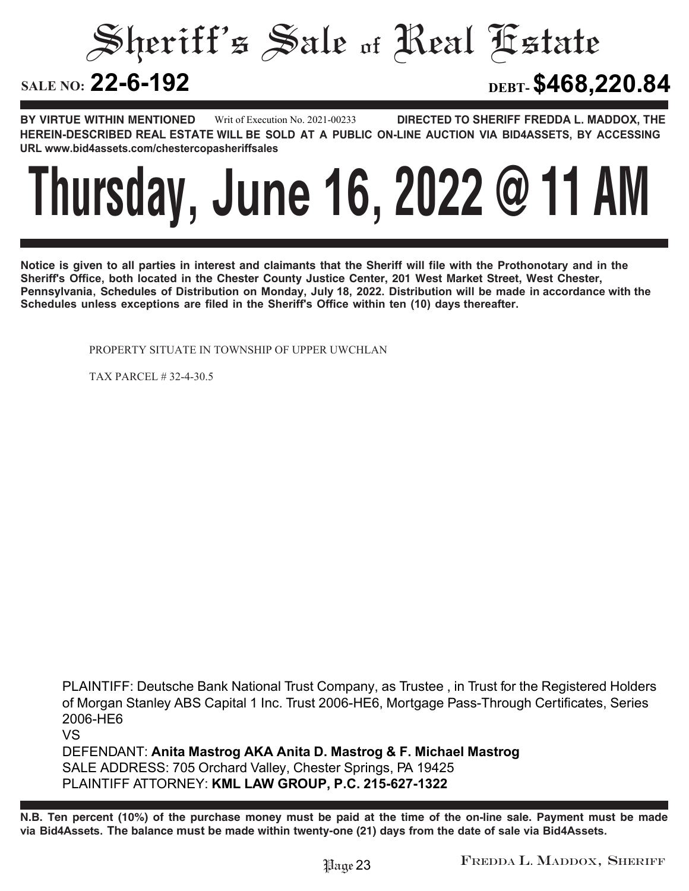# Sheriff's Sale of Real Estate

**SALE NO: 22-6-192** **DEBT- $468,220.84**

**BY VIRTUE WITHIN MENTIONED** Writ of Execution No. 2021-00233 **DIRECTED TO SHERIFF FREDDA L. MADDOX, THE HEREIN-DESCRIBED REAL ESTATE WILL BE SOLD AT A PUBLIC ON-LINE AUCTION VIA BID4ASSETS, BY ACCESSING URL www.bid4assets.com/chestercopasheriffsales**

# Thursday, June 16, 2022 @ 11 AM

**Notice is given to all parties in interest and claimants that the Sheriff will file with the Prothonotary and in the Sheriff's Office, both located in the Chester County Justice Center, 201 West Market Street, West Chester, Pennsylvania, Schedules of Distribution on Monday, July 18, 2022. Distribution will be made in accordance with the Schedules unless exceptions are filed in the Sheriff's Office within ten (10) days thereafter.**

PROPERTY SITUATE IN TOWNSHIP OF UPPER UWCHLAN

TAX PARCEL # 32-4-30.5

PLAINTIFF: Deutsche Bank National Trust Company, as Trustee , in Trust for the Registered Holders of Morgan Stanley ABS Capital 1 Inc. Trust 2006-HE6, Mortgage Pass-Through Certificates, Series 2006-HE6

VS

DEFENDANT: **Anita Mastrog AKA Anita D. Mastrog & F. Michael Mastrog**

SALE ADDRESS: 705 Orchard Valley, Chester Springs, PA 19425

PLAINTIFF ATTORNEY: **KML LAW GROUP, P.C. 215-627-1322**

**N.B. Ten percent (10%) of the purchase money must be paid at the time of the on-line sale. Payment must be made via Bid4Assets. The balance must be made within twenty-one (21) days from the date of sale via Bid4Assets.**

FREDDA L. MADDOX, SHERIFF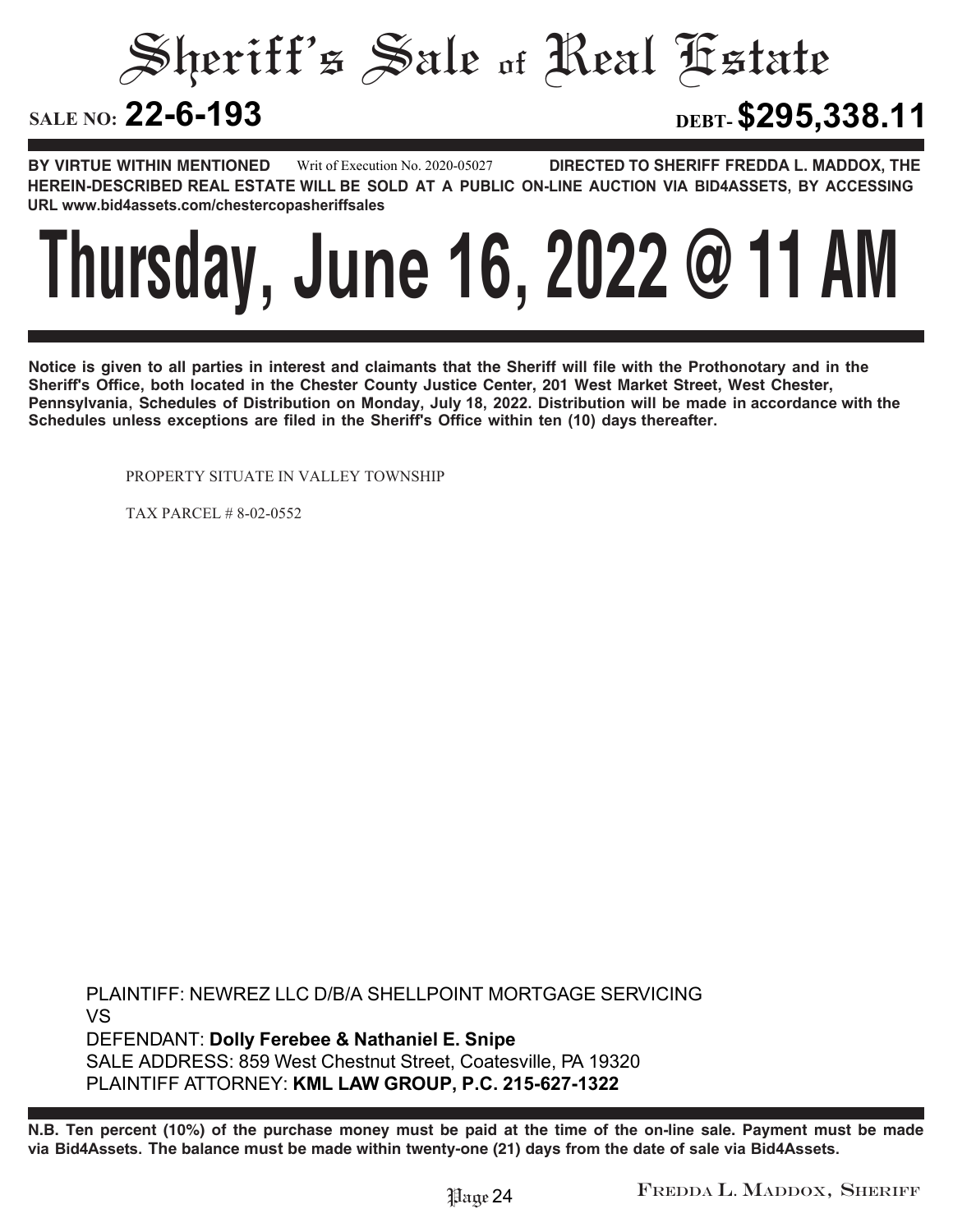# Sheriff's Sale of Real Estate

**SALE NO: 22-6-193** **DEBT- $295,338.11**

**BY VIRTUE WITHIN MENTIONED** Writ of Execution No. 2020-05027 **DIRECTED TO SHERIFF FREDDA L. MADDOX, THE HEREIN-DESCRIBED REAL ESTATE WILL BE SOLD AT A PUBLIC ON-LINE AUCTION VIA BID4ASSETS, BY ACCESSING URL www.bid4assets.com/chestercopasheriffsales**

# Thursday, June 16, 2022 @ 11 AM

**Notice is given to all parties in interest and claimants that the Sheriff will file with the Prothonotary and in the Sheriff's Office, both located in the Chester County Justice Center, 201 West Market Street, West Chester, Pennsylvania, Schedules of Distribution on Monday, July 18, 2022. Distribution will be made in accordance with the Schedules unless exceptions are filed in the Sheriff's Office within ten (10) days thereafter.**

PROPERTY SITUATE IN VALLEY TOWNSHIP

TAX PARCEL # 8-02-0552

PLAINTIFF: NEWREZ LLC D/B/A SHELLPOINT MORTGAGE SERVICING
VS
DEFENDANT: **Dolly Ferebee & Nathaniel E. Snipe**
SALE ADDRESS: 859 West Chestnut Street, Coatesville, PA 19320
PLAINTIFF ATTORNEY: **KML LAW GROUP, P.C. 215-627-1322**

**N.B. Ten percent (10%) of the purchase money must be paid at the time of the on-line sale. Payment must be made via Bid4Assets. The balance must be made within twenty-one (21) days from the date of sale via Bid4Assets.**

FREDDA L. MADDOX, SHERIFF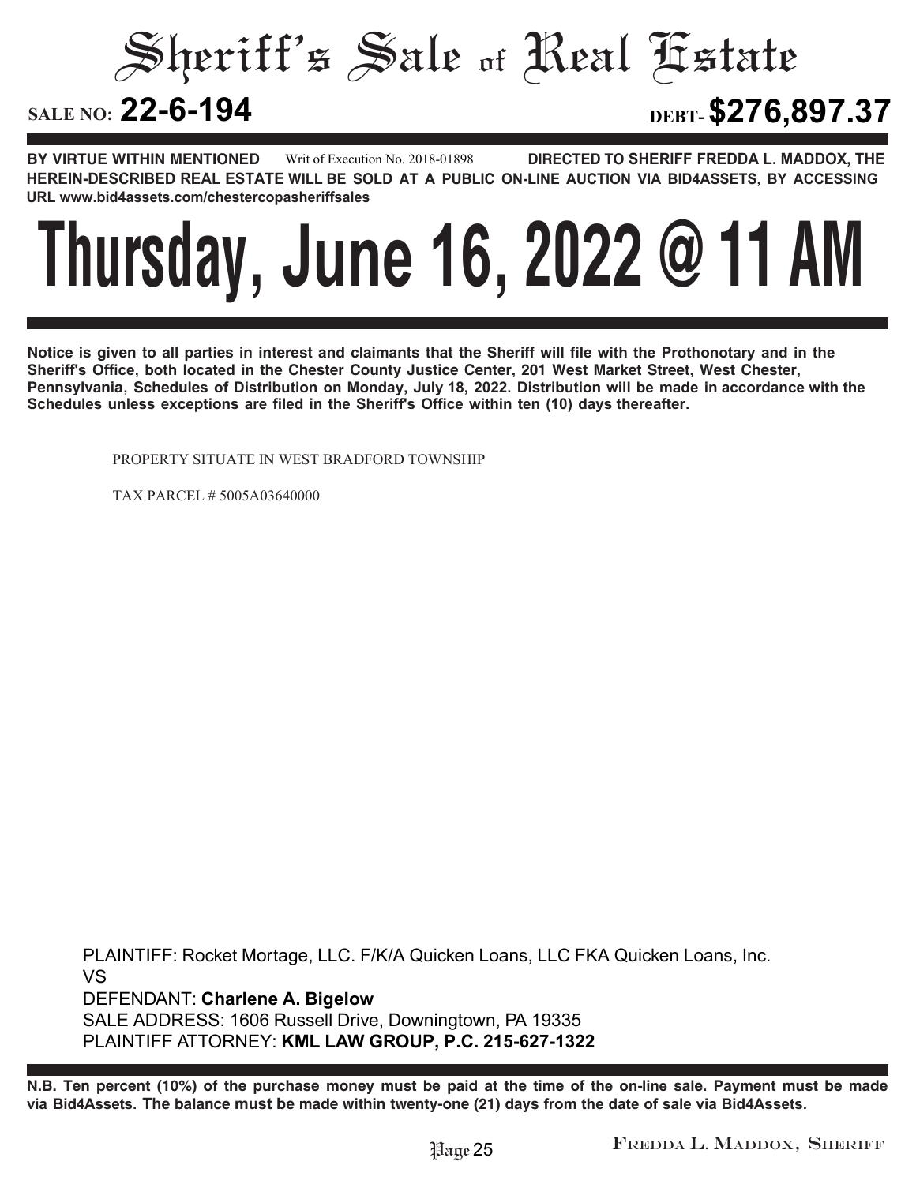# Sheriff's Sale of Real Estate

**SALE NO: 22-6-194** **DEBT- $276,897.37**

**BY VIRTUE WITHIN MENTIONED** Writ of Execution No. 2018-01898 **DIRECTED TO SHERIFF FREDDA L. MADDOX, THE HEREIN-DESCRIBED REAL ESTATE WILL BE SOLD AT A PUBLIC ON-LINE AUCTION VIA BID4ASSETS, BY ACCESSING URL www.bid4assets.com/chestercopasheriffsales**

# Thursday, June 16, 2022 @ 11 AM

**Notice is given to all parties in interest and claimants that the Sheriff will file with the Prothonotary and in the Sheriff's Office, both located in the Chester County Justice Center, 201 West Market Street, West Chester, Pennsylvania, Schedules of Distribution on Monday, July 18, 2022. Distribution will be made in accordance with the Schedules unless exceptions are filed in the Sheriff's Office within ten (10) days thereafter.**

PROPERTY SITUATE IN WEST BRADFORD TOWNSHIP

TAX PARCEL # 5005A03640000

PLAINTIFF: Rocket Mortage, LLC. F/K/A Quicken Loans, LLC FKA Quicken Loans, Inc.
VS
DEFENDANT: **Charlene A. Bigelow**
SALE ADDRESS: 1606 Russell Drive, Downingtown, PA 19335
PLAINTIFF ATTORNEY: **KML LAW GROUP, P.C. 215-627-1322**

**N.B. Ten percent (10%) of the purchase money must be paid at the time of the on-line sale. Payment must be made via Bid4Assets. The balance must be made within twenty-one (21) days from the date of sale via Bid4Assets.**

FREDDA L. MADDOX, SHERIFF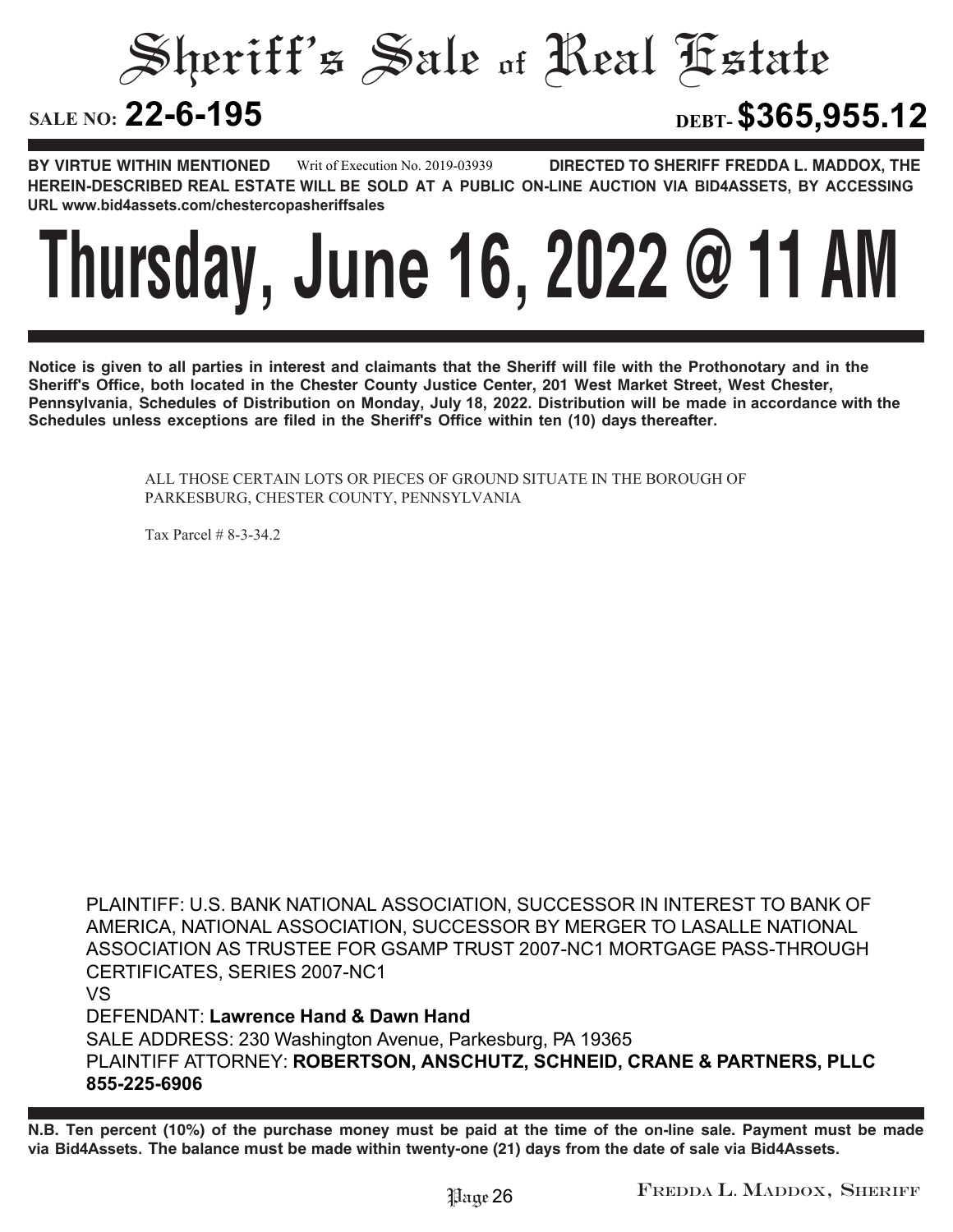# Sheriff's Sale of Real Estate

**SALE NO: 22-6-195** **DEBT- $365,955.12**

**BY VIRTUE WITHIN MENTIONED** Writ of Execution No. 2019-03939 **DIRECTED TO SHERIFF FREDDA L. MADDOX, THE HEREIN-DESCRIBED REAL ESTATE WILL BE SOLD AT A PUBLIC ON-LINE AUCTION VIA BID4ASSETS, BY ACCESSING URL www.bid4assets.com/chestercopasheriffsales**

# Thursday, June 16, 2022 @ 11 AM

**Notice is given to all parties in interest and claimants that the Sheriff will file with the Prothonotary and in the Sheriff's Office, both located in the Chester County Justice Center, 201 West Market Street, West Chester, Pennsylvania, Schedules of Distribution on Monday, July 18, 2022. Distribution will be made in accordance with the Schedules unless exceptions are filed in the Sheriff's Office within ten (10) days thereafter.**

ALL THOSE CERTAIN LOTS OR PIECES OF GROUND SITUATE IN THE BOROUGH OF PARKESBURG, CHESTER COUNTY, PENNSYLVANIA

Tax Parcel # 8-3-34.2

PLAINTIFF: U.S. BANK NATIONAL ASSOCIATION, SUCCESSOR IN INTEREST TO BANK OF AMERICA, NATIONAL ASSOCIATION, SUCCESSOR BY MERGER TO LASALLE NATIONAL ASSOCIATION AS TRUSTEE FOR GSAMP TRUST 2007-NC1 MORTGAGE PASS-THROUGH CERTIFICATES, SERIES 2007-NC1

VS

DEFENDANT: **Lawrence Hand & Dawn Hand**

SALE ADDRESS: 230 Washington Avenue, Parkesburg, PA 19365

PLAINTIFF ATTORNEY: **ROBERTSON, ANSCHUTZ, SCHNEID, CRANE & PARTNERS, PLLC 855-225-6906**

**N.B. Ten percent (10%) of the purchase money must be paid at the time of the on-line sale. Payment must be made via Bid4Assets. The balance must be made within twenty-one (21) days from the date of sale via Bid4Assets.**

FREDDA L. MADDOX, SHERIFF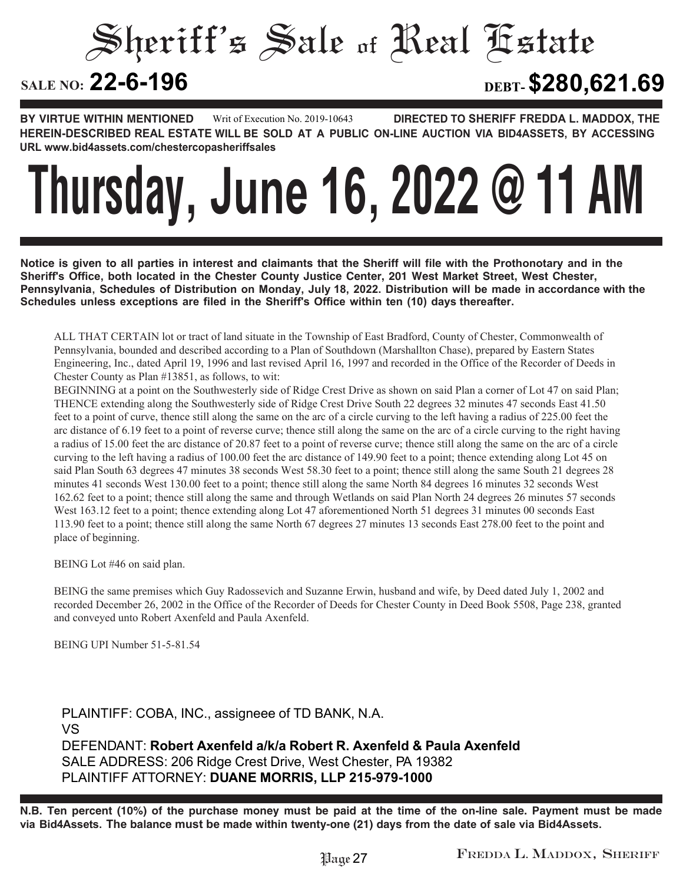# Sheriff's Sale of Real Estate

**SALE NO: 22-6-196** **DEBT- $280,621.69**

**BY VIRTUE WITHIN MENTIONED** Writ of Execution No. 2019-10643 **DIRECTED TO SHERIFF FREDDA L. MADDOX, THE HEREIN-DESCRIBED REAL ESTATE WILL BE SOLD AT A PUBLIC ON-LINE AUCTION VIA BID4ASSETS, BY ACCESSING URL www.bid4assets.com/chestercopasheriffsales**

# Thursday, June 16, 2022 @ 11 AM

**Notice is given to all parties in interest and claimants that the Sheriff will file with the Prothonotary and in the Sheriff's Office, both located in the Chester County Justice Center, 201 West Market Street, West Chester, Pennsylvania, Schedules of Distribution on Monday, July 18, 2022. Distribution will be made in accordance with the Schedules unless exceptions are filed in the Sheriff's Office within ten (10) days thereafter.**

ALL THAT CERTAIN lot or tract of land situate in the Township of East Bradford, County of Chester, Commonwealth of Pennsylvania, bounded and described according to a Plan of Southdown (Marshallton Chase), prepared by Eastern States Engineering, Inc., dated April 19, 1996 and last revised April 16, 1997 and recorded in the Office of the Recorder of Deeds in Chester County as Plan #13851, as follows, to wit:

BEGINNING at a point on the Southwesterly side of Ridge Crest Drive as shown on said Plan a corner of Lot 47 on said Plan; THENCE extending along the Southwesterly side of Ridge Crest Drive South 22 degrees 32 minutes 47 seconds East 41.50 feet to a point of curve, thence still along the same on the arc of a circle curving to the left having a radius of 225.00 feet the arc distance of 6.19 feet to a point of reverse curve; thence still along the same on the arc of a circle curving to the right having a radius of 15.00 feet the arc distance of 20.87 feet to a point of reverse curve; thence still along the same on the arc of a circle curving to the left having a radius of 100.00 feet the arc distance of 149.90 feet to a point; thence extending along Lot 45 on said Plan South 63 degrees 47 minutes 38 seconds West 58.30 feet to a point; thence still along the same South 21 degrees 28 minutes 41 seconds West 130.00 feet to a point; thence still along the same North 84 degrees 16 minutes 32 seconds West 162.62 feet to a point; thence still along the same and through Wetlands on said Plan North 24 degrees 26 minutes 57 seconds West 163.12 feet to a point; thence extending along Lot 47 aforementioned North 51 degrees 31 minutes 00 seconds East 113.90 feet to a point; thence still along the same North 67 degrees 27 minutes 13 seconds East 278.00 feet to the point and place of beginning.

BEING Lot #46 on said plan.

BEING the same premises which Guy Radossevich and Suzanne Erwin, husband and wife, by Deed dated July 1, 2002 and recorded December 26, 2002 in the Office of the Recorder of Deeds for Chester County in Deed Book 5508, Page 238, granted and conveyed unto Robert Axenfeld and Paula Axenfeld.

BEING UPI Number 51-5-81.54

PLAINTIFF: COBA, INC., assigneee of TD BANK, N.A.
VS
DEFENDANT: **Robert Axenfeld a/k/a Robert R. Axenfeld & Paula Axenfeld**
SALE ADDRESS: 206 Ridge Crest Drive, West Chester, PA 19382
PLAINTIFF ATTORNEY: **DUANE MORRIS, LLP 215-979-1000**

**N.B. Ten percent (10%) of the purchase money must be paid at the time of the on-line sale. Payment must be made via Bid4Assets. The balance must be made within twenty-one (21) days from the date of sale via Bid4Assets.**

FREDDA L. MADDOX, SHERIFF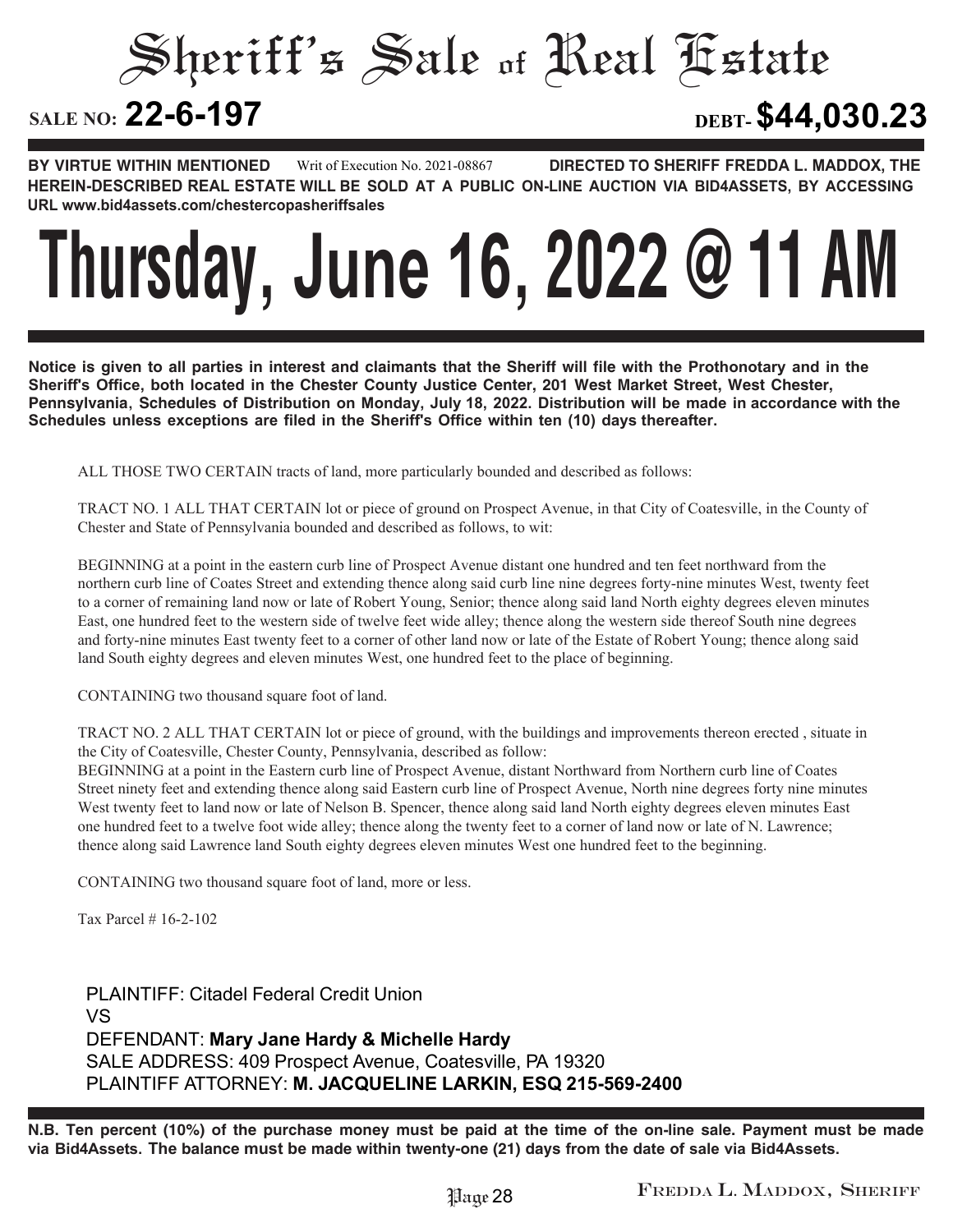# Sheriff's Sale of Real Estate

**SALE NO: 22-6-197** **DEBT- $44,030.23**

**BY VIRTUE WITHIN MENTIONED** Writ of Execution No. 2021-08867 **DIRECTED TO SHERIFF FREDDA L. MADDOX, THE HEREIN-DESCRIBED REAL ESTATE WILL BE SOLD AT A PUBLIC ON-LINE AUCTION VIA BID4ASSETS, BY ACCESSING URL www.bid4assets.com/chestercopasheriffsales**

# Thursday, June 16, 2022 @ 11 AM

**Notice is given to all parties in interest and claimants that the Sheriff will file with the Prothonotary and in the Sheriff's Office, both located in the Chester County Justice Center, 201 West Market Street, West Chester, Pennsylvania, Schedules of Distribution on Monday, July 18, 2022. Distribution will be made in accordance with the Schedules unless exceptions are filed in the Sheriff's Office within ten (10) days thereafter.**

ALL THOSE TWO CERTAIN tracts of land, more particularly bounded and described as follows:

TRACT NO. 1 ALL THAT CERTAIN lot or piece of ground on Prospect Avenue, in that City of Coatesville, in the County of Chester and State of Pennsylvania bounded and described as follows, to wit:

BEGINNING at a point in the eastern curb line of Prospect Avenue distant one hundred and ten feet northward from the northern curb line of Coates Street and extending thence along said curb line nine degrees forty-nine minutes West, twenty feet to a corner of remaining land now or late of Robert Young, Senior; thence along said land North eighty degrees eleven minutes East, one hundred feet to the western side of twelve feet wide alley; thence along the western side thereof South nine degrees and forty-nine minutes East twenty feet to a corner of other land now or late of the Estate of Robert Young; thence along said land South eighty degrees and eleven minutes West, one hundred feet to the place of beginning.

CONTAINING two thousand square foot of land.

TRACT NO. 2 ALL THAT CERTAIN lot or piece of ground, with the buildings and improvements thereon erected , situate in the City of Coatesville, Chester County, Pennsylvania, described as follow:
BEGINNING at a point in the Eastern curb line of Prospect Avenue, distant Northward from Northern curb line of Coates Street ninety feet and extending thence along said Eastern curb line of Prospect Avenue, North nine degrees forty nine minutes West twenty feet to land now or late of Nelson B. Spencer, thence along said land North eighty degrees eleven minutes East one hundred feet to a twelve foot wide alley; thence along the twenty feet to a corner of land now or late of N. Lawrence; thence along said Lawrence land South eighty degrees eleven minutes West one hundred feet to the beginning.

CONTAINING two thousand square foot of land, more or less.

Tax Parcel # 16-2-102

PLAINTIFF: Citadel Federal Credit Union
VS
DEFENDANT: **Mary Jane Hardy & Michelle Hardy**
SALE ADDRESS: 409 Prospect Avenue, Coatesville, PA 19320
PLAINTIFF ATTORNEY: **M. JACQUELINE LARKIN, ESQ 215-569-2400**

**N.B. Ten percent (10%) of the purchase money must be paid at the time of the on-line sale. Payment must be made via Bid4Assets. The balance must be made within twenty-one (21) days from the date of sale via Bid4Assets.**

FREDDA L. MADDOX, SHERIFF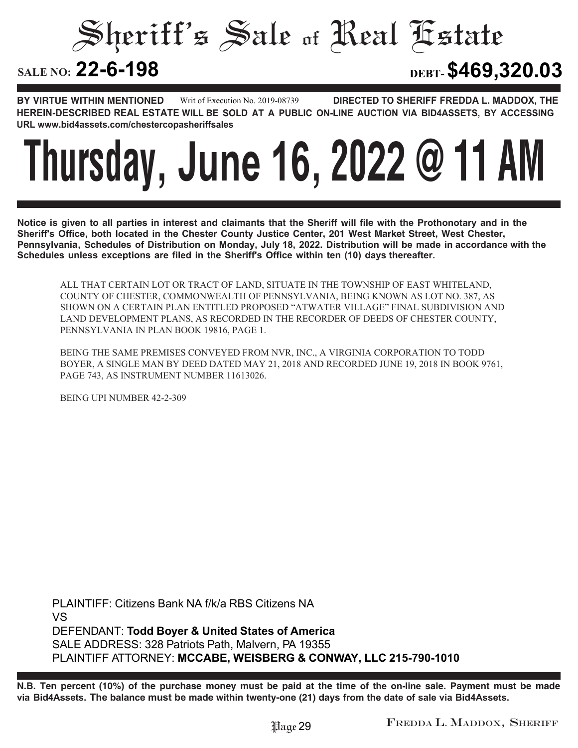# Sheriff's Sale of Real Estate

**SALE NO: 22-6-198** **DEBT- $469,320.03**

**BY VIRTUE WITHIN MENTIONED** Writ of Execution No. 2019-08739 **DIRECTED TO SHERIFF FREDDA L. MADDOX, THE HEREIN-DESCRIBED REAL ESTATE WILL BE SOLD AT A PUBLIC ON-LINE AUCTION VIA BID4ASSETS, BY ACCESSING URL www.bid4assets.com/chestercopasheriffsales**

# Thursday, June 16, 2022 @ 11 AM

**Notice is given to all parties in interest and claimants that the Sheriff will file with the Prothonotary and in the Sheriff's Office, both located in the Chester County Justice Center, 201 West Market Street, West Chester, Pennsylvania, Schedules of Distribution on Monday, July 18, 2022. Distribution will be made in accordance with the Schedules unless exceptions are filed in the Sheriff's Office within ten (10) days thereafter.**

ALL THAT CERTAIN LOT OR TRACT OF LAND, SITUATE IN THE TOWNSHIP OF EAST WHITELAND, COUNTY OF CHESTER, COMMONWEALTH OF PENNSYLVANIA, BEING KNOWN AS LOT NO. 387, AS SHOWN ON A CERTAIN PLAN ENTITLED PROPOSED "ATWATER VILLAGE" FINAL SUBDIVISION AND LAND DEVELOPMENT PLANS, AS RECORDED IN THE RECORDER OF DEEDS OF CHESTER COUNTY, PENNSYLVANIA IN PLAN BOOK 19816, PAGE 1.

BEING THE SAME PREMISES CONVEYED FROM NVR, INC., A VIRGINIA CORPORATION TO TODD BOYER, A SINGLE MAN BY DEED DATED MAY 21, 2018 AND RECORDED JUNE 19, 2018 IN BOOK 9761, PAGE 743, AS INSTRUMENT NUMBER 11613026.

BEING UPI NUMBER 42-2-309

PLAINTIFF: Citizens Bank NA f/k/a RBS Citizens NA
VS
DEFENDANT: **Todd Boyer & United States of America**
SALE ADDRESS: 328 Patriots Path, Malvern, PA 19355
PLAINTIFF ATTORNEY: **MCCABE, WEISBERG & CONWAY, LLC 215-790-1010**

**N.B. Ten percent (10%) of the purchase money must be paid at the time of the on-line sale. Payment must be made via Bid4Assets. The balance must be made within twenty-one (21) days from the date of sale via Bid4Assets.**

FREDDA L. MADDOX, SHERIFF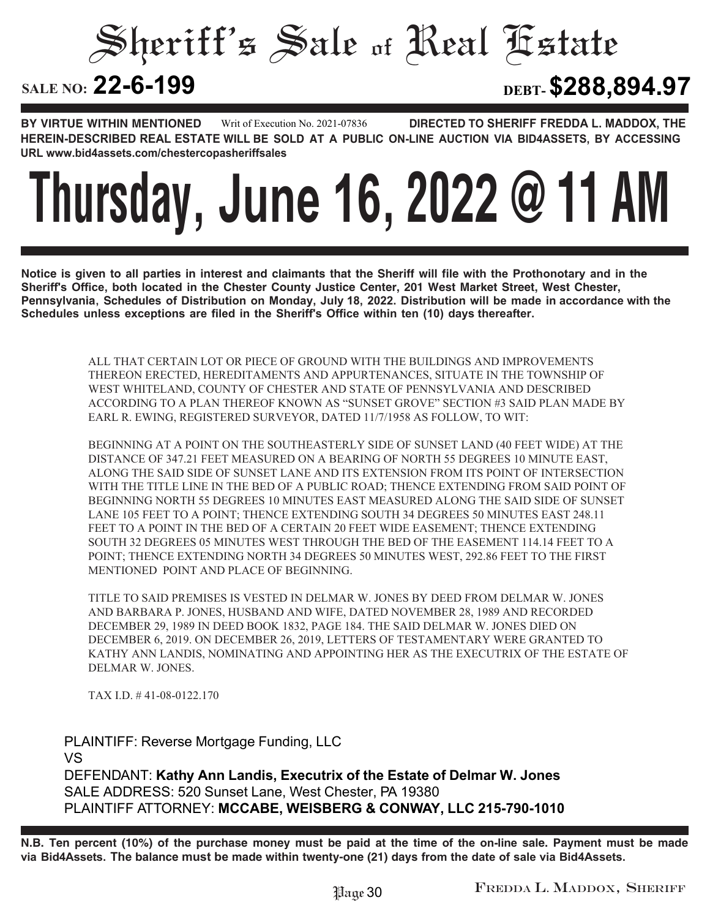# Sheriff's Sale of Real Estate

**SALE NO: 22-6-199** **DEBT- $288,894.97**

**BY VIRTUE WITHIN MENTIONED** Writ of Execution No. 2021-07836 **DIRECTED TO SHERIFF FREDDA L. MADDOX, THE HEREIN-DESCRIBED REAL ESTATE WILL BE SOLD AT A PUBLIC ON-LINE AUCTION VIA BID4ASSETS, BY ACCESSING URL www.bid4assets.com/chestercopasheriffsales**

# Thursday, June 16, 2022 @ 11 AM

**Notice is given to all parties in interest and claimants that the Sheriff will file with the Prothonotary and in the Sheriff's Office, both located in the Chester County Justice Center, 201 West Market Street, West Chester, Pennsylvania, Schedules of Distribution on Monday, July 18, 2022. Distribution will be made in accordance with the Schedules unless exceptions are filed in the Sheriff's Office within ten (10) days thereafter.**

ALL THAT CERTAIN LOT OR PIECE OF GROUND WITH THE BUILDINGS AND IMPROVEMENTS THEREON ERECTED, HEREDITAMENTS AND APPURTENANCES, SITUATE IN THE TOWNSHIP OF WEST WHITELAND, COUNTY OF CHESTER AND STATE OF PENNSYLVANIA AND DESCRIBED ACCORDING TO A PLAN THEREOF KNOWN AS "SUNSET GROVE" SECTION #3 SAID PLAN MADE BY EARL R. EWING, REGISTERED SURVEYOR, DATED 11/7/1958 AS FOLLOW, TO WIT:

BEGINNING AT A POINT ON THE SOUTHEASTERLY SIDE OF SUNSET LAND (40 FEET WIDE) AT THE DISTANCE OF 347.21 FEET MEASURED ON A BEARING OF NORTH 55 DEGREES 10 MINUTE EAST, ALONG THE SAID SIDE OF SUNSET LANE AND ITS EXTENSION FROM ITS POINT OF INTERSECTION WITH THE TITLE LINE IN THE BED OF A PUBLIC ROAD; THENCE EXTENDING FROM SAID POINT OF BEGINNING NORTH 55 DEGREES 10 MINUTES EAST MEASURED ALONG THE SAID SIDE OF SUNSET LANE 105 FEET TO A POINT; THENCE EXTENDING SOUTH 34 DEGREES 50 MINUTES EAST 248.11 FEET TO A POINT IN THE BED OF A CERTAIN 20 FEET WIDE EASEMENT; THENCE EXTENDING SOUTH 32 DEGREES 05 MINUTES WEST THROUGH THE BED OF THE EASEMENT 114.14 FEET TO A POINT; THENCE EXTENDING NORTH 34 DEGREES 50 MINUTES WEST, 292.86 FEET TO THE FIRST MENTIONED POINT AND PLACE OF BEGINNING.

TITLE TO SAID PREMISES IS VESTED IN DELMAR W. JONES BY DEED FROM DELMAR W. JONES AND BARBARA P. JONES, HUSBAND AND WIFE, DATED NOVEMBER 28, 1989 AND RECORDED DECEMBER 29, 1989 IN DEED BOOK 1832, PAGE 184. THE SAID DELMAR W. JONES DIED ON DECEMBER 6, 2019. ON DECEMBER 26, 2019, LETTERS OF TESTAMENTARY WERE GRANTED TO KATHY ANN LANDIS, NOMINATING AND APPOINTING HER AS THE EXECUTRIX OF THE ESTATE OF DELMAR W. JONES.

TAX I.D. # 41-08-0122.170

PLAINTIFF: Reverse Mortgage Funding, LLC
VS
DEFENDANT: **Kathy Ann Landis, Executrix of the Estate of Delmar W. Jones**
SALE ADDRESS: 520 Sunset Lane, West Chester, PA 19380
PLAINTIFF ATTORNEY: **MCCABE, WEISBERG & CONWAY, LLC 215-790-1010**

**N.B. Ten percent (10%) of the purchase money must be paid at the time of the on-line sale. Payment must be made via Bid4Assets. The balance must be made within twenty-one (21) days from the date of sale via Bid4Assets.**

FREDDA L. MADDOX, SHERIFF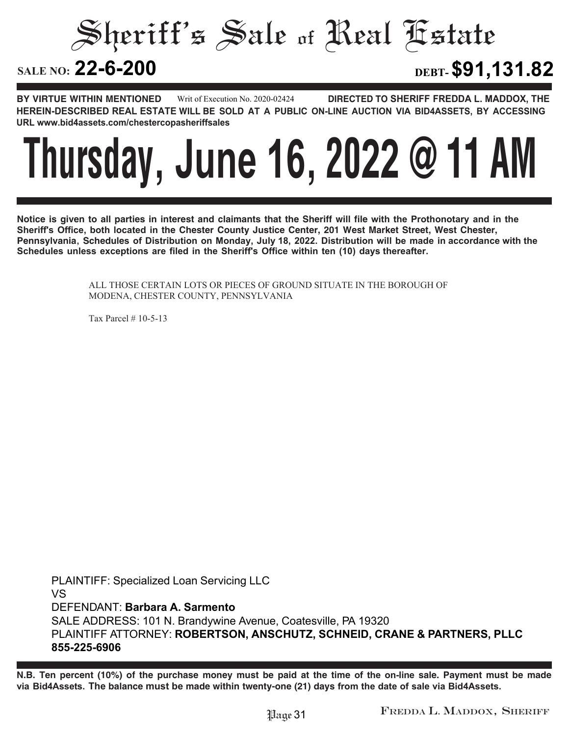# Sheriff's Sale of Real Estate

**SALE NO: 22-6-200** **DEBT- $91,131.82**

**BY VIRTUE WITHIN MENTIONED** Writ of Execution No. 2020-02424 **DIRECTED TO SHERIFF FREDDA L. MADDOX, THE HEREIN-DESCRIBED REAL ESTATE WILL BE SOLD AT A PUBLIC ON-LINE AUCTION VIA BID4ASSETS, BY ACCESSING URL www.bid4assets.com/chestercopasheriffsales**

# Thursday, June 16, 2022 @ 11 AM

**Notice is given to all parties in interest and claimants that the Sheriff will file with the Prothonotary and in the Sheriff's Office, both located in the Chester County Justice Center, 201 West Market Street, West Chester, Pennsylvania, Schedules of Distribution on Monday, July 18, 2022. Distribution will be made in accordance with the Schedules unless exceptions are filed in the Sheriff's Office within ten (10) days thereafter.**

ALL THOSE CERTAIN LOTS OR PIECES OF GROUND SITUATE IN THE BOROUGH OF MODENA, CHESTER COUNTY, PENNSYLVANIA

Tax Parcel # 10-5-13

PLAINTIFF: Specialized Loan Servicing LLC
VS
DEFENDANT: **Barbara A. Sarmento**
SALE ADDRESS: 101 N. Brandywine Avenue, Coatesville, PA 19320
PLAINTIFF ATTORNEY: **ROBERTSON, ANSCHUTZ, SCHNEID, CRANE & PARTNERS, PLLC 855-225-6906**

**N.B. Ten percent (10%) of the purchase money must be paid at the time of the on-line sale. Payment must be made via Bid4Assets. The balance must be made within twenty-one (21) days from the date of sale via Bid4Assets.**

FREDDA L. MADDOX, SHERIFF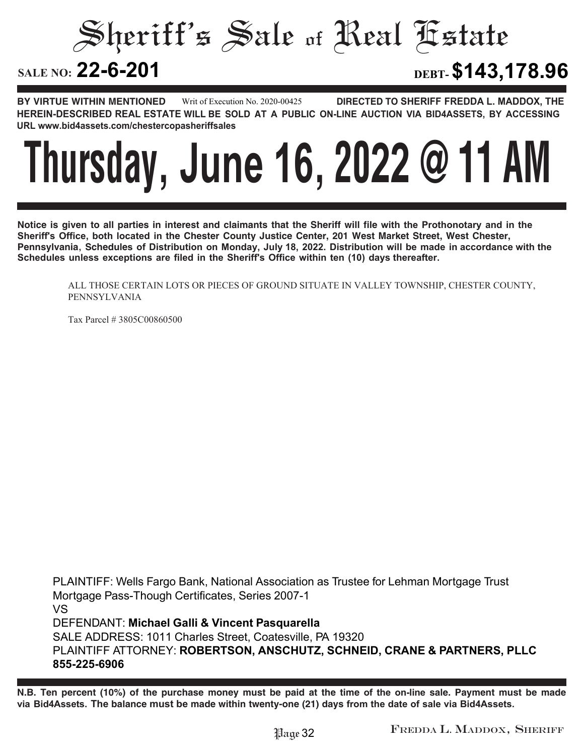# Sheriff's Sale of Real Estate

**SALE NO: 22-6-201** **DEBT- $143,178.96**

**BY VIRTUE WITHIN MENTIONED** Writ of Execution No. 2020-00425 **DIRECTED TO SHERIFF FREDDA L. MADDOX, THE HEREIN-DESCRIBED REAL ESTATE WILL BE SOLD AT A PUBLIC ON-LINE AUCTION VIA BID4ASSETS, BY ACCESSING URL www.bid4assets.com/chestercopasheriffsales**

# Thursday, June 16, 2022 @ 11 AM

**Notice is given to all parties in interest and claimants that the Sheriff will file with the Prothonotary and in the Sheriff's Office, both located in the Chester County Justice Center, 201 West Market Street, West Chester, Pennsylvania, Schedules of Distribution on Monday, July 18, 2022. Distribution will be made in accordance with the Schedules unless exceptions are filed in the Sheriff's Office within ten (10) days thereafter.**

ALL THOSE CERTAIN LOTS OR PIECES OF GROUND SITUATE IN VALLEY TOWNSHIP, CHESTER COUNTY, PENNSYLVANIA

Tax Parcel # 3805C00860500

PLAINTIFF: Wells Fargo Bank, National Association as Trustee for Lehman Mortgage Trust Mortgage Pass-Though Certificates, Series 2007-1
VS
DEFENDANT: **Michael Galli & Vincent Pasquarella**
SALE ADDRESS: 1011 Charles Street, Coatesville, PA 19320
PLAINTIFF ATTORNEY: **ROBERTSON, ANSCHUTZ, SCHNEID, CRANE & PARTNERS, PLLC 855-225-6906**

**N.B. Ten percent (10%) of the purchase money must be paid at the time of the on-line sale. Payment must be made via Bid4Assets. The balance must be made within twenty-one (21) days from the date of sale via Bid4Assets.**

FREDDA L. MADDOX, SHERIFF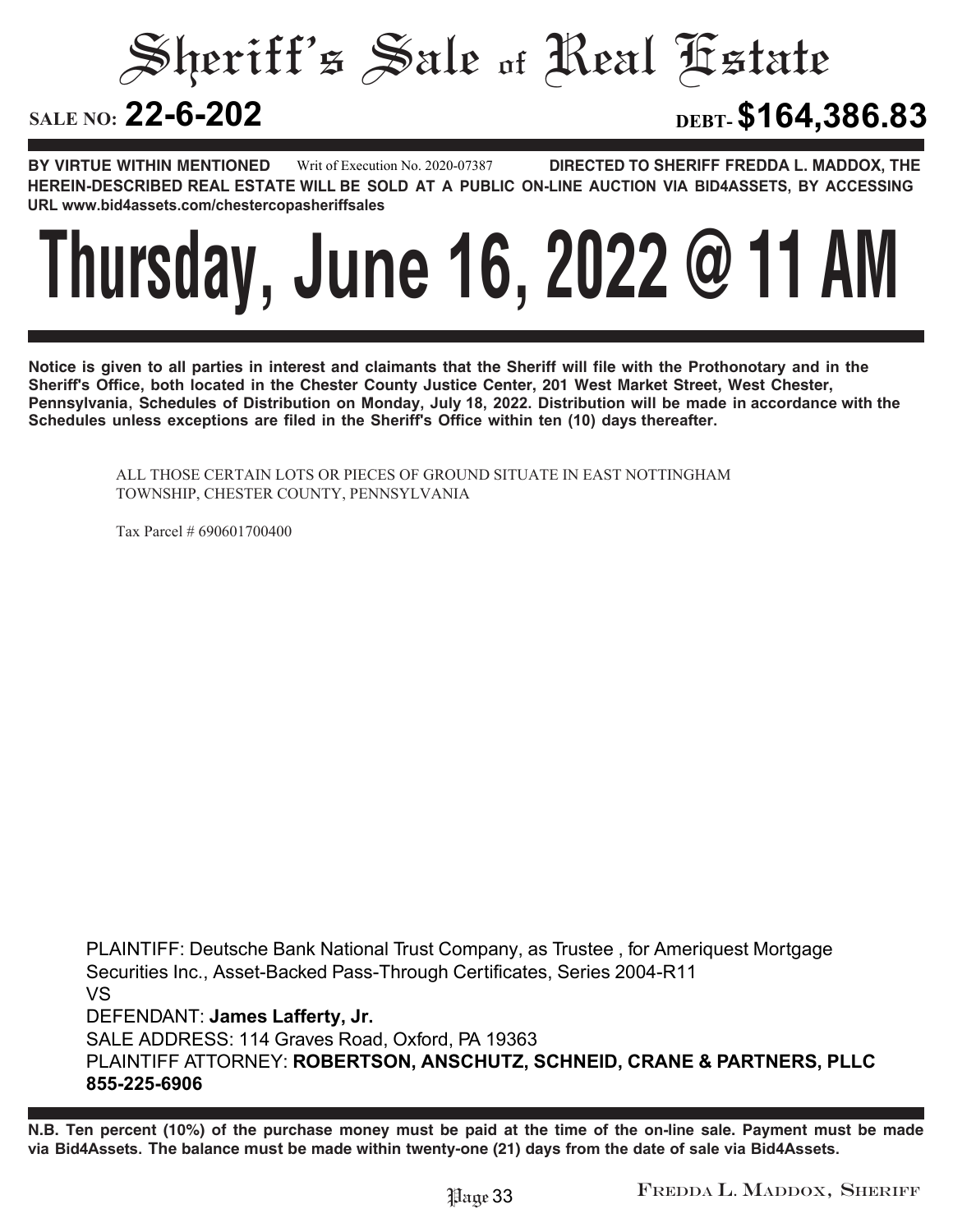# Sheriff's Sale of Real Estate

**SALE NO: 22-6-202** **DEBT- $164,386.83**

**BY VIRTUE WITHIN MENTIONED** Writ of Execution No. 2020-07387 **DIRECTED TO SHERIFF FREDDA L. MADDOX, THE HEREIN-DESCRIBED REAL ESTATE WILL BE SOLD AT A PUBLIC ON-LINE AUCTION VIA BID4ASSETS, BY ACCESSING URL www.bid4assets.com/chestercopasheriffsales**

# Thursday, June 16, 2022 @ 11 AM

**Notice is given to all parties in interest and claimants that the Sheriff will file with the Prothonotary and in the Sheriff's Office, both located in the Chester County Justice Center, 201 West Market Street, West Chester, Pennsylvania, Schedules of Distribution on Monday, July 18, 2022. Distribution will be made in accordance with the Schedules unless exceptions are filed in the Sheriff's Office within ten (10) days thereafter.**

ALL THOSE CERTAIN LOTS OR PIECES OF GROUND SITUATE IN EAST NOTTINGHAM TOWNSHIP, CHESTER COUNTY, PENNSYLVANIA

Tax Parcel # 690601700400

PLAINTIFF: Deutsche Bank National Trust Company, as Trustee , for Ameriquest Mortgage Securities Inc., Asset-Backed Pass-Through Certificates, Series 2004-R11
VS
DEFENDANT: **James Lafferty, Jr.**
SALE ADDRESS: 114 Graves Road, Oxford, PA 19363
PLAINTIFF ATTORNEY: **ROBERTSON, ANSCHUTZ, SCHNEID, CRANE & PARTNERS, PLLC 855-225-6906**

**N.B. Ten percent (10%) of the purchase money must be paid at the time of the on-line sale. Payment must be made via Bid4Assets. The balance must be made within twenty-one (21) days from the date of sale via Bid4Assets.**

FREDDA L. MADDOX, SHERIFF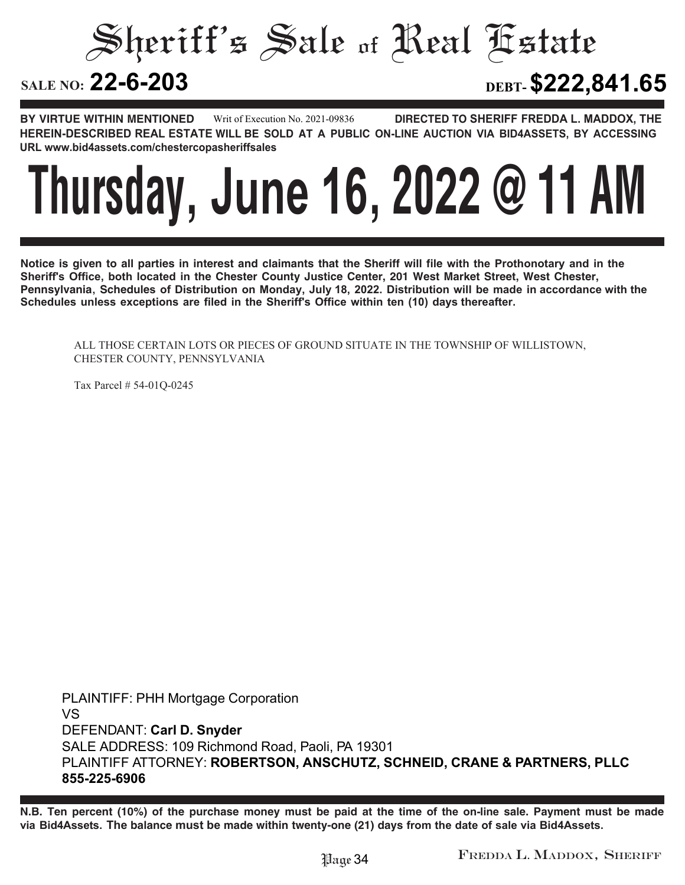# Sheriff's Sale of Real Estate

**SALE NO: 22-6-203** **DEBT- $222,841.65**

**BY VIRTUE WITHIN MENTIONED** Writ of Execution No. 2021-09836 **DIRECTED TO SHERIFF FREDDA L. MADDOX, THE HEREIN-DESCRIBED REAL ESTATE WILL BE SOLD AT A PUBLIC ON-LINE AUCTION VIA BID4ASSETS, BY ACCESSING URL www.bid4assets.com/chestercopasheriffsales**

# Thursday, June 16, 2022 @ 11 AM

**Notice is given to all parties in interest and claimants that the Sheriff will file with the Prothonotary and in the Sheriff's Office, both located in the Chester County Justice Center, 201 West Market Street, West Chester, Pennsylvania, Schedules of Distribution on Monday, July 18, 2022. Distribution will be made in accordance with the Schedules unless exceptions are filed in the Sheriff's Office within ten (10) days thereafter.**

ALL THOSE CERTAIN LOTS OR PIECES OF GROUND SITUATE IN THE TOWNSHIP OF WILLISTOWN, CHESTER COUNTY, PENNSYLVANIA

Tax Parcel # 54-01Q-0245

PLAINTIFF: PHH Mortgage Corporation
VS
DEFENDANT: **Carl D. Snyder**
SALE ADDRESS: 109 Richmond Road, Paoli, PA 19301
PLAINTIFF ATTORNEY: **ROBERTSON, ANSCHUTZ, SCHNEID, CRANE & PARTNERS, PLLC 855-225-6906**

**N.B. Ten percent (10%) of the purchase money must be paid at the time of the on-line sale. Payment must be made via Bid4Assets. The balance must be made within twenty-one (21) days from the date of sale via Bid4Assets.**

FREDDA L. MADDOX, SHERIFF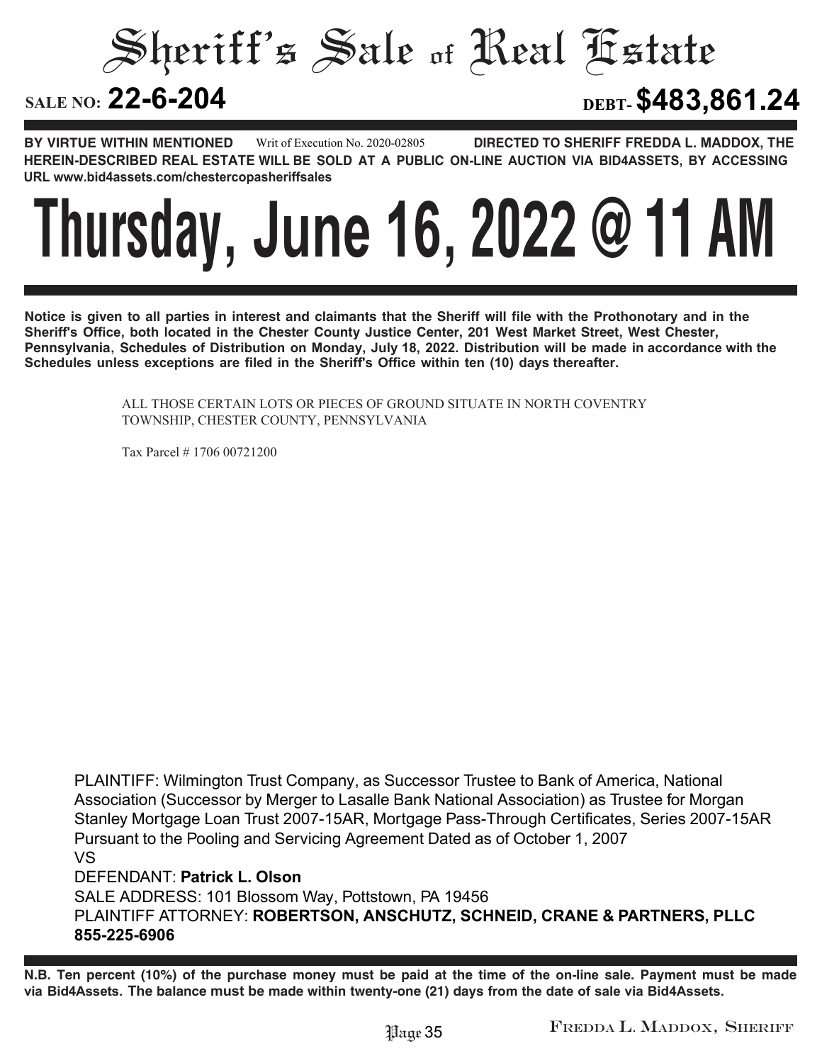# Sheriff's Sale of Real Estate

**SALE NO: 22-6-204** **DEBT- $483,861.24**

**BY VIRTUE WITHIN MENTIONED** Writ of Execution No. 2020-02805 **DIRECTED TO SHERIFF FREDDA L. MADDOX, THE HEREIN-DESCRIBED REAL ESTATE WILL BE SOLD AT A PUBLIC ON-LINE AUCTION VIA BID4ASSETS, BY ACCESSING URL www.bid4assets.com/chestercopasheriffsales**

# Thursday, June 16, 2022 @ 11 AM

**Notice is given to all parties in interest and claimants that the Sheriff will file with the Prothonotary and in the Sheriff's Office, both located in the Chester County Justice Center, 201 West Market Street, West Chester, Pennsylvania, Schedules of Distribution on Monday, July 18, 2022. Distribution will be made in accordance with the Schedules unless exceptions are filed in the Sheriff's Office within ten (10) days thereafter.**

ALL THOSE CERTAIN LOTS OR PIECES OF GROUND SITUATE IN NORTH COVENTRY TOWNSHIP, CHESTER COUNTY, PENNSYLVANIA

Tax Parcel # 1706 00721200

PLAINTIFF: Wilmington Trust Company, as Successor Trustee to Bank of America, National Association (Successor by Merger to Lasalle Bank National Association) as Trustee for Morgan Stanley Mortgage Loan Trust 2007-15AR, Mortgage Pass-Through Certificates, Series 2007-15AR Pursuant to the Pooling and Servicing Agreement Dated as of October 1, 2007
VS
DEFENDANT: **Patrick L. Olson**
SALE ADDRESS: 101 Blossom Way, Pottstown, PA 19456
PLAINTIFF ATTORNEY: **ROBERTSON, ANSCHUTZ, SCHNEID, CRANE & PARTNERS, PLLC 855-225-6906**

**N.B. Ten percent (10%) of the purchase money must be paid at the time of the on-line sale. Payment must be made via Bid4Assets. The balance must be made within twenty-one (21) days from the date of sale via Bid4Assets.**

FREDDA L. MADDOX, SHERIFF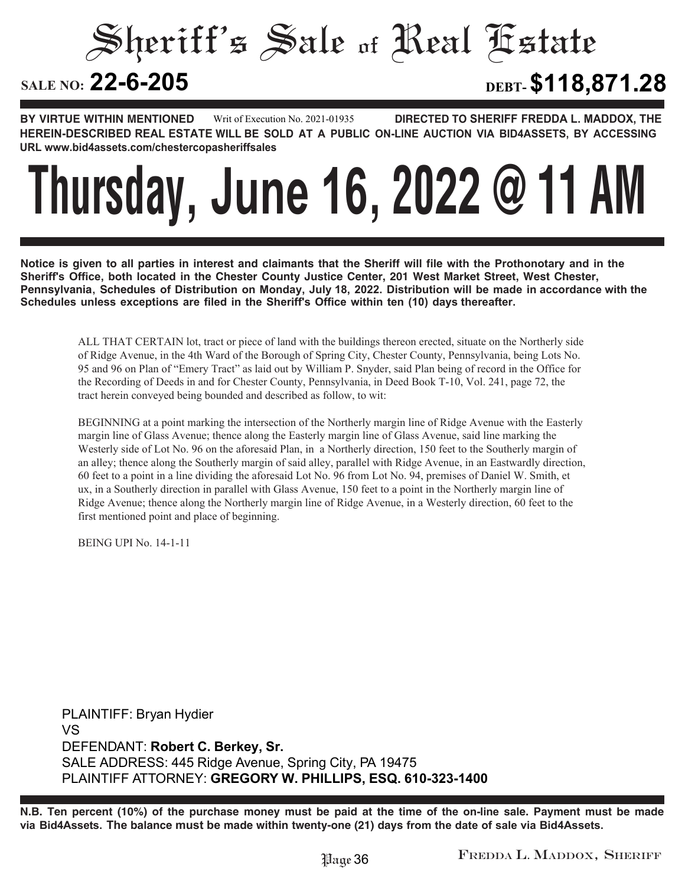# Sheriff's Sale of Real Estate

**SALE NO: 22-6-205** **DEBT- $118,871.28**

**BY VIRTUE WITHIN MENTIONED** Writ of Execution No. 2021-01935 **DIRECTED TO SHERIFF FREDDA L. MADDOX, THE HEREIN-DESCRIBED REAL ESTATE WILL BE SOLD AT A PUBLIC ON-LINE AUCTION VIA BID4ASSETS, BY ACCESSING URL www.bid4assets.com/chestercopasheriffsales**

# Thursday, June 16, 2022 @ 11 AM

**Notice is given to all parties in interest and claimants that the Sheriff will file with the Prothonotary and in the Sheriff's Office, both located in the Chester County Justice Center, 201 West Market Street, West Chester, Pennsylvania, Schedules of Distribution on Monday, July 18, 2022. Distribution will be made in accordance with the Schedules unless exceptions are filed in the Sheriff's Office within ten (10) days thereafter.**

ALL THAT CERTAIN lot, tract or piece of land with the buildings thereon erected, situate on the Northerly side of Ridge Avenue, in the 4th Ward of the Borough of Spring City, Chester County, Pennsylvania, being Lots No. 95 and 96 on Plan of "Emery Tract" as laid out by William P. Snyder, said Plan being of record in the Office for the Recording of Deeds in and for Chester County, Pennsylvania, in Deed Book T-10, Vol. 241, page 72, the tract herein conveyed being bounded and described as follow, to wit:

BEGINNING at a point marking the intersection of the Northerly margin line of Ridge Avenue with the Easterly margin line of Glass Avenue; thence along the Easterly margin line of Glass Avenue, said line marking the Westerly side of Lot No. 96 on the aforesaid Plan, in a Northerly direction, 150 feet to the Southerly margin of an alley; thence along the Southerly margin of said alley, parallel with Ridge Avenue, in an Eastwardly direction, 60 feet to a point in a line dividing the aforesaid Lot No. 96 from Lot No. 94, premises of Daniel W. Smith, et ux, in a Southerly direction in parallel with Glass Avenue, 150 feet to a point in the Northerly margin line of Ridge Avenue; thence along the Northerly margin line of Ridge Avenue, in a Westerly direction, 60 feet to the first mentioned point and place of beginning.

BEING UPI No. 14-1-11

PLAINTIFF: Bryan Hydier
VS
DEFENDANT: **Robert C. Berkey, Sr.**
SALE ADDRESS: 445 Ridge Avenue, Spring City, PA 19475
PLAINTIFF ATTORNEY: **GREGORY W. PHILLIPS, ESQ. 610-323-1400**

**N.B. Ten percent (10%) of the purchase money must be paid at the time of the on-line sale. Payment must be made via Bid4Assets. The balance must be made within twenty-one (21) days from the date of sale via Bid4Assets.**

FREDDA L. MADDOX, SHERIFF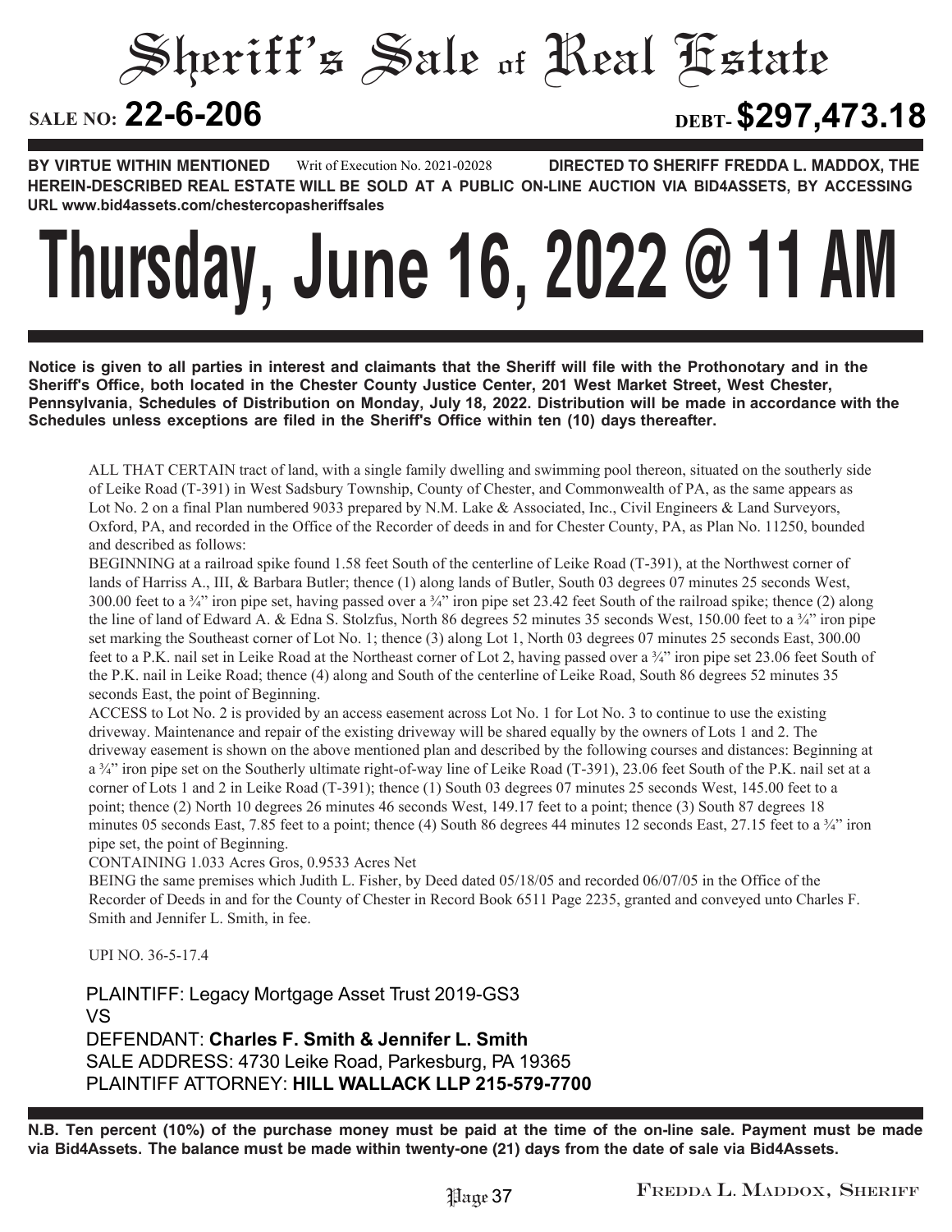# Sheriff's Sale of Real Estate

**SALE NO: 22-6-206** **DEBT- $297,473.18**

**BY VIRTUE WITHIN MENTIONED** Writ of Execution No. 2021-02028 **DIRECTED TO SHERIFF FREDDA L. MADDOX, THE HEREIN-DESCRIBED REAL ESTATE WILL BE SOLD AT A PUBLIC ON-LINE AUCTION VIA BID4ASSETS, BY ACCESSING URL www.bid4assets.com/chestercopasheriffsales**

# Thursday, June 16, 2022 @ 11 AM

**Notice is given to all parties in interest and claimants that the Sheriff will file with the Prothonotary and in the Sheriff's Office, both located in the Chester County Justice Center, 201 West Market Street, West Chester, Pennsylvania, Schedules of Distribution on Monday, July 18, 2022. Distribution will be made in accordance with the Schedules unless exceptions are filed in the Sheriff's Office within ten (10) days thereafter.**

ALL THAT CERTAIN tract of land, with a single family dwelling and swimming pool thereon, situated on the southerly side of Leike Road (T-391) in West Sadsbury Township, County of Chester, and Commonwealth of PA, as the same appears as Lot No. 2 on a final Plan numbered 9033 prepared by N.M. Lake & Associated, Inc., Civil Engineers & Land Surveyors, Oxford, PA, and recorded in the Office of the Recorder of deeds in and for Chester County, PA, as Plan No. 11250, bounded and described as follows:

BEGINNING at a railroad spike found 1.58 feet South of the centerline of Leike Road (T-391), at the Northwest corner of lands of Harriss A., III, & Barbara Butler; thence (1) along lands of Butler, South 03 degrees 07 minutes 25 seconds West, 300.00 feet to a ¾" iron pipe set, having passed over a ¾" iron pipe set 23.42 feet South of the railroad spike; thence (2) along the line of land of Edward A. & Edna S. Stolzfus, North 86 degrees 52 minutes 35 seconds West, 150.00 feet to a ¾" iron pipe set marking the Southeast corner of Lot No. 1; thence (3) along Lot 1, North 03 degrees 07 minutes 25 seconds East, 300.00 feet to a P.K. nail set in Leike Road at the Northeast corner of Lot 2, having passed over a ¾" iron pipe set 23.06 feet South of the P.K. nail in Leike Road; thence (4) along and South of the centerline of Leike Road, South 86 degrees 52 minutes 35 seconds East, the point of Beginning.

ACCESS to Lot No. 2 is provided by an access easement across Lot No. 1 for Lot No. 3 to continue to use the existing driveway. Maintenance and repair of the existing driveway will be shared equally by the owners of Lots 1 and 2. The driveway easement is shown on the above mentioned plan and described by the following courses and distances: Beginning at a ¾" iron pipe set on the Southerly ultimate right-of-way line of Leike Road (T-391), 23.06 feet South of the P.K. nail set at a corner of Lots 1 and 2 in Leike Road (T-391); thence (1) South 03 degrees 07 minutes 25 seconds West, 145.00 feet to a point; thence (2) North 10 degrees 26 minutes 46 seconds West, 149.17 feet to a point; thence (3) South 87 degrees 18 minutes 05 seconds East, 7.85 feet to a point; thence (4) South 86 degrees 44 minutes 12 seconds East, 27.15 feet to a ¾" iron pipe set, the point of Beginning.

CONTAINING 1.033 Acres Gros, 0.9533 Acres Net

BEING the same premises which Judith L. Fisher, by Deed dated 05/18/05 and recorded 06/07/05 in the Office of the Recorder of Deeds in and for the County of Chester in Record Book 6511 Page 2235, granted and conveyed unto Charles F. Smith and Jennifer L. Smith, in fee.

UPI NO. 36-5-17.4

PLAINTIFF: Legacy Mortgage Asset Trust 2019-GS3
VS
DEFENDANT: **Charles F. Smith & Jennifer L. Smith**
SALE ADDRESS: 4730 Leike Road, Parkesburg, PA 19365
PLAINTIFF ATTORNEY: **HILL WALLACK LLP 215-579-7700**

**N.B. Ten percent (10%) of the purchase money must be paid at the time of the on-line sale. Payment must be made via Bid4Assets. The balance must be made within twenty-one (21) days from the date of sale via Bid4Assets.**

FREDDA L. MADDOX, SHERIFF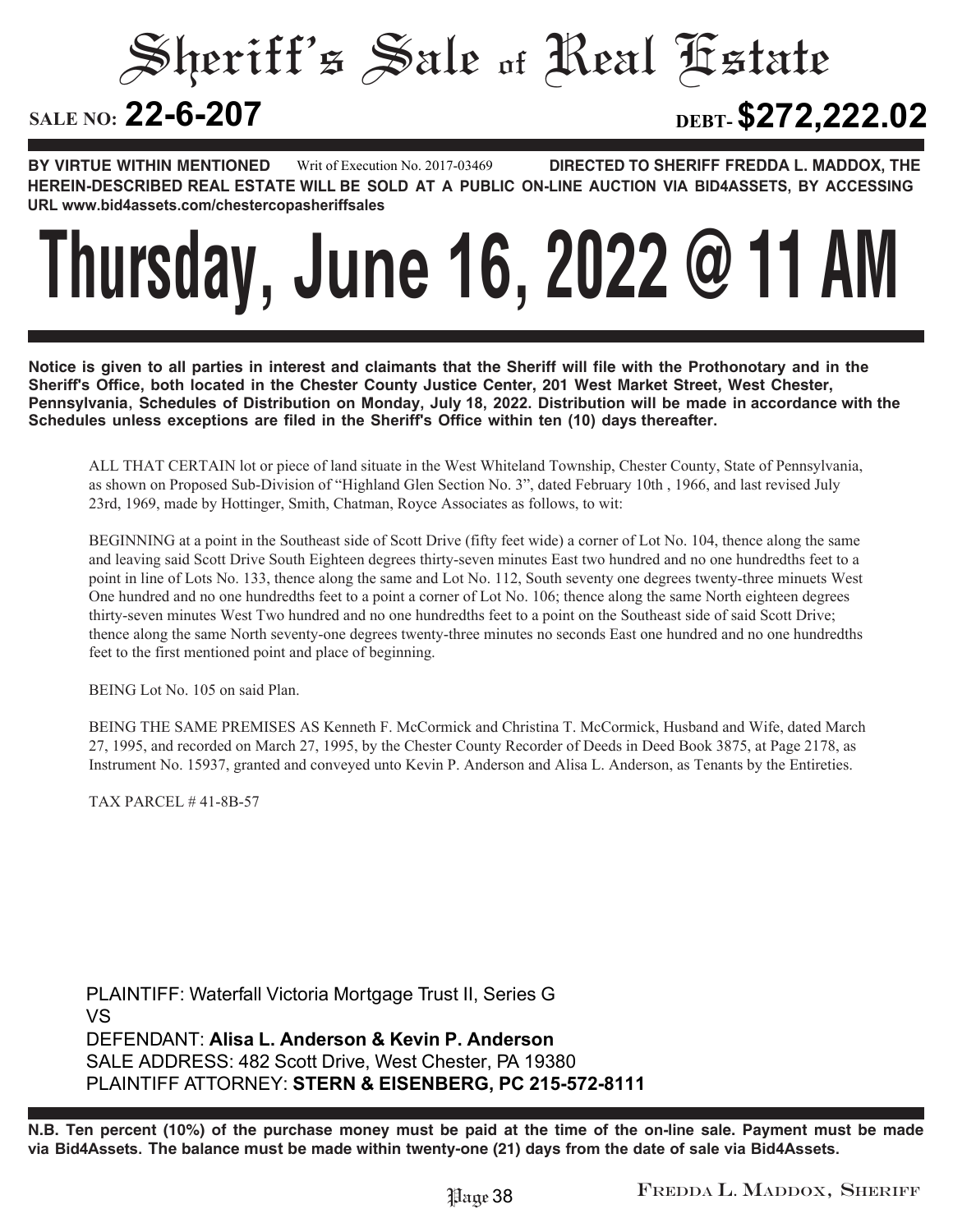# Sheriff's Sale of Real Estate

**SALE NO: 22-6-207** **DEBT- $272,222.02**

**BY VIRTUE WITHIN MENTIONED** Writ of Execution No. 2017-03469 **DIRECTED TO SHERIFF FREDDA L. MADDOX, THE HEREIN-DESCRIBED REAL ESTATE WILL BE SOLD AT A PUBLIC ON-LINE AUCTION VIA BID4ASSETS, BY ACCESSING URL www.bid4assets.com/chestercopasheriffsales**

# Thursday, June 16, 2022 @ 11 AM

**Notice is given to all parties in interest and claimants that the Sheriff will file with the Prothonotary and in the Sheriff's Office, both located in the Chester County Justice Center, 201 West Market Street, West Chester, Pennsylvania, Schedules of Distribution on Monday, July 18, 2022. Distribution will be made in accordance with the Schedules unless exceptions are filed in the Sheriff's Office within ten (10) days thereafter.**

ALL THAT CERTAIN lot or piece of land situate in the West Whiteland Township, Chester County, State of Pennsylvania, as shown on Proposed Sub-Division of "Highland Glen Section No. 3", dated February 10th , 1966, and last revised July 23rd, 1969, made by Hottinger, Smith, Chatman, Royce Associates as follows, to wit:

BEGINNING at a point in the Southeast side of Scott Drive (fifty feet wide) a corner of Lot No. 104, thence along the same and leaving said Scott Drive South Eighteen degrees thirty-seven minutes East two hundred and no one hundredths feet to a point in line of Lots No. 133, thence along the same and Lot No. 112, South seventy one degrees twenty-three minuets West One hundred and no one hundredths feet to a point a corner of Lot No. 106; thence along the same North eighteen degrees thirty-seven minutes West Two hundred and no one hundredths feet to a point on the Southeast side of said Scott Drive; thence along the same North seventy-one degrees twenty-three minutes no seconds East one hundred and no one hundredths feet to the first mentioned point and place of beginning.

BEING Lot No. 105 on said Plan.

BEING THE SAME PREMISES AS Kenneth F. McCormick and Christina T. McCormick, Husband and Wife, dated March 27, 1995, and recorded on March 27, 1995, by the Chester County Recorder of Deeds in Deed Book 3875, at Page 2178, as Instrument No. 15937, granted and conveyed unto Kevin P. Anderson and Alisa L. Anderson, as Tenants by the Entireties.

TAX PARCEL # 41-8B-57

PLAINTIFF: Waterfall Victoria Mortgage Trust II, Series G
VS
DEFENDANT: **Alisa L. Anderson & Kevin P. Anderson**
SALE ADDRESS: 482 Scott Drive, West Chester, PA 19380
PLAINTIFF ATTORNEY: **STERN & EISENBERG, PC 215-572-8111**

**N.B. Ten percent (10%) of the purchase money must be paid at the time of the on-line sale. Payment must be made via Bid4Assets. The balance must be made within twenty-one (21) days from the date of sale via Bid4Assets.**

FREDDA L. MADDOX, SHERIFF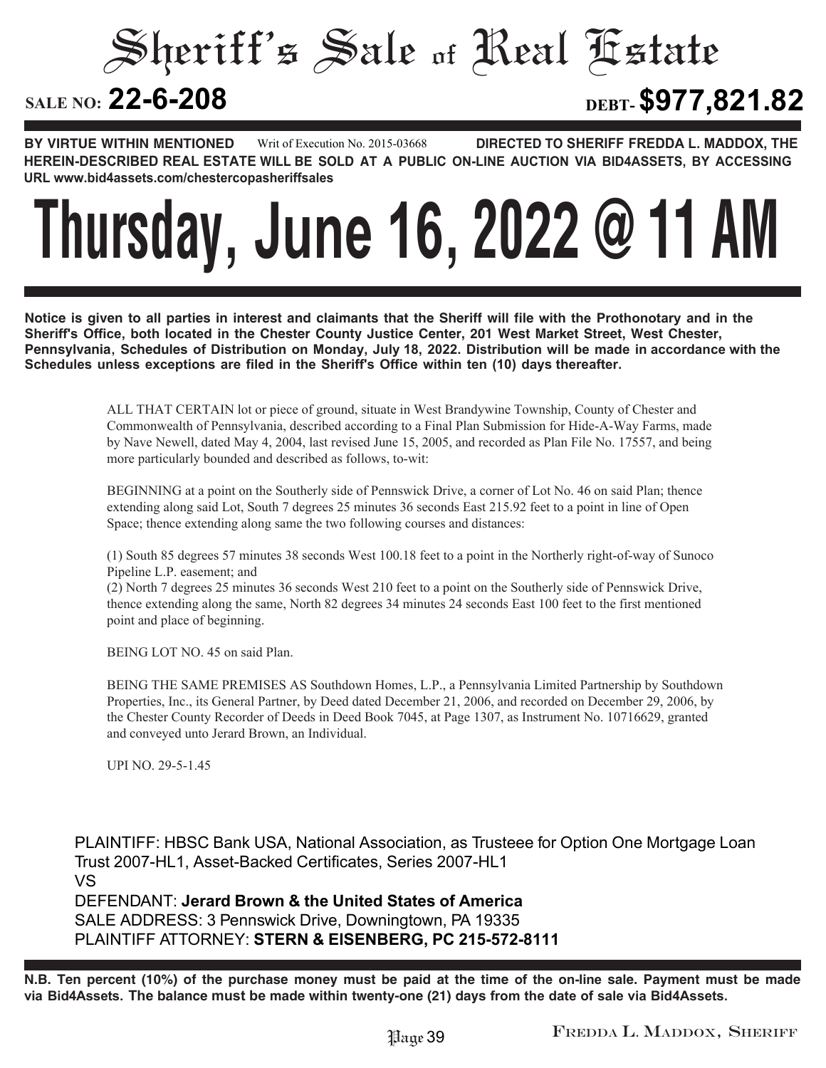# Sheriff's Sale of Real Estate

**SALE NO: 22-6-208** **DEBT- $977,821.82**

**BY VIRTUE WITHIN MENTIONED** Writ of Execution No. 2015-03668 **DIRECTED TO SHERIFF FREDDA L. MADDOX, THE HEREIN-DESCRIBED REAL ESTATE WILL BE SOLD AT A PUBLIC ON-LINE AUCTION VIA BID4ASSETS, BY ACCESSING URL www.bid4assets.com/chestercopasheriffsales**

# Thursday, June 16, 2022 @ 11 AM

**Notice is given to all parties in interest and claimants that the Sheriff will file with the Prothonotary and in the Sheriff's Office, both located in the Chester County Justice Center, 201 West Market Street, West Chester, Pennsylvania, Schedules of Distribution on Monday, July 18, 2022. Distribution will be made in accordance with the Schedules unless exceptions are filed in the Sheriff's Office within ten (10) days thereafter.**

ALL THAT CERTAIN lot or piece of ground, situate in West Brandywine Township, County of Chester and Commonwealth of Pennsylvania, described according to a Final Plan Submission for Hide-A-Way Farms, made by Nave Newell, dated May 4, 2004, last revised June 15, 2005, and recorded as Plan File No. 17557, and being more particularly bounded and described as follows, to-wit:

BEGINNING at a point on the Southerly side of Pennswick Drive, a corner of Lot No. 46 on said Plan; thence extending along said Lot, South 7 degrees 25 minutes 36 seconds East 215.92 feet to a point in line of Open Space; thence extending along same the two following courses and distances:

(1) South 85 degrees 57 minutes 38 seconds West 100.18 feet to a point in the Northerly right-of-way of Sunoco Pipeline L.P. easement; and
(2) North 7 degrees 25 minutes 36 seconds West 210 feet to a point on the Southerly side of Pennswick Drive, thence extending along the same, North 82 degrees 34 minutes 24 seconds East 100 feet to the first mentioned point and place of beginning.

BEING LOT NO. 45 on said Plan.

BEING THE SAME PREMISES AS Southdown Homes, L.P., a Pennsylvania Limited Partnership by Southdown Properties, Inc., its General Partner, by Deed dated December 21, 2006, and recorded on December 29, 2006, by the Chester County Recorder of Deeds in Deed Book 7045, at Page 1307, as Instrument No. 10716629, granted and conveyed unto Jerard Brown, an Individual.

UPI NO. 29-5-1.45

PLAINTIFF: HBSC Bank USA, National Association, as Trusteee for Option One Mortgage Loan Trust 2007-HL1, Asset-Backed Certificates, Series 2007-HL1
VS
DEFENDANT: **Jerard Brown & the United States of America**
SALE ADDRESS: 3 Pennswick Drive, Downingtown, PA 19335
PLAINTIFF ATTORNEY: **STERN & EISENBERG, PC 215-572-8111**

**N.B. Ten percent (10%) of the purchase money must be paid at the time of the on-line sale. Payment must be made via Bid4Assets. The balance must be made within twenty-one (21) days from the date of sale via Bid4Assets.**

FREDDA L. MADDOX, SHERIFF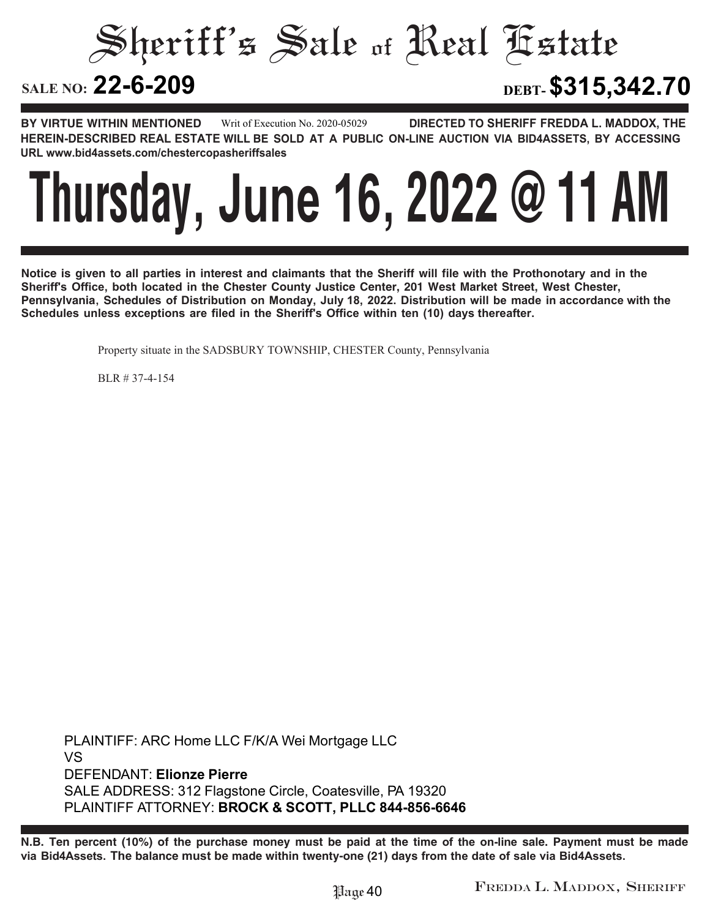# Sheriff's Sale of Real Estate

**SALE NO: 22-6-209** **DEBT- $315,342.70**

**BY VIRTUE WITHIN MENTIONED** Writ of Execution No. 2020-05029 **DIRECTED TO SHERIFF FREDDA L. MADDOX, THE HEREIN-DESCRIBED REAL ESTATE WILL BE SOLD AT A PUBLIC ON-LINE AUCTION VIA BID4ASSETS, BY ACCESSING URL www.bid4assets.com/chestercopasheriffsales**

# Thursday, June 16, 2022 @ 11 AM

**Notice is given to all parties in interest and claimants that the Sheriff will file with the Prothonotary and in the Sheriff's Office, both located in the Chester County Justice Center, 201 West Market Street, West Chester, Pennsylvania, Schedules of Distribution on Monday, July 18, 2022. Distribution will be made in accordance with the Schedules unless exceptions are filed in the Sheriff's Office within ten (10) days thereafter.**

Property situate in the SADSBURY TOWNSHIP, CHESTER County, Pennsylvania

BLR # 37-4-154

PLAINTIFF: ARC Home LLC F/K/A Wei Mortgage LLC
VS
DEFENDANT: **Elionze Pierre**
SALE ADDRESS: 312 Flagstone Circle, Coatesville, PA 19320
PLAINTIFF ATTORNEY: **BROCK & SCOTT, PLLC 844-856-6646**

**N.B. Ten percent (10%) of the purchase money must be paid at the time of the on-line sale. Payment must be made via Bid4Assets. The balance must be made within twenty-one (21) days from the date of sale via Bid4Assets.**

FREDDA L. MADDOX, SHERIFF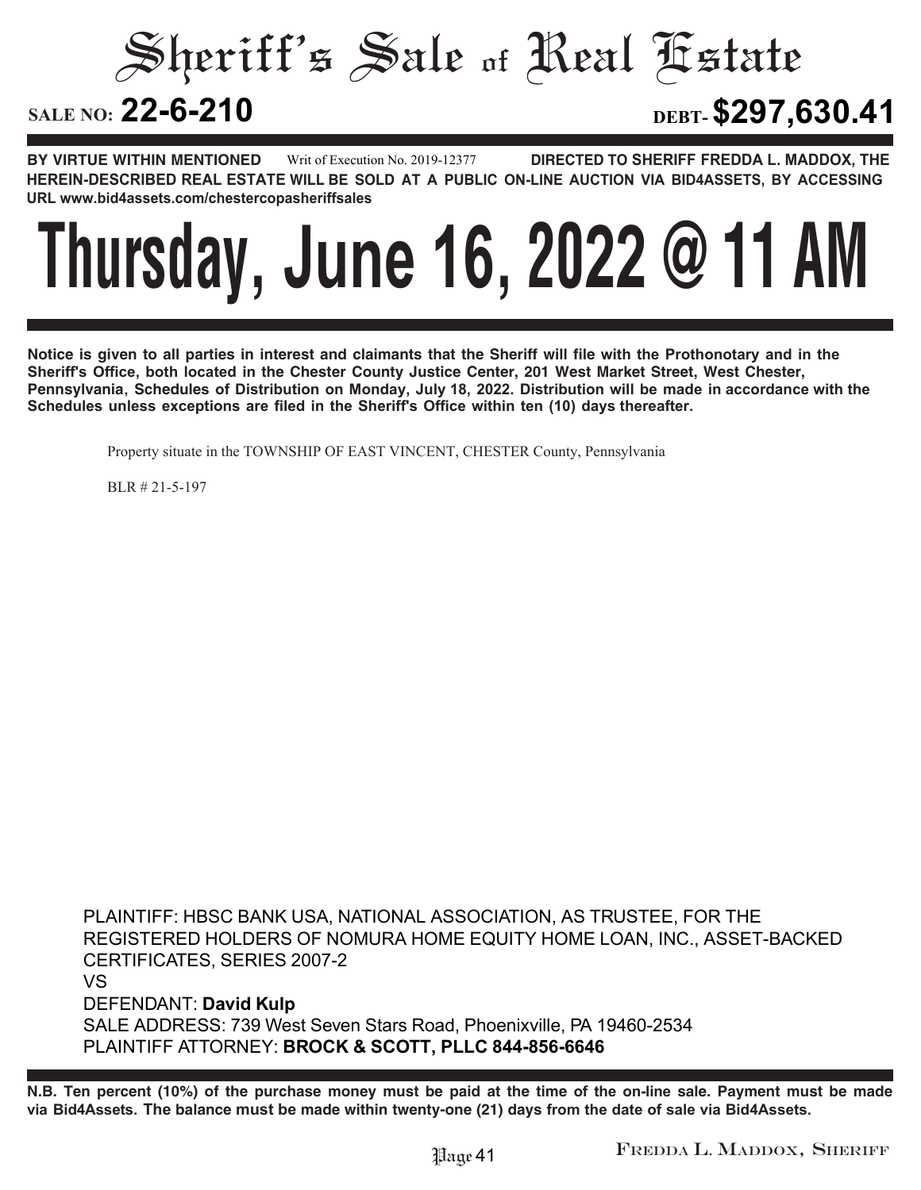# Sheriff's Sale of Real Estate

**SALE NO: 22-6-210** **DEBT- $297,630.41**

**BY VIRTUE WITHIN MENTIONED** Writ of Execution No. 2019-12377 **DIRECTED TO SHERIFF FREDDA L. MADDOX, THE HEREIN-DESCRIBED REAL ESTATE WILL BE SOLD AT A PUBLIC ON-LINE AUCTION VIA BID4ASSETS, BY ACCESSING URL www.bid4assets.com/chestercopasheriffsales**

# Thursday, June 16, 2022 @ 11 AM

**Notice is given to all parties in interest and claimants that the Sheriff will file with the Prothonotary and in the Sheriff's Office, both located in the Chester County Justice Center, 201 West Market Street, West Chester, Pennsylvania, Schedules of Distribution on Monday, July 18, 2022. Distribution will be made in accordance with the Schedules unless exceptions are filed in the Sheriff's Office within ten (10) days thereafter.**

Property situate in the TOWNSHIP OF EAST VINCENT, CHESTER County, Pennsylvania

BLR # 21-5-197

PLAINTIFF: HBSC BANK USA, NATIONAL ASSOCIATION, AS TRUSTEE, FOR THE REGISTERED HOLDERS OF NOMURA HOME EQUITY HOME LOAN, INC., ASSET-BACKED CERTIFICATES, SERIES 2007-2
VS
DEFENDANT: **David Kulp**
SALE ADDRESS: 739 West Seven Stars Road, Phoenixville, PA 19460-2534
PLAINTIFF ATTORNEY: **BROCK & SCOTT, PLLC 844-856-6646**

**N.B. Ten percent (10%) of the purchase money must be paid at the time of the on-line sale. Payment must be made via Bid4Assets. The balance must be made within twenty-one (21) days from the date of sale via Bid4Assets.**

FREDDA L. MADDOX, SHERIFF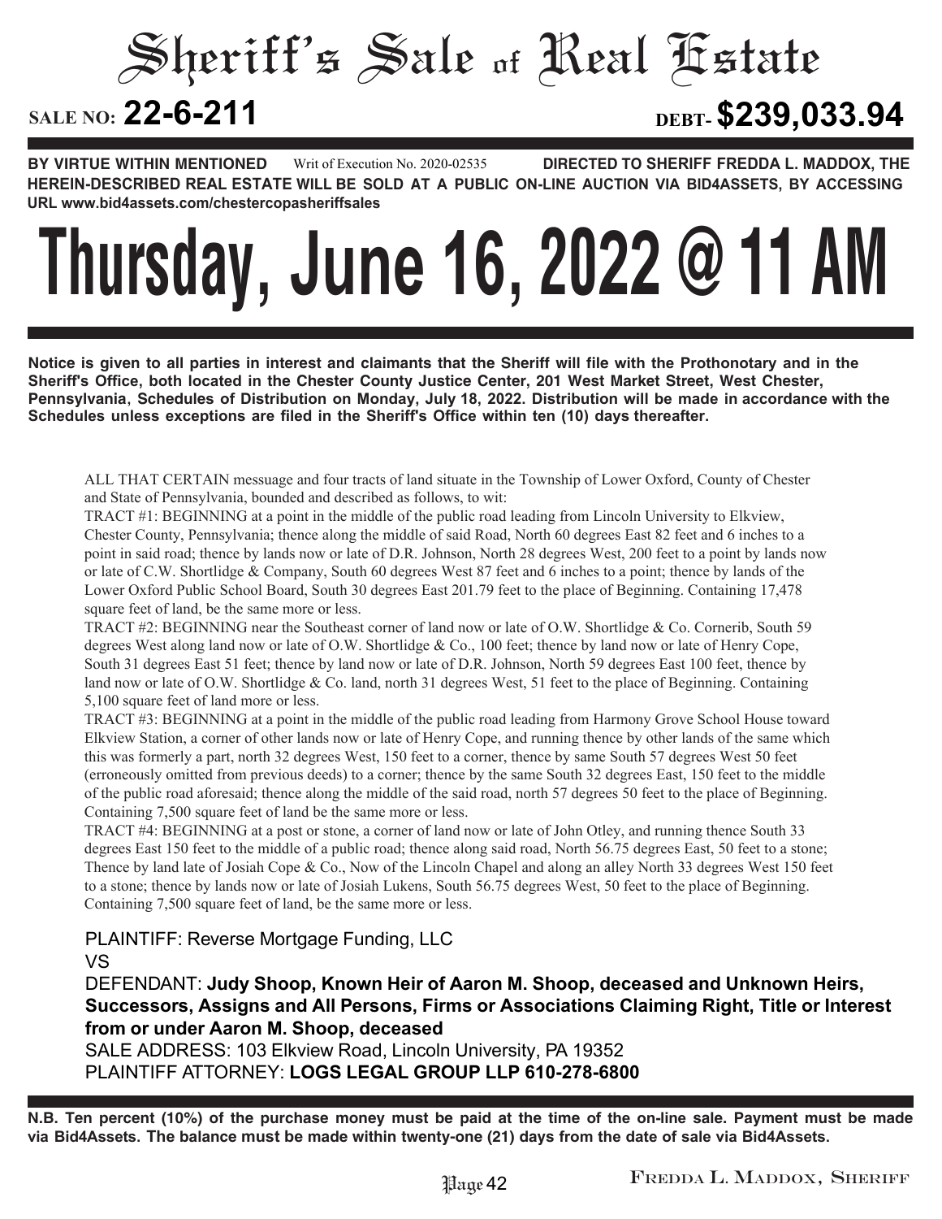# Sheriff's Sale of Real Estate

**SALE NO: 22-6-211** **DEBT- $239,033.94**

**BY VIRTUE WITHIN MENTIONED** Writ of Execution No. 2020-02535 **DIRECTED TO SHERIFF FREDDA L. MADDOX, THE HEREIN-DESCRIBED REAL ESTATE WILL BE SOLD AT A PUBLIC ON-LINE AUCTION VIA BID4ASSETS, BY ACCESSING URL www.bid4assets.com/chestercopasheriffsales**

# Thursday, June 16, 2022 @ 11 AM

**Notice is given to all parties in interest and claimants that the Sheriff will file with the Prothonotary and in the Sheriff's Office, both located in the Chester County Justice Center, 201 West Market Street, West Chester, Pennsylvania, Schedules of Distribution on Monday, July 18, 2022. Distribution will be made in accordance with the Schedules unless exceptions are filed in the Sheriff's Office within ten (10) days thereafter.**

ALL THAT CERTAIN messuage and four tracts of land situate in the Township of Lower Oxford, County of Chester and State of Pennsylvania, bounded and described as follows, to wit:

TRACT #1: BEGINNING at a point in the middle of the public road leading from Lincoln University to Elkview, Chester County, Pennsylvania; thence along the middle of said Road, North 60 degrees East 82 feet and 6 inches to a point in said road; thence by lands now or late of D.R. Johnson, North 28 degrees West, 200 feet to a point by lands now or late of C.W. Shortlidge & Company, South 60 degrees West 87 feet and 6 inches to a point; thence by lands of the Lower Oxford Public School Board, South 30 degrees East 201.79 feet to the place of Beginning. Containing 17,478 square feet of land, be the same more or less.

TRACT #2: BEGINNING near the Southeast corner of land now or late of O.W. Shortlidge & Co. Cornerib, South 59 degrees West along land now or late of O.W. Shortlidge & Co., 100 feet; thence by land now or late of Henry Cope, South 31 degrees East 51 feet; thence by land now or late of D.R. Johnson, North 59 degrees East 100 feet, thence by land now or late of O.W. Shortlidge & Co. land, north 31 degrees West, 51 feet to the place of Beginning. Containing 5,100 square feet of land more or less.

TRACT #3: BEGINNING at a point in the middle of the public road leading from Harmony Grove School House toward Elkview Station, a corner of other lands now or late of Henry Cope, and running thence by other lands of the same which this was formerly a part, north 32 degrees West, 150 feet to a corner, thence by same South 57 degrees West 50 feet (erroneously omitted from previous deeds) to a corner; thence by the same South 32 degrees East, 150 feet to the middle of the public road aforesaid; thence along the middle of the said road, north 57 degrees 50 feet to the place of Beginning. Containing 7,500 square feet of land be the same more or less.

TRACT #4: BEGINNING at a post or stone, a corner of land now or late of John Otley, and running thence South 33 degrees East 150 feet to the middle of a public road; thence along said road, North 56.75 degrees East, 50 feet to a stone; Thence by land late of Josiah Cope & Co., Now of the Lincoln Chapel and along an alley North 33 degrees West 150 feet to a stone; thence by lands now or late of Josiah Lukens, South 56.75 degrees West, 50 feet to the place of Beginning. Containing 7,500 square feet of land, be the same more or less.

PLAINTIFF: Reverse Mortgage Funding, LLC

VS

DEFENDANT: **Judy Shoop, Known Heir of Aaron M. Shoop, deceased and Unknown Heirs, Successors, Assigns and All Persons, Firms or Associations Claiming Right, Title or Interest from or under Aaron M. Shoop, deceased**

SALE ADDRESS: 103 Elkview Road, Lincoln University, PA 19352

PLAINTIFF ATTORNEY: **LOGS LEGAL GROUP LLP 610-278-6800**

**N.B. Ten percent (10%) of the purchase money must be paid at the time of the on-line sale. Payment must be made via Bid4Assets. The balance must be made within twenty-one (21) days from the date of sale via Bid4Assets.**

FREDDA L. MADDOX, SHERIFF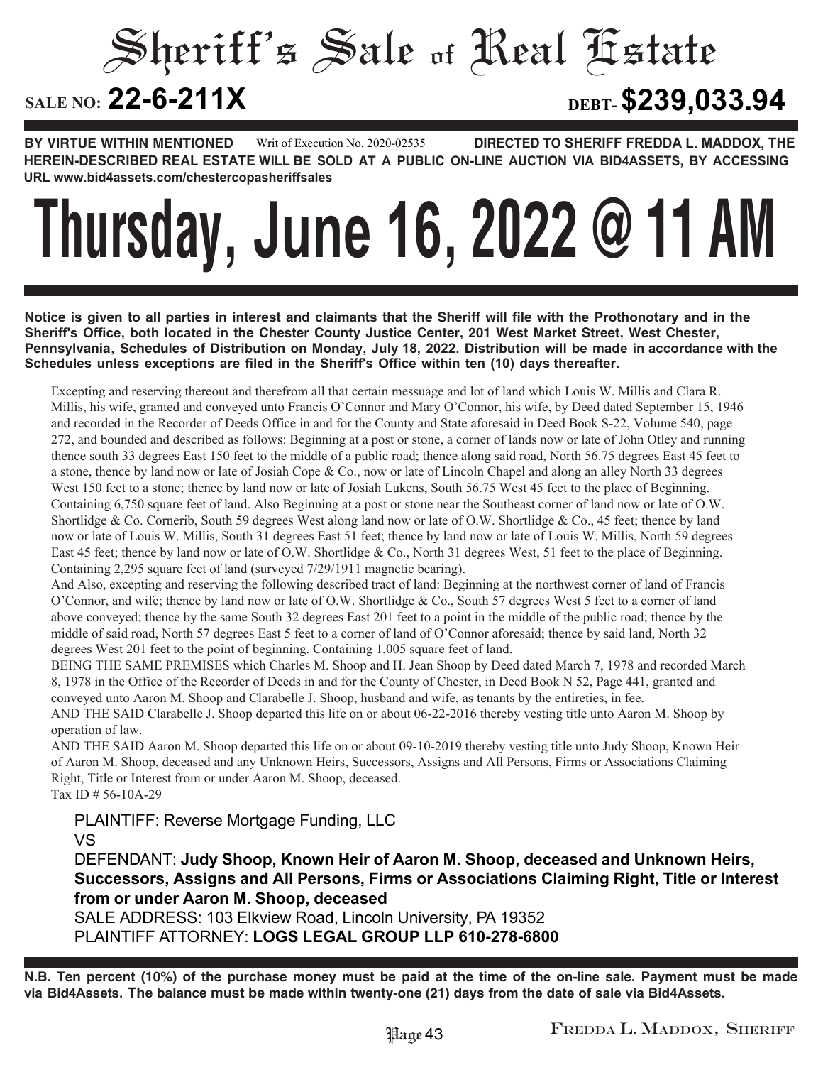# Sheriff's Sale of Real Estate

**SALE NO: 22-6-211X** **DEBT- $239,033.94**

**BY VIRTUE WITHIN MENTIONED** Writ of Execution No. 2020-02535 **DIRECTED TO SHERIFF FREDDA L. MADDOX, THE HEREIN-DESCRIBED REAL ESTATE WILL BE SOLD AT A PUBLIC ON-LINE AUCTION VIA BID4ASSETS, BY ACCESSING URL www.bid4assets.com/chestercopasheriffsales**

# Thursday, June 16, 2022 @ 11 AM

**Notice is given to all parties in interest and claimants that the Sheriff will file with the Prothonotary and in the Sheriff's Office, both located in the Chester County Justice Center, 201 West Market Street, West Chester, Pennsylvania, Schedules of Distribution on Monday, July 18, 2022. Distribution will be made in accordance with the Schedules unless exceptions are filed in the Sheriff's Office within ten (10) days thereafter.**

Excepting and reserving thereout and therefrom all that certain messuage and lot of land which Louis W. Millis and Clara R. Millis, his wife, granted and conveyed unto Francis O'Connor and Mary O'Connor, his wife, by Deed dated September 15, 1946 and recorded in the Recorder of Deeds Office in and for the County and State aforesaid in Deed Book S-22, Volume 540, page 272, and bounded and described as follows: Beginning at a post or stone, a corner of lands now or late of John Otley and running thence south 33 degrees East 150 feet to the middle of a public road; thence along said road, North 56.75 degrees East 45 feet to a stone, thence by land now or late of Josiah Cope & Co., now or late of Lincoln Chapel and along an alley North 33 degrees West 150 feet to a stone; thence by land now or late of Josiah Lukens, South 56.75 West 45 feet to the place of Beginning. Containing 6,750 square feet of land. Also Beginning at a post or stone near the Southeast corner of land now or late of O.W. Shortlidge & Co. Cornerib, South 59 degrees West along land now or late of O.W. Shortlidge & Co., 45 feet; thence by land now or late of Louis W. Millis, South 31 degrees East 51 feet; thence by land now or late of Louis W. Millis, North 59 degrees East 45 feet; thence by land now or late of O.W. Shortlidge & Co., North 31 degrees West, 51 feet to the place of Beginning. Containing 2,295 square feet of land (surveyed 7/29/1911 magnetic bearing).

And Also, excepting and reserving the following described tract of land: Beginning at the northwest corner of land of Francis O'Connor, and wife; thence by land now or late of O.W. Shortlidge & Co., South 57 degrees West 5 feet to a corner of land above conveyed; thence by the same South 32 degrees East 201 feet to a point in the middle of the public road; thence by the middle of said road, North 57 degrees East 5 feet to a corner of land of O'Connor aforesaid; thence by said land, North 32 degrees West 201 feet to the point of beginning. Containing 1,005 square feet of land.

BEING THE SAME PREMISES which Charles M. Shoop and H. Jean Shoop by Deed dated March 7, 1978 and recorded March 8, 1978 in the Office of the Recorder of Deeds in and for the County of Chester, in Deed Book N 52, Page 441, granted and conveyed unto Aaron M. Shoop and Clarabelle J. Shoop, husband and wife, as tenants by the entireties, in fee.

AND THE SAID Clarabelle J. Shoop departed this life on or about 06-22-2016 thereby vesting title unto Aaron M. Shoop by operation of law.

AND THE SAID Aaron M. Shoop departed this life on or about 09-10-2019 thereby vesting title unto Judy Shoop, Known Heir of Aaron M. Shoop, deceased and any Unknown Heirs, Successors, Assigns and All Persons, Firms or Associations Claiming Right, Title or Interest from or under Aaron M. Shoop, deceased.

Tax ID # 56-10A-29

PLAINTIFF: Reverse Mortgage Funding, LLC

VS

DEFENDANT: **Judy Shoop, Known Heir of Aaron M. Shoop, deceased and Unknown Heirs, Successors, Assigns and All Persons, Firms or Associations Claiming Right, Title or Interest from or under Aaron M. Shoop, deceased**

SALE ADDRESS: 103 Elkview Road, Lincoln University, PA 19352

PLAINTIFF ATTORNEY: **LOGS LEGAL GROUP LLP 610-278-6800**

**N.B. Ten percent (10%) of the purchase money must be paid at the time of the on-line sale. Payment must be made via Bid4Assets. The balance must be made within twenty-one (21) days from the date of sale via Bid4Assets.**

FREDDA L. MADDOX, SHERIFF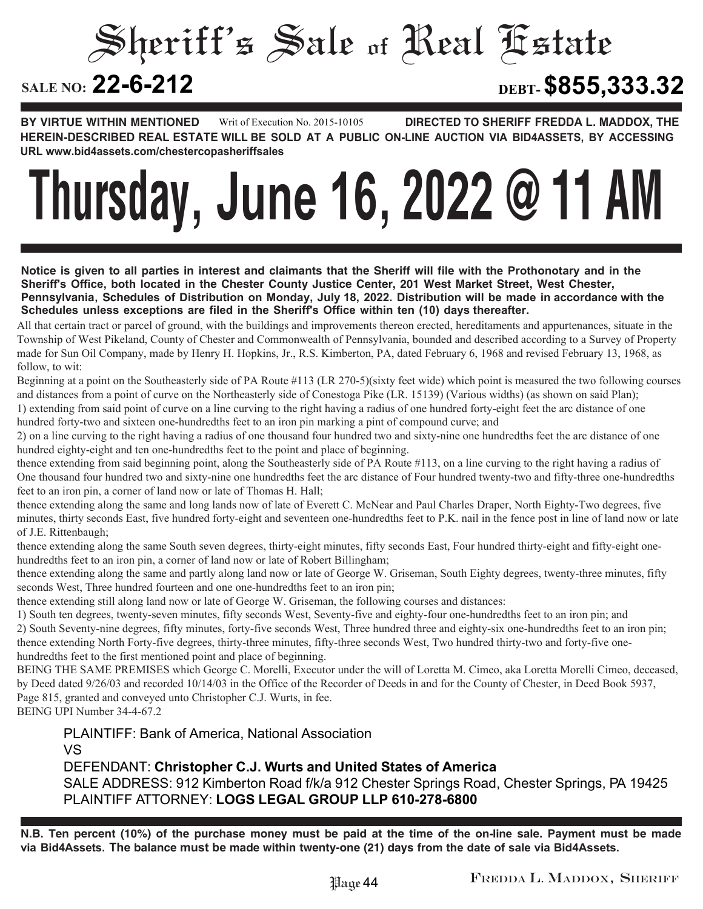# Sheriff's Sale of Real Estate

**SALE NO: 22-6-212** **DEBT- $855,333.32**

**BY VIRTUE WITHIN MENTIONED** Writ of Execution No. 2015-10105 **DIRECTED TO SHERIFF FREDDA L. MADDOX, THE HEREIN-DESCRIBED REAL ESTATE WILL BE SOLD AT A PUBLIC ON-LINE AUCTION VIA BID4ASSETS, BY ACCESSING URL www.bid4assets.com/chestercopasheriffsales**

# Thursday, June 16, 2022 @ 11 AM

**Notice is given to all parties in interest and claimants that the Sheriff will file with the Prothonotary and in the Sheriff's Office, both located in the Chester County Justice Center, 201 West Market Street, West Chester, Pennsylvania, Schedules of Distribution on Monday, July 18, 2022. Distribution will be made in accordance with the Schedules unless exceptions are filed in the Sheriff's Office within ten (10) days thereafter.**

All that certain tract or parcel of ground, with the buildings and improvements thereon erected, hereditaments and appurtenances, situate in the Township of West Pikeland, County of Chester and Commonwealth of Pennsylvania, bounded and described according to a Survey of Property made for Sun Oil Company, made by Henry H. Hopkins, Jr., R.S. Kimberton, PA, dated February 6, 1968 and revised February 13, 1968, as follow, to wit:

Beginning at a point on the Southeasterly side of PA Route #113 (LR 270-5)(sixty feet wide) which point is measured the two following courses and distances from a point of curve on the Northeasterly side of Conestoga Pike (LR. 15139) (Various widths) (as shown on said Plan);

1) extending from said point of curve on a line curving to the right having a radius of one hundred forty-eight feet the arc distance of one hundred forty-two and sixteen one-hundredths feet to an iron pin marking a pint of compound curve; and

2) on a line curving to the right having a radius of one thousand four hundred two and sixty-nine one hundredths feet the arc distance of one hundred eighty-eight and ten one-hundredths feet to the point and place of beginning.

thence extending from said beginning point, along the Southeasterly side of PA Route #113, on a line curving to the right having a radius of One thousand four hundred two and sixty-nine one hundredths feet the arc distance of Four hundred twenty-two and fifty-three one-hundredths feet to an iron pin, a corner of land now or late of Thomas H. Hall;

thence extending along the same and long lands now of late of Everett C. McNear and Paul Charles Draper, North Eighty-Two degrees, five minutes, thirty seconds East, five hundred forty-eight and seventeen one-hundredths feet to P.K. nail in the fence post in line of land now or late of J.E. Rittenbaugh;

thence extending along the same South seven degrees, thirty-eight minutes, fifty seconds East, Four hundred thirty-eight and fifty-eight one-hundredths feet to an iron pin, a corner of land now or late of Robert Billingham;

thence extending along the same and partly along land now or late of George W. Griseman, South Eighty degrees, twenty-three minutes, fifty seconds West, Three hundred fourteen and one one-hundredths feet to an iron pin;

thence extending still along land now or late of George W. Griseman, the following courses and distances:

1) South ten degrees, twenty-seven minutes, fifty seconds West, Seventy-five and eighty-four one-hundredths feet to an iron pin; and

2) South Seventy-nine degrees, fifty minutes, forty-five seconds West, Three hundred three and eighty-six one-hundredths feet to an iron pin;

thence extending North Forty-five degrees, thirty-three minutes, fifty-three seconds West, Two hundred thirty-two and forty-five one-hundredths feet to the first mentioned point and place of beginning.

BEING THE SAME PREMISES which George C. Morelli, Executor under the will of Loretta M. Cimeo, aka Loretta Morelli Cimeo, deceased, by Deed dated 9/26/03 and recorded 10/14/03 in the Office of the Recorder of Deeds in and for the County of Chester, in Deed Book 5937, Page 815, granted and conveyed unto Christopher C.J. Wurts, in fee.

BEING UPI Number 34-4-67.2

PLAINTIFF: Bank of America, National Association
VS
DEFENDANT: **Christopher C.J. Wurts and United States of America**
SALE ADDRESS: 912 Kimberton Road f/k/a 912 Chester Springs Road, Chester Springs, PA 19425
PLAINTIFF ATTORNEY: **LOGS LEGAL GROUP LLP 610-278-6800**

**N.B. Ten percent (10%) of the purchase money must be paid at the time of the on-line sale. Payment must be made via Bid4Assets. The balance must be made within twenty-one (21) days from the date of sale via Bid4Assets.**

FREDDA L. MADDOX, SHERIFF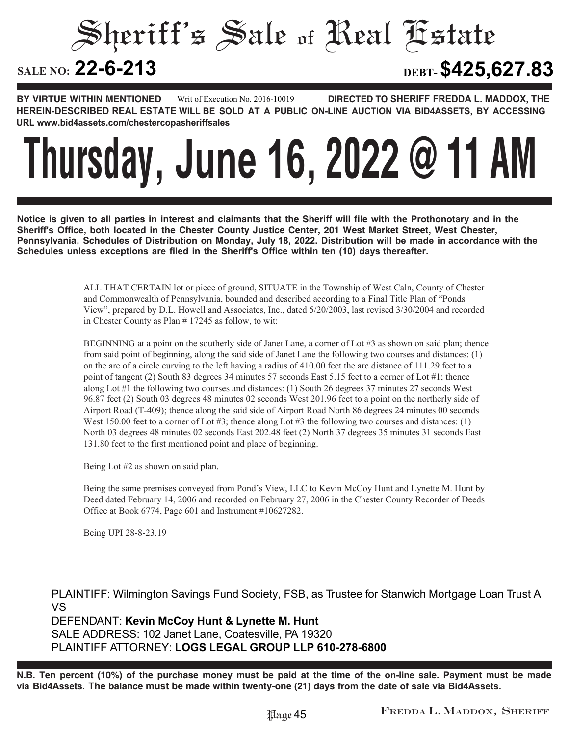# Sheriff's Sale of Real Estate

**SALE NO: 22-6-213** **DEBT- $425,627.83**

**BY VIRTUE WITHIN MENTIONED** Writ of Execution No. 2016-10019 **DIRECTED TO SHERIFF FREDDA L. MADDOX, THE HEREIN-DESCRIBED REAL ESTATE WILL BE SOLD AT A PUBLIC ON-LINE AUCTION VIA BID4ASSETS, BY ACCESSING URL www.bid4assets.com/chestercopasheriffsales**

# Thursday, June 16, 2022 @ 11 AM

**Notice is given to all parties in interest and claimants that the Sheriff will file with the Prothonotary and in the Sheriff's Office, both located in the Chester County Justice Center, 201 West Market Street, West Chester, Pennsylvania, Schedules of Distribution on Monday, July 18, 2022. Distribution will be made in accordance with the Schedules unless exceptions are filed in the Sheriff's Office within ten (10) days thereafter.**

ALL THAT CERTAIN lot or piece of ground, SITUATE in the Township of West Caln, County of Chester and Commonwealth of Pennsylvania, bounded and described according to a Final Title Plan of "Ponds View", prepared by D.L. Howell and Associates, Inc., dated 5/20/2003, last revised 3/30/2004 and recorded in Chester County as Plan # 17245 as follow, to wit:

BEGINNING at a point on the southerly side of Janet Lane, a corner of Lot #3 as shown on said plan; thence from said point of beginning, along the said side of Janet Lane the following two courses and distances: (1) on the arc of a circle curving to the left having a radius of 410.00 feet the arc distance of 111.29 feet to a point of tangent (2) South 83 degrees 34 minutes 57 seconds East 5.15 feet to a corner of Lot #1; thence along Lot #1 the following two courses and distances: (1) South 26 degrees 37 minutes 27 seconds West 96.87 feet (2) South 03 degrees 48 minutes 02 seconds West 201.96 feet to a point on the northerly side of Airport Road (T-409); thence along the said side of Airport Road North 86 degrees 24 minutes 00 seconds West 150.00 feet to a corner of Lot #3; thence along Lot #3 the following two courses and distances: (1) North 03 degrees 48 minutes 02 seconds East 202.48 feet (2) North 37 degrees 35 minutes 31 seconds East 131.80 feet to the first mentioned point and place of beginning.

Being Lot #2 as shown on said plan.

Being the same premises conveyed from Pond's View, LLC to Kevin McCoy Hunt and Lynette M. Hunt by Deed dated February 14, 2006 and recorded on February 27, 2006 in the Chester County Recorder of Deeds Office at Book 6774, Page 601 and Instrument #10627282.

Being UPI 28-8-23.19

PLAINTIFF: Wilmington Savings Fund Society, FSB, as Trustee for Stanwich Mortgage Loan Trust A
VS
DEFENDANT: **Kevin McCoy Hunt & Lynette M. Hunt**
SALE ADDRESS: 102 Janet Lane, Coatesville, PA 19320
PLAINTIFF ATTORNEY: **LOGS LEGAL GROUP LLP 610-278-6800**

**N.B. Ten percent (10%) of the purchase money must be paid at the time of the on-line sale. Payment must be made via Bid4Assets. The balance must be made within twenty-one (21) days from the date of sale via Bid4Assets.**

Fredda L. Maddox, Sheriff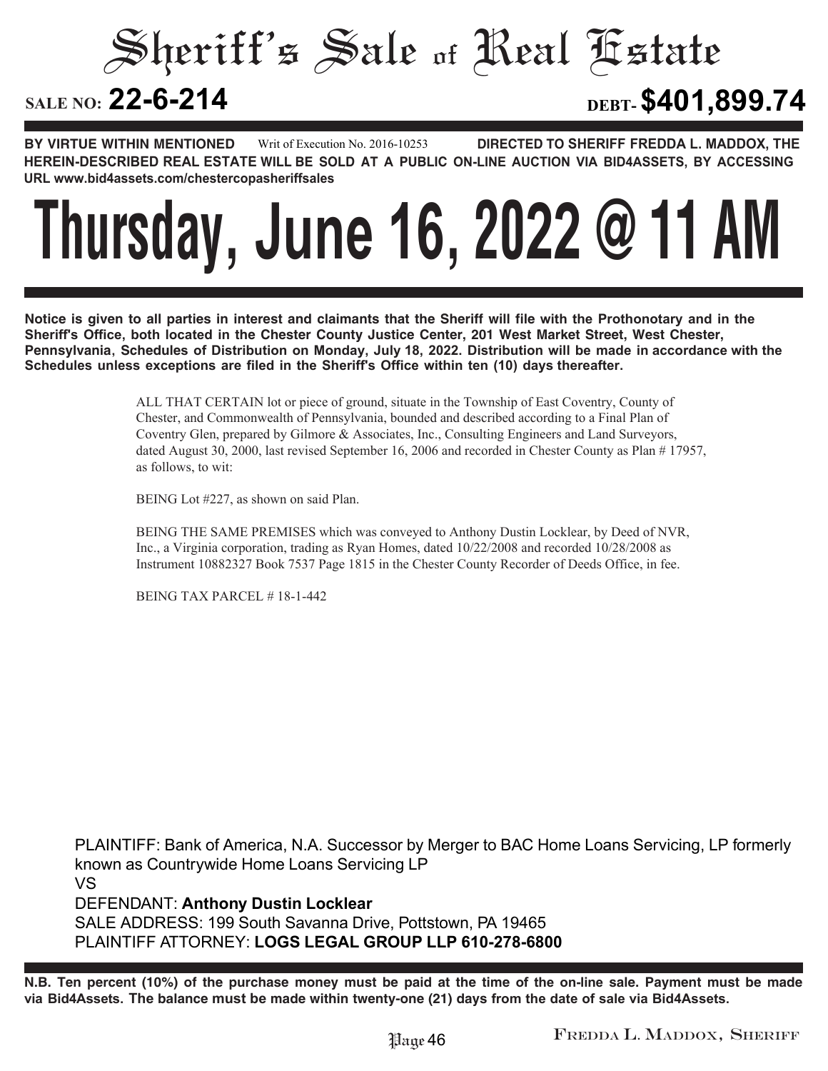# Sheriff's Sale of Real Estate

**SALE NO: 22-6-214** **DEBT- $401,899.74**

**BY VIRTUE WITHIN MENTIONED** Writ of Execution No. 2016-10253 **DIRECTED TO SHERIFF FREDDA L. MADDOX, THE HEREIN-DESCRIBED REAL ESTATE WILL BE SOLD AT A PUBLIC ON-LINE AUCTION VIA BID4ASSETS, BY ACCESSING URL www.bid4assets.com/chestercopasheriffsales**

# Thursday, June 16, 2022 @ 11 AM

**Notice is given to all parties in interest and claimants that the Sheriff will file with the Prothonotary and in the Sheriff's Office, both located in the Chester County Justice Center, 201 West Market Street, West Chester, Pennsylvania, Schedules of Distribution on Monday, July 18, 2022. Distribution will be made in accordance with the Schedules unless exceptions are filed in the Sheriff's Office within ten (10) days thereafter.**

ALL THAT CERTAIN lot or piece of ground, situate in the Township of East Coventry, County of Chester, and Commonwealth of Pennsylvania, bounded and described according to a Final Plan of Coventry Glen, prepared by Gilmore & Associates, Inc., Consulting Engineers and Land Surveyors, dated August 30, 2000, last revised September 16, 2006 and recorded in Chester County as Plan # 17957, as follows, to wit:

BEING Lot #227, as shown on said Plan.

BEING THE SAME PREMISES which was conveyed to Anthony Dustin Locklear, by Deed of NVR, Inc., a Virginia corporation, trading as Ryan Homes, dated 10/22/2008 and recorded 10/28/2008 as Instrument 10882327 Book 7537 Page 1815 in the Chester County Recorder of Deeds Office, in fee.

BEING TAX PARCEL # 18-1-442

PLAINTIFF: Bank of America, N.A. Successor by Merger to BAC Home Loans Servicing, LP formerly known as Countrywide Home Loans Servicing LP
VS
DEFENDANT: **Anthony Dustin Locklear**
SALE ADDRESS: 199 South Savanna Drive, Pottstown, PA 19465
PLAINTIFF ATTORNEY: **LOGS LEGAL GROUP LLP 610-278-6800**

**N.B. Ten percent (10%) of the purchase money must be paid at the time of the on-line sale. Payment must be made via Bid4Assets. The balance must be made within twenty-one (21) days from the date of sale via Bid4Assets.**

FREDDA L. MADDOX, SHERIFF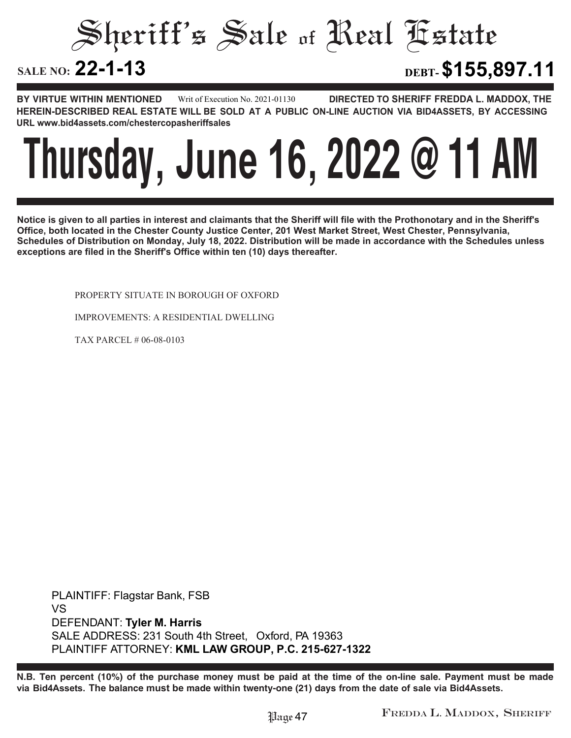# Sheriff's Sale of Real Estate

**SALE NO: 22-1-13** **DEBT- $155,897.11**

**BY VIRTUE WITHIN MENTIONED** Writ of Execution No. 2021-01130 **DIRECTED TO SHERIFF FREDDA L. MADDOX, THE HEREIN-DESCRIBED REAL ESTATE WILL BE SOLD AT A PUBLIC ON-LINE AUCTION VIA BID4ASSETS, BY ACCESSING URL www.bid4assets.com/chestercopasheriffsales**

# Thursday, June 16, 2022 @ 11 AM

**Notice is given to all parties in interest and claimants that the Sheriff will file with the Prothonotary and in the Sheriff's Office, both located in the Chester County Justice Center, 201 West Market Street, West Chester, Pennsylvania, Schedules of Distribution on Monday, July 18, 2022. Distribution will be made in accordance with the Schedules unless exceptions are filed in the Sheriff's Office within ten (10) days thereafter.**

PROPERTY SITUATE IN BOROUGH OF OXFORD

IMPROVEMENTS: A RESIDENTIAL DWELLING

TAX PARCEL # 06-08-0103

PLAINTIFF: Flagstar Bank, FSB
VS
DEFENDANT: **Tyler M. Harris**
SALE ADDRESS: 231 South 4th Street, Oxford, PA 19363
PLAINTIFF ATTORNEY: **KML LAW GROUP, P.C. 215-627-1322**

**N.B. Ten percent (10%) of the purchase money must be paid at the time of the on-line sale. Payment must be made via Bid4Assets. The balance must be made within twenty-one (21) days from the date of sale via Bid4Assets.**

FREDDA L. MADDOX, SHERIFF